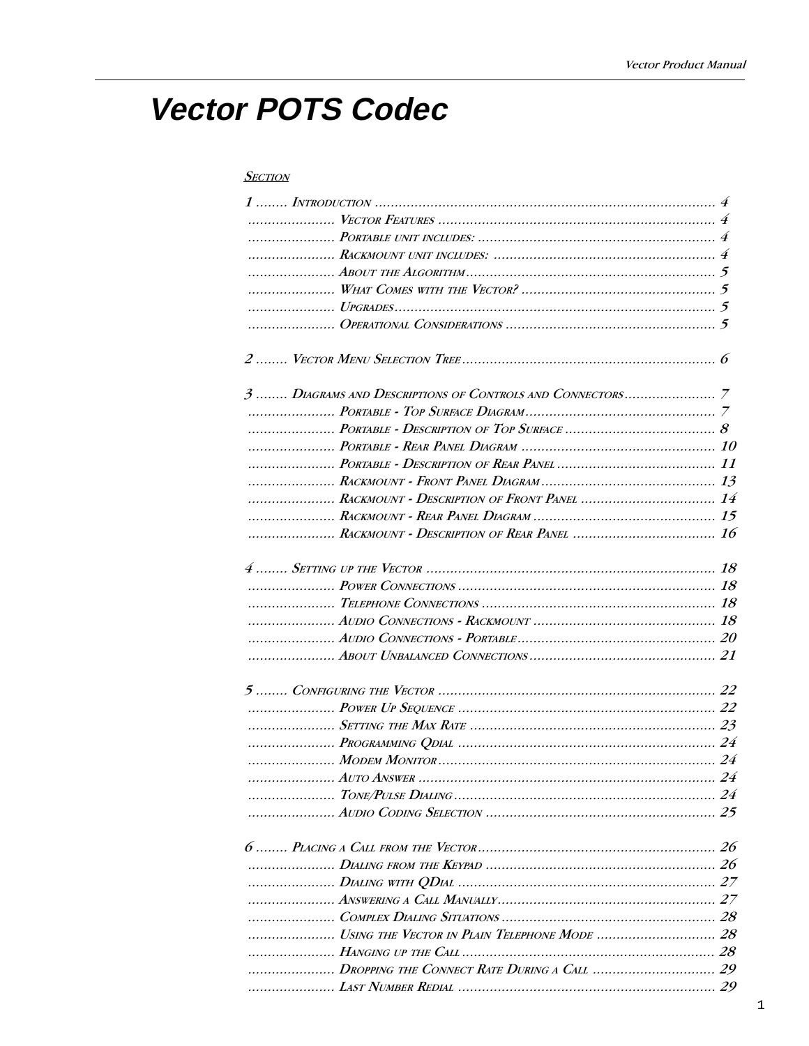# Vector POTS Codec

SECTION

1 ........ INTRODUCTION ...................................................................................... 4
...................... VECTOR FEATURES ...................................................................... 4
...................... PORTABLE UNIT INCLUDES: ............................................................. 4
...................... RACKMOUNT UNIT INCLUDES: ........................................................ 4
...................... ABOUT THE ALGORITHM ............................................................... 5
...................... WHAT COMES WITH THE VECTOR? ................................................. 5
...................... UPGRADES .................................................................................. 5
...................... OPERATIONAL CONSIDERATIONS ..................................................... 5

2 ........ VECTOR MENU SELECTION TREE ................................................................ 6

3 ........ DIAGRAMS AND DESCRIPTIONS OF CONTROLS AND CONNECTORS ....................... 7
...................... PORTABLE - TOP SURFACE DIAGRAM ................................................ 7
...................... PORTABLE - DESCRIPTION OF TOP SURFACE ...................................... 8
...................... PORTABLE - REAR PANEL DIAGRAM ................................................. 10
...................... PORTABLE - DESCRIPTION OF REAR PANEL ........................................ 11
...................... RACKMOUNT - FRONT PANEL DIAGRAM ............................................ 13
...................... RACKMOUNT - DESCRIPTION OF FRONT PANEL ................................. 14
...................... RACKMOUNT - REAR PANEL DIAGRAM ............................................. 15
...................... RACKMOUNT - DESCRIPTION OF REAR PANEL .................................... 16

4 ........ SETTING UP THE VECTOR ......................................................................... 18
...................... POWER CONNECTIONS ................................................................. 18
...................... TELEPHONE CONNECTIONS ........................................................... 18
...................... AUDIO CONNECTIONS - RACKMOUNT ............................................. 18
...................... AUDIO CONNECTIONS - PORTABLE .................................................. 20
...................... ABOUT UNBALANCED CONNECTIONS .............................................. 21

5 ........ CONFIGURING THE VECTOR ...................................................................... 22
...................... POWER UP SEQUENCE ................................................................. 22
...................... SETTING THE MAX RATE .............................................................. 23
...................... PROGRAMMING QDIAL ................................................................ 24
...................... MODEM MONITOR ...................................................................... 24
...................... AUTO ANSWER ........................................................................... 24
...................... TONE/PULSE DIALING .................................................................. 24
...................... AUDIO CODING SELECTION .......................................................... 25

6 ........ PLACING A CALL FROM THE VECTOR ............................................................ 26
...................... DIALING FROM THE KEYPAD .......................................................... 26
...................... DIALING WITH QDIAL ................................................................. 27
...................... ANSWERING A CALL MANUALLY ...................................................... 27
...................... COMPLEX DIALING SITUATIONS ...................................................... 28
...................... USING THE VECTOR IN PLAIN TELEPHONE MODE .............................. 28
...................... HANGING UP THE CALL ................................................................ 28
...................... DROPPING THE CONNECT RATE DURING A CALL ............................... 29
...................... LAST NUMBER REDIAL ................................................................. 29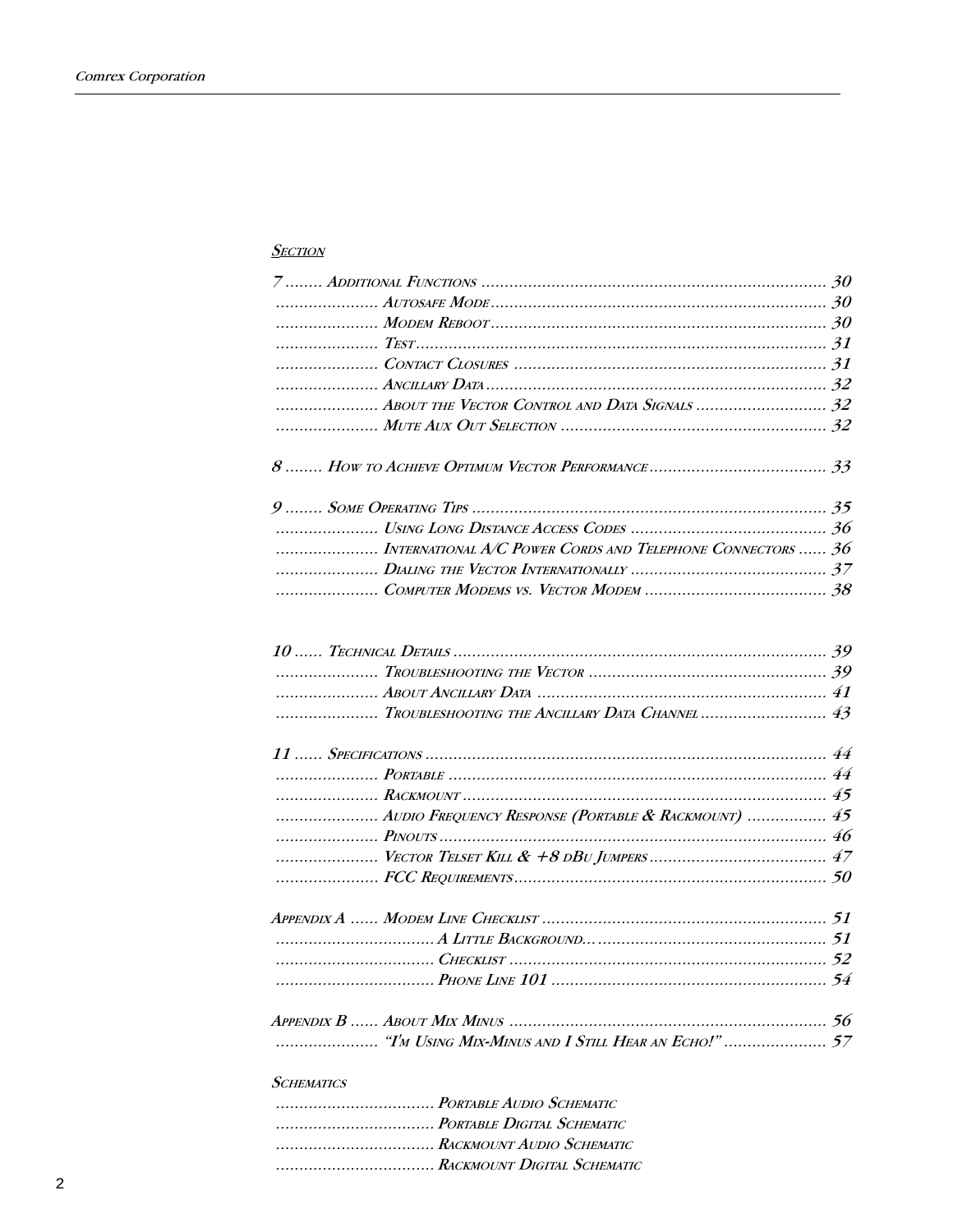*Section*

| Section | Title | Page |
|---|---|---|
| 7 | Additional Functions | 30 |
| | Autosafe Mode | 30 |
| | Modem Reboot | 30 |
| | Test | 31 |
| | Contact Closures | 31 |
| | Ancillary Data | 32 |
| | About the Vector Control and Data Signals | 32 |
| | Mute Aux Out Selection | 32 |
| 8 | How to Achieve Optimum Vector Performance | 33 |
| 9 | Some Operating Tips | 35 |
| | Using Long Distance Access Codes | 36 |
| | International A/C Power Cords and Telephone Connectors | 36 |
| | Dialing the Vector Internationally | 37 |
| | Computer Modems vs. Vector Modem | 38 |
| 10 | Technical Details | 39 |
| | Troubleshooting the Vector | 39 |
| | About Ancillary Data | 41 |
| | Troubleshooting the Ancillary Data Channel | 43 |
| 11 | Specifications | 44 |
| | Portable | 44 |
| | Rackmount | 45 |
| | Audio Frequency Response (Portable & Rackmount) | 45 |
| | Pinouts | 46 |
| | Vector Telset Kill & +8 dBu Jumpers | 47 |
| | FCC Requirements | 50 |
| Appendix A | Modem Line Checklist | 51 |
| | A Little Background… | 51 |
| | Checklist | 52 |
| | Phone Line 101 | 54 |
| Appendix B | About Mix Minus | 56 |
| | "I'm Using Mix-Minus and I Still Hear an Echo!" | 57 |
| Schematics | | |
| | Portable Audio Schematic | |
| | Portable Digital Schematic | |
| | Rackmount Audio Schematic | |
| | Rackmount Digital Schematic | |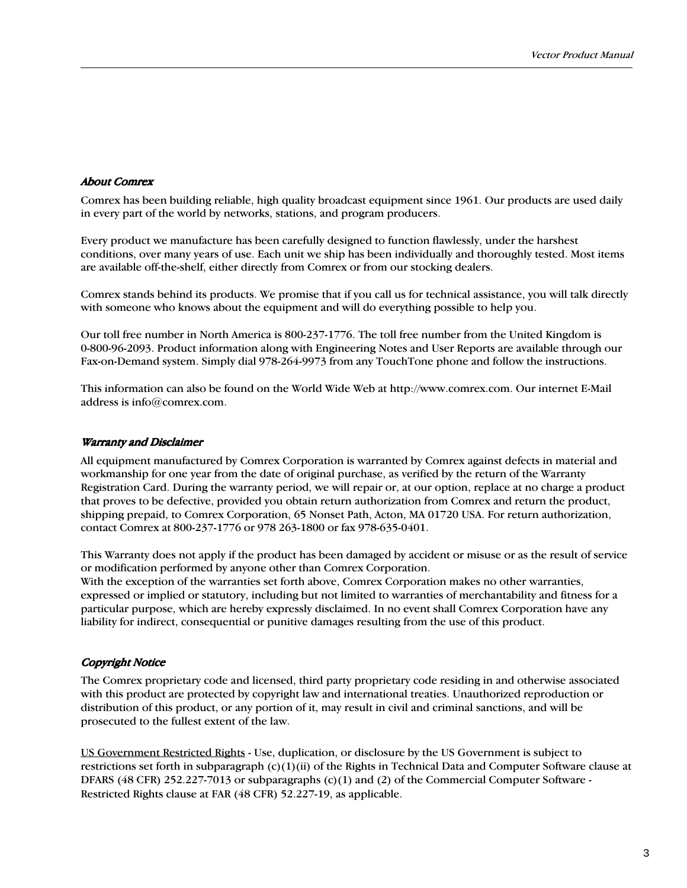## *About Comrex*

Comrex has been building reliable, high quality broadcast equipment since 1961. Our products are used daily in every part of the world by networks, stations, and program producers.

Every product we manufacture has been carefully designed to function flawlessly, under the harshest conditions, over many years of use. Each unit we ship has been individually and thoroughly tested. Most items are available off-the-shelf, either directly from Comrex or from our stocking dealers.

Comrex stands behind its products. We promise that if you call us for technical assistance, you will talk directly with someone who knows about the equipment and will do everything possible to help you.

Our toll free number in North America is 800-237-1776. The toll free number from the United Kingdom is 0-800-96-2093. Product information along with Engineering Notes and User Reports are available through our Fax-on-Demand system. Simply dial 978-264-9973 from any TouchTone phone and follow the instructions.

This information can also be found on the World Wide Web at http://www.comrex.com. Our internet E-Mail address is info@comrex.com.

## *Warranty and Disclaimer*

All equipment manufactured by Comrex Corporation is warranted by Comrex against defects in material and workmanship for one year from the date of original purchase, as verified by the return of the Warranty Registration Card. During the warranty period, we will repair or, at our option, replace at no charge a product that proves to be defective, provided you obtain return authorization from Comrex and return the product, shipping prepaid, to Comrex Corporation, 65 Nonset Path, Acton, MA 01720 USA. For return authorization, contact Comrex at 800-237-1776 or 978 263-1800 or fax 978-635-0401.

This Warranty does not apply if the product has been damaged by accident or misuse or as the result of service or modification performed by anyone other than Comrex Corporation.
With the exception of the warranties set forth above, Comrex Corporation makes no other warranties, expressed or implied or statutory, including but not limited to warranties of merchantability and fitness for a particular purpose, which are hereby expressly disclaimed. In no event shall Comrex Corporation have any liability for indirect, consequential or punitive damages resulting from the use of this product.

## *Copyright Notice*

The Comrex proprietary code and licensed, third party proprietary code residing in and otherwise associated with this product are protected by copyright law and international treaties. Unauthorized reproduction or distribution of this product, or any portion of it, may result in civil and criminal sanctions, and will be prosecuted to the fullest extent of the law.

US Government Restricted Rights - Use, duplication, or disclosure by the US Government is subject to restrictions set forth in subparagraph (c)(1)(ii) of the Rights in Technical Data and Computer Software clause at DFARS (48 CFR) 252.227-7013 or subparagraphs (c)(1) and (2) of the Commercial Computer Software - Restricted Rights clause at FAR (48 CFR) 52.227-19, as applicable.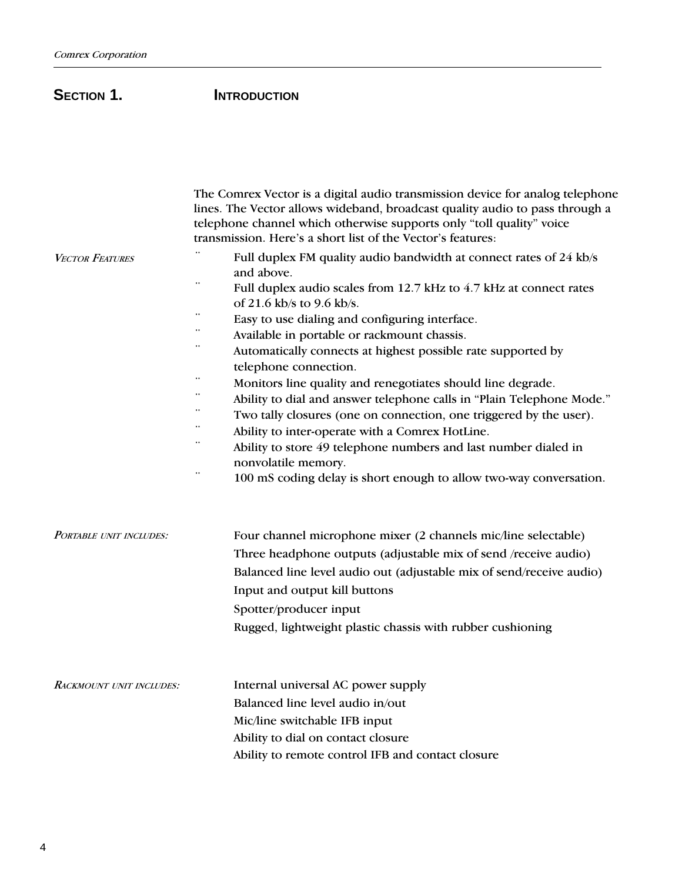# SECTION 1. INTRODUCTION

The Comrex Vector is a digital audio transmission device for analog telephone lines. The Vector allows wideband, broadcast quality audio to pass through a telephone channel which otherwise supports only "toll quality" voice transmission. Here's a short list of the Vector's features:

*VECTOR FEATURES*

- Full duplex FM quality audio bandwidth at connect rates of 24 kb/s and above.
- Full duplex audio scales from 12.7 kHz to 4.7 kHz at connect rates of 21.6 kb/s to 9.6 kb/s.
- Easy to use dialing and configuring interface.
- Available in portable or rackmount chassis.
- Automatically connects at highest possible rate supported by telephone connection.
- Monitors line quality and renegotiates should line degrade.
- Ability to dial and answer telephone calls in "Plain Telephone Mode."
- Two tally closures (one on connection, one triggered by the user).
- Ability to inter-operate with a Comrex HotLine.
- Ability to store 49 telephone numbers and last number dialed in nonvolatile memory.
- 100 mS coding delay is short enough to allow two-way conversation.

*PORTABLE UNIT INCLUDES:*

Four channel microphone mixer (2 channels mic/line selectable)
Three headphone outputs (adjustable mix of send /receive audio)
Balanced line level audio out (adjustable mix of send/receive audio)
Input and output kill buttons
Spotter/producer input
Rugged, lightweight plastic chassis with rubber cushioning

*RACKMOUNT UNIT INCLUDES:*

Internal universal AC power supply
Balanced line level audio in/out
Mic/line switchable IFB input
Ability to dial on contact closure
Ability to remote control IFB and contact closure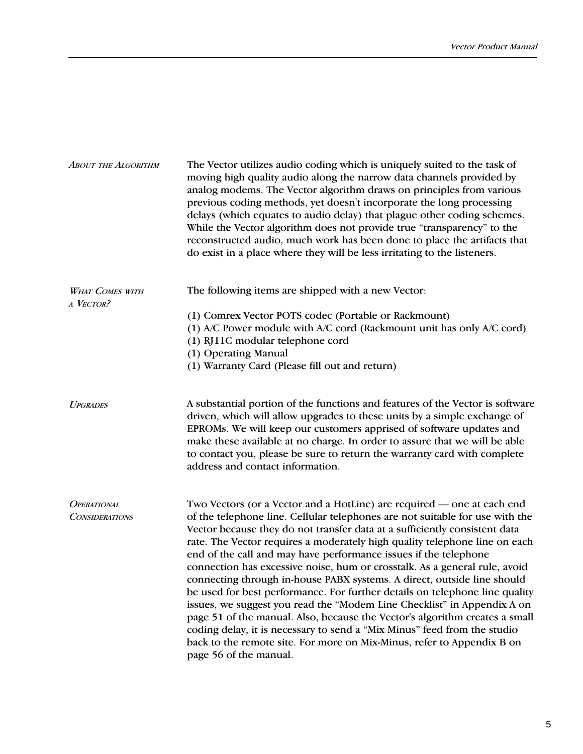## About the Algorithm

The Vector utilizes audio coding which is uniquely suited to the task of moving high quality audio along the narrow data channels provided by analog modems. The Vector algorithm draws on principles from various previous coding methods, yet doesn't incorporate the long processing delays (which equates to audio delay) that plague other coding schemes. While the Vector algorithm does not provide true "transparency" to the reconstructed audio, much work has been done to place the artifacts that do exist in a place where they will be less irritating to the listeners.

## What Comes with a Vector?

The following items are shipped with a new Vector:

(1) Comrex Vector POTS codec (Portable or Rackmount)
(1) A/C Power module with A/C cord (Rackmount unit has only A/C cord)
(1) RJ11C modular telephone cord
(1) Operating Manual
(1) Warranty Card (Please fill out and return)

## Upgrades

A substantial portion of the functions and features of the Vector is software driven, which will allow upgrades to these units by a simple exchange of EPROMs. We will keep our customers apprised of software updates and make these available at no charge. In order to assure that we will be able to contact you, please be sure to return the warranty card with complete address and contact information.

## Operational Considerations

Two Vectors (or a Vector and a HotLine) are required — one at each end of the telephone line. Cellular telephones are not suitable for use with the Vector because they do not transfer data at a sufficiently consistent data rate. The Vector requires a moderately high quality telephone line on each end of the call and may have performance issues if the telephone connection has excessive noise, hum or crosstalk. As a general rule, avoid connecting through in-house PABX systems. A direct, outside line should be used for best performance. For further details on telephone line quality issues, we suggest you read the "Modem Line Checklist" in Appendix A on page 51 of the manual. Also, because the Vector's algorithm creates a small coding delay, it is necessary to send a "Mix Minus" feed from the studio back to the remote site. For more on Mix-Minus, refer to Appendix B on page 56 of the manual.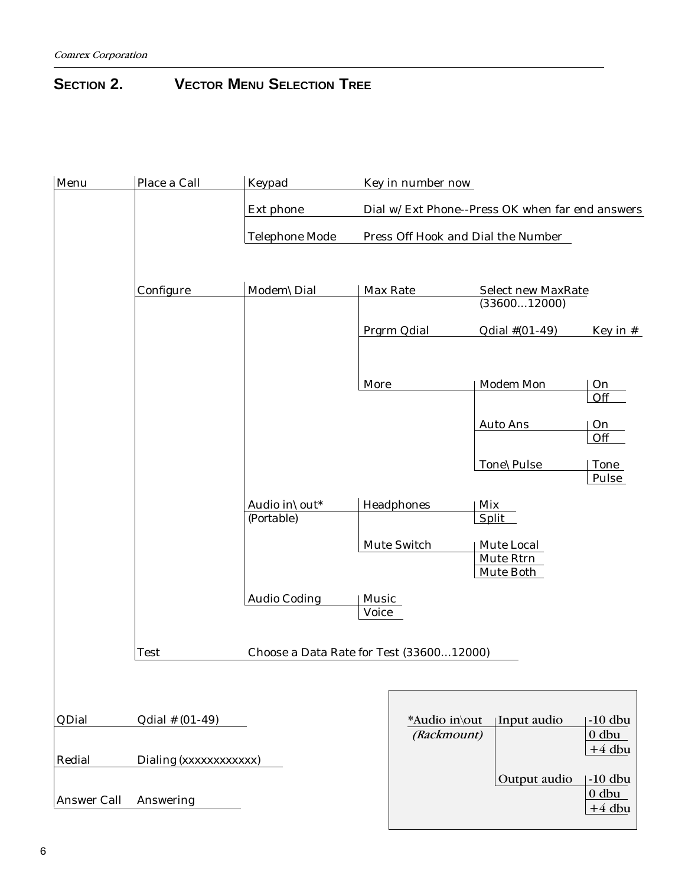## SECTION 2. VECTOR MENU SELECTION TREE

- Menu
  - Place a Call
    - Keypad
      - Key in number now
    - Ext phone
      - Dial w/Ext Phone--Press OK when far end answers
    - Telephone Mode
      - Press Off Hook and Dial the Number
  - Configure
    - Modem\Dial
      - Max Rate
        - Select new MaxRate (33600...12000)
      - Prgrm Qdial
        - Qdial #(01-49)
          - Key in #
      - More
        - Modem Mon
          - On
          - Off
        - Auto Ans
          - On
          - Off
        - Tone\Pulse
          - Tone
          - Pulse
    - Audio in\out* (Portable)
      - Headphones
        - Mix
        - Split
      - Mute Switch
        - Mute Local
        - Mute Rtrn
        - Mute Both
    - Audio Coding
      - Music
      - Voice
  - Test
    - Choose a Data Rate for Test (33600...12000)
- QDial
  - Qdial # (01-49)
- Redial
  - Dialing (xxxxxxxxxxxx)
- Answer Call
  - Answering

*Audio in\out *(Rackmount)*

- Input audio
  - -10 dbu
  - 0 dbu
  - +4 dbu
- Output audio
  - -10 dbu
  - 0 dbu
  - +4 dbu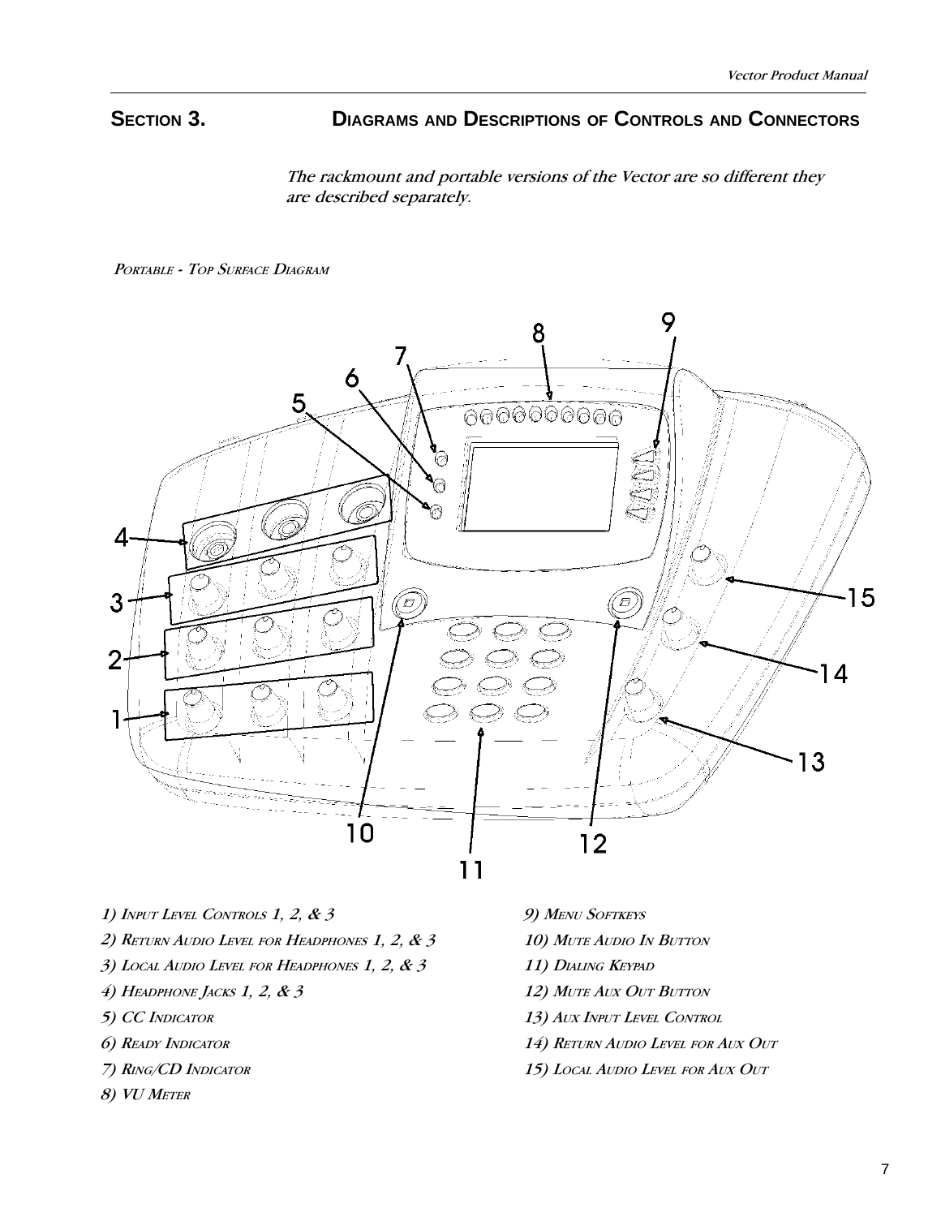## SECTION 3. DIAGRAMS AND DESCRIPTIONS OF CONTROLS AND CONNECTORS

*The rackmount and portable versions of the Vector are so different they are described separately.*

### *PORTABLE - TOP SURFACE DIAGRAM*

1) *INPUT LEVEL CONTROLS 1, 2, & 3*
2) *RETURN AUDIO LEVEL FOR HEADPHONES 1, 2, & 3*
3) *LOCAL AUDIO LEVEL FOR HEADPHONES 1, 2, & 3*
4) *HEADPHONE JACKS 1, 2, & 3*
5) *CC INDICATOR*
6) *READY INDICATOR*
7) *RING/CD INDICATOR*
8) *VU METER*
9) *MENU SOFTKEYS*
10) *MUTE AUDIO IN BUTTON*
11) *DIALING KEYPAD*
12) *MUTE AUX OUT BUTTON*
13) *AUX INPUT LEVEL CONTROL*
14) *RETURN AUDIO LEVEL FOR AUX OUT*
15) *LOCAL AUDIO LEVEL FOR AUX OUT*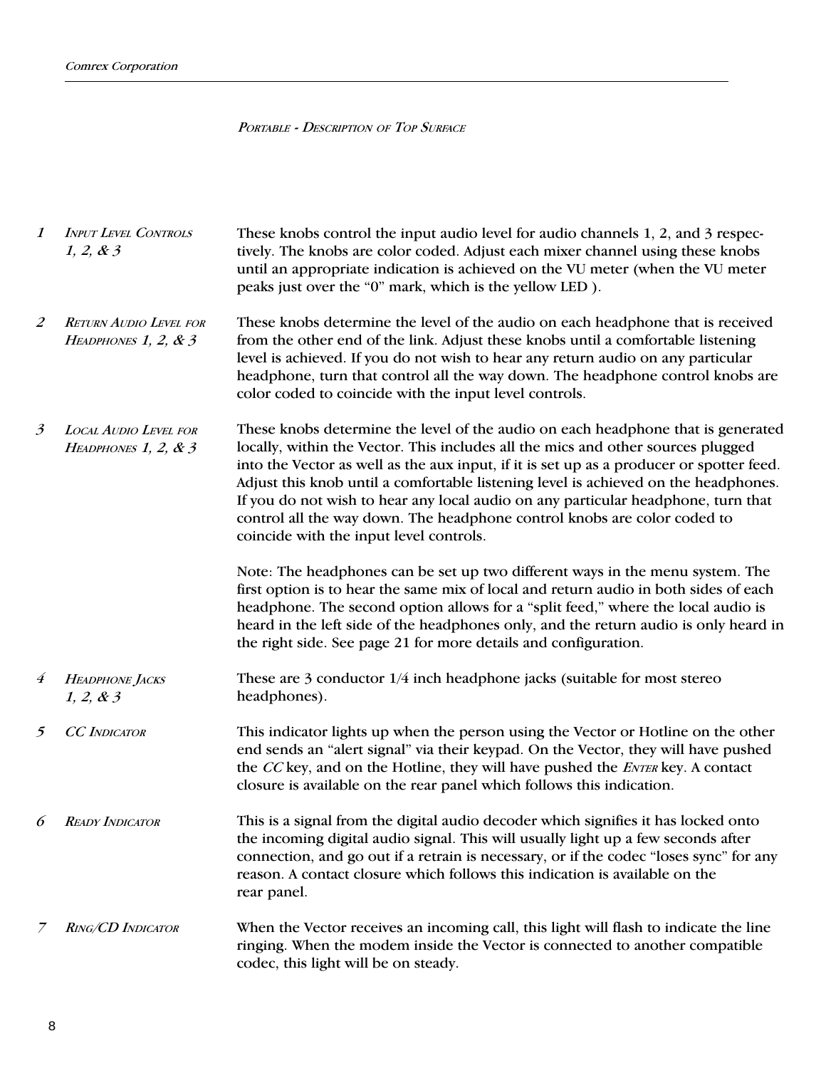*Portable - Description of Top Surface*

**1** *Input Level Controls 1, 2, & 3*

These knobs control the input audio level for audio channels 1, 2, and 3 respectively. The knobs are color coded. Adjust each mixer channel using these knobs until an appropriate indication is achieved on the VU meter (when the VU meter peaks just over the “0” mark, which is the yellow LED ).

**2** *Return Audio Level for Headphones 1, 2, & 3*

These knobs determine the level of the audio on each headphone that is received from the other end of the link. Adjust these knobs until a comfortable listening level is achieved. If you do not wish to hear any return audio on any particular headphone, turn that control all the way down. The headphone control knobs are color coded to coincide with the input level controls.

**3** *Local Audio Level for Headphones 1, 2, & 3*

These knobs determine the level of the audio on each headphone that is generated locally, within the Vector. This includes all the mics and other sources plugged into the Vector as well as the aux input, if it is set up as a producer or spotter feed. Adjust this knob until a comfortable listening level is achieved on the headphones. If you do not wish to hear any local audio on any particular headphone, turn that control all the way down. The headphone control knobs are color coded to coincide with the input level controls.

Note: The headphones can be set up two different ways in the menu system. The first option is to hear the same mix of local and return audio in both sides of each headphone. The second option allows for a “split feed,” where the local audio is heard in the left side of the headphones only, and the return audio is only heard in the right side. See page 21 for more details and configuration.

**4** *Headphone Jacks 1, 2, & 3*

These are 3 conductor 1/4 inch headphone jacks (suitable for most stereo headphones).

**5** *CC Indicator*

This indicator lights up when the person using the Vector or Hotline on the other end sends an “alert signal” via their keypad. On the Vector, they will have pushed the *CC* key, and on the Hotline, they will have pushed the *Enter* key. A contact closure is available on the rear panel which follows this indication.

**6** *Ready Indicator*

This is a signal from the digital audio decoder which signifies it has locked onto the incoming digital audio signal. This will usually light up a few seconds after connection, and go out if a retrain is necessary, or if the codec “loses sync” for any reason. A contact closure which follows this indication is available on the rear panel.

**7** *Ring/CD Indicator*

When the Vector receives an incoming call, this light will flash to indicate the line ringing. When the modem inside the Vector is connected to another compatible codec, this light will be on steady.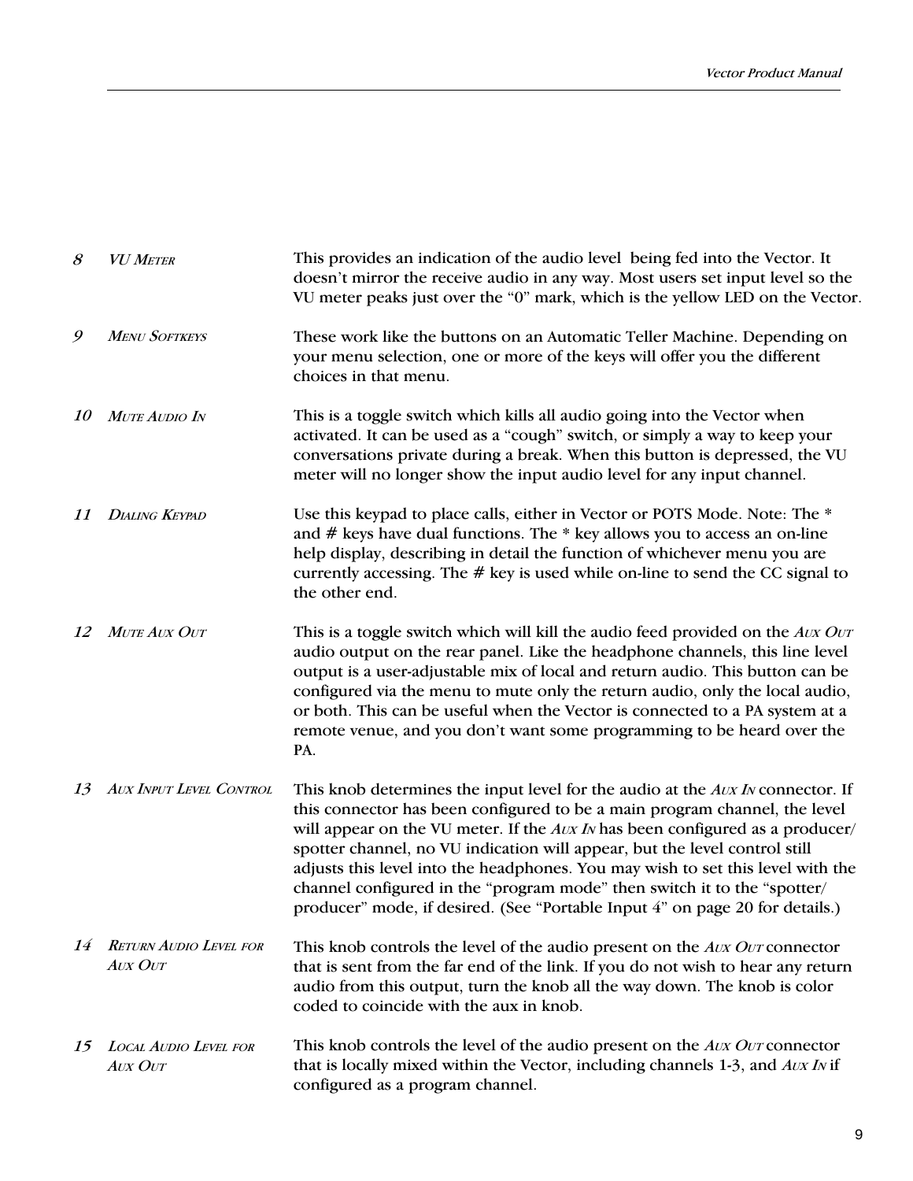*8* *VU Meter*

This provides an indication of the audio level being fed into the Vector. It doesn't mirror the receive audio in any way. Most users set input level so the VU meter peaks just over the "0" mark, which is the yellow LED on the Vector.

*9* *Menu Softkeys*

These work like the buttons on an Automatic Teller Machine. Depending on your menu selection, one or more of the keys will offer you the different choices in that menu.

*10* *Mute Audio In*

This is a toggle switch which kills all audio going into the Vector when activated. It can be used as a "cough" switch, or simply a way to keep your conversations private during a break. When this button is depressed, the VU meter will no longer show the input audio level for any input channel.

*11* *Dialing Keypad*

Use this keypad to place calls, either in Vector or POTS Mode. Note: The * and # keys have dual functions. The * key allows you to access an on-line help display, describing in detail the function of whichever menu you are currently accessing. The # key is used while on-line to send the CC signal to the other end.

*12* *Mute Aux Out*

This is a toggle switch which will kill the audio feed provided on the *Aux Out* audio output on the rear panel. Like the headphone channels, this line level output is a user-adjustable mix of local and return audio. This button can be configured via the menu to mute only the return audio, only the local audio, or both. This can be useful when the Vector is connected to a PA system at a remote venue, and you don't want some programming to be heard over the PA.

*13* *Aux Input Level Control*

This knob determines the input level for the audio at the *Aux In* connector. If this connector has been configured to be a main program channel, the level will appear on the VU meter. If the *Aux In* has been configured as a producer/spotter channel, no VU indication will appear, but the level control still adjusts this level into the headphones. You may wish to set this level with the channel configured in the "program mode" then switch it to the "spotter/producer" mode, if desired. (See "Portable Input 4" on page 20 for details.)

*14* *Return Audio Level for Aux Out*

This knob controls the level of the audio present on the *Aux Out* connector that is sent from the far end of the link. If you do not wish to hear any return audio from this output, turn the knob all the way down. The knob is color coded to coincide with the aux in knob.

*15* *Local Audio Level for Aux Out*

This knob controls the level of the audio present on the *Aux Out* connector that is locally mixed within the Vector, including channels 1-3, and *Aux In* if configured as a program channel.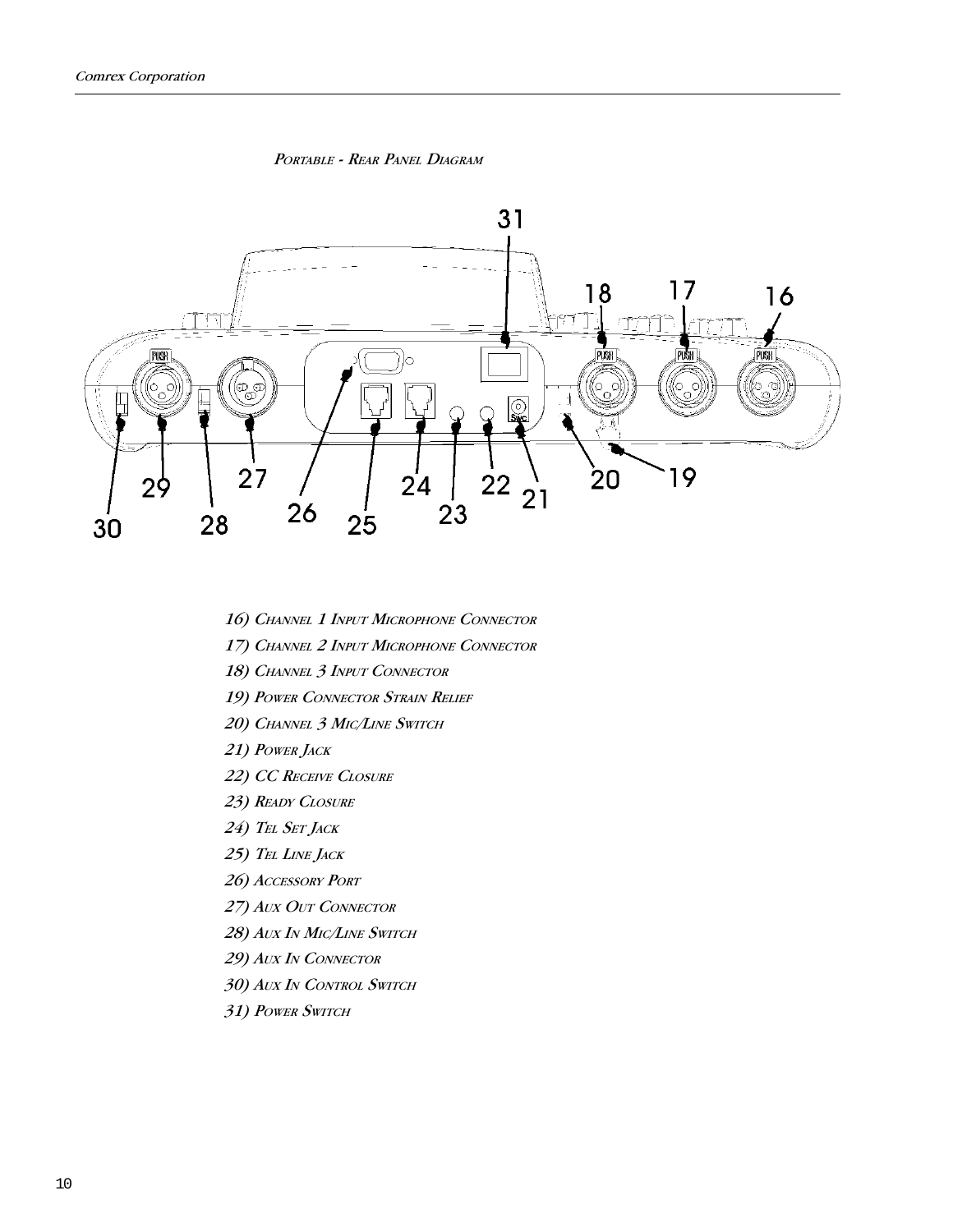*Portable - Rear Panel Diagram*

16) *Channel 1 Input Microphone Connector*

17) *Channel 2 Input Microphone Connector*

18) *Channel 3 Input Connector*

19) *Power Connector Strain Relief*

20) *Channel 3 Mic/Line Switch*

21) *Power Jack*

22) *CC Receive Closure*

23) *Ready Closure*

24) *Tel Set Jack*

25) *Tel Line Jack*

26) *Accessory Port*

27) *Aux Out Connector*

28) *Aux In Mic/Line Switch*

29) *Aux In Connector*

30) *Aux In Control Switch*

31) *Power Switch*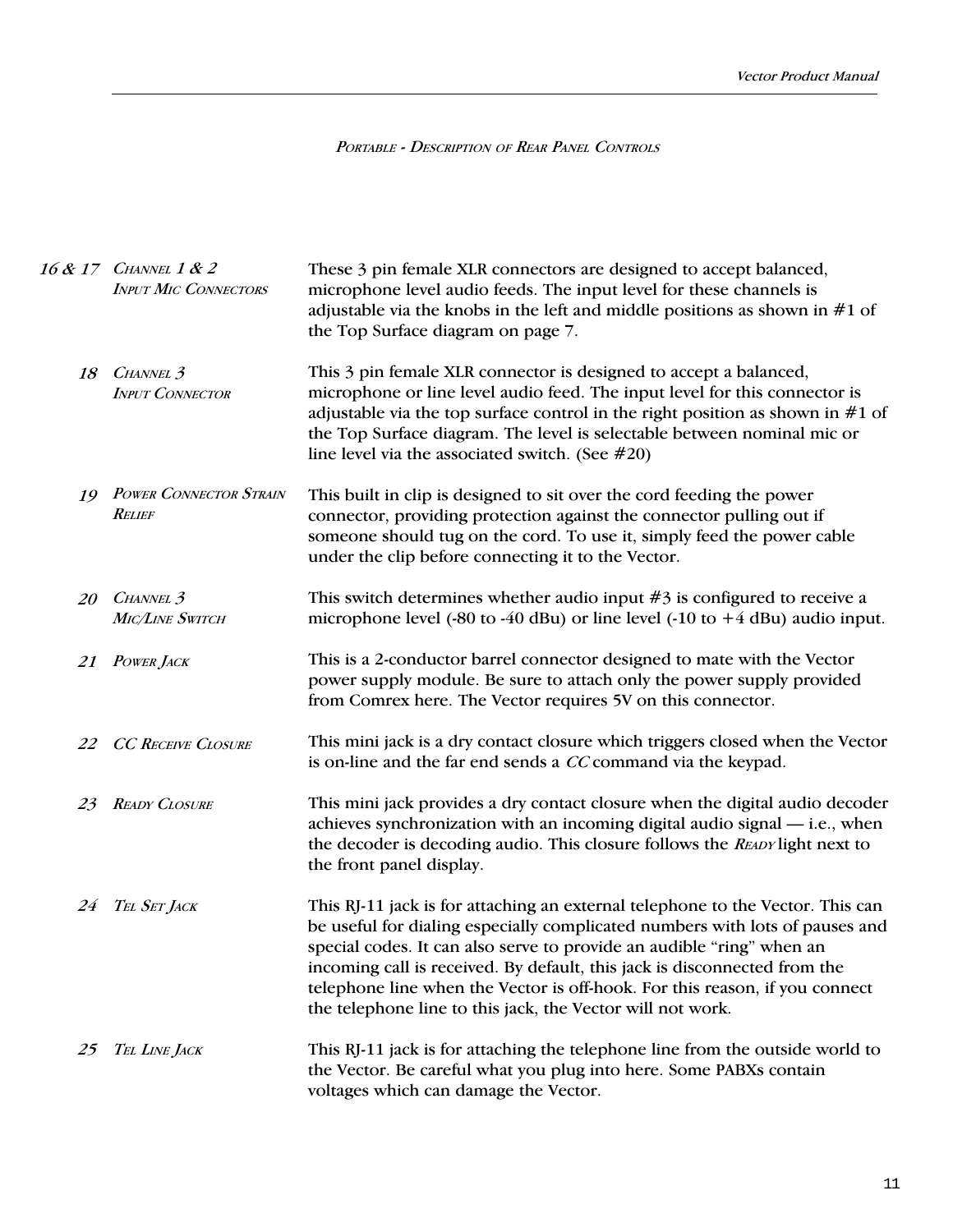*PORTABLE - DESCRIPTION OF REAR PANEL CONTROLS*

**16 & 17** ***CHANNEL 1 & 2 INPUT MIC CONNECTORS***

These 3 pin female XLR connectors are designed to accept balanced, microphone level audio feeds. The input level for these channels is adjustable via the knobs in the left and middle positions as shown in #1 of the Top Surface diagram on page 7.

**18** ***CHANNEL 3 INPUT CONNECTOR***

This 3 pin female XLR connector is designed to accept a balanced, microphone or line level audio feed. The input level for this connector is adjustable via the top surface control in the right position as shown in #1 of the Top Surface diagram. The level is selectable between nominal mic or line level via the associated switch. (See #20)

**19** ***POWER CONNECTOR STRAIN RELIEF***

This built in clip is designed to sit over the cord feeding the power connector, providing protection against the connector pulling out if someone should tug on the cord. To use it, simply feed the power cable under the clip before connecting it to the Vector.

**20** ***CHANNEL 3 MIC/LINE SWITCH***

This switch determines whether audio input #3 is configured to receive a microphone level (-80 to -40 dBu) or line level (-10 to +4 dBu) audio input.

**21** ***POWER JACK***

This is a 2-conductor barrel connector designed to mate with the Vector power supply module. Be sure to attach only the power supply provided from Comrex here. The Vector requires 5V on this connector.

**22** ***CC RECEIVE CLOSURE***

This mini jack is a dry contact closure which triggers closed when the Vector is on-line and the far end sends a *CC* command via the keypad.

**23** ***READY CLOSURE***

This mini jack provides a dry contact closure when the digital audio decoder achieves synchronization with an incoming digital audio signal — i.e., when the decoder is decoding audio. This closure follows the *READY* light next to the front panel display.

**24** ***TEL SET JACK***

This RJ-11 jack is for attaching an external telephone to the Vector. This can be useful for dialing especially complicated numbers with lots of pauses and special codes. It can also serve to provide an audible "ring" when an incoming call is received. By default, this jack is disconnected from the telephone line when the Vector is off-hook. For this reason, if you connect the telephone line to this jack, the Vector will not work.

**25** ***TEL LINE JACK***

This RJ-11 jack is for attaching the telephone line from the outside world to the Vector. Be careful what you plug into here. Some PABXs contain voltages which can damage the Vector.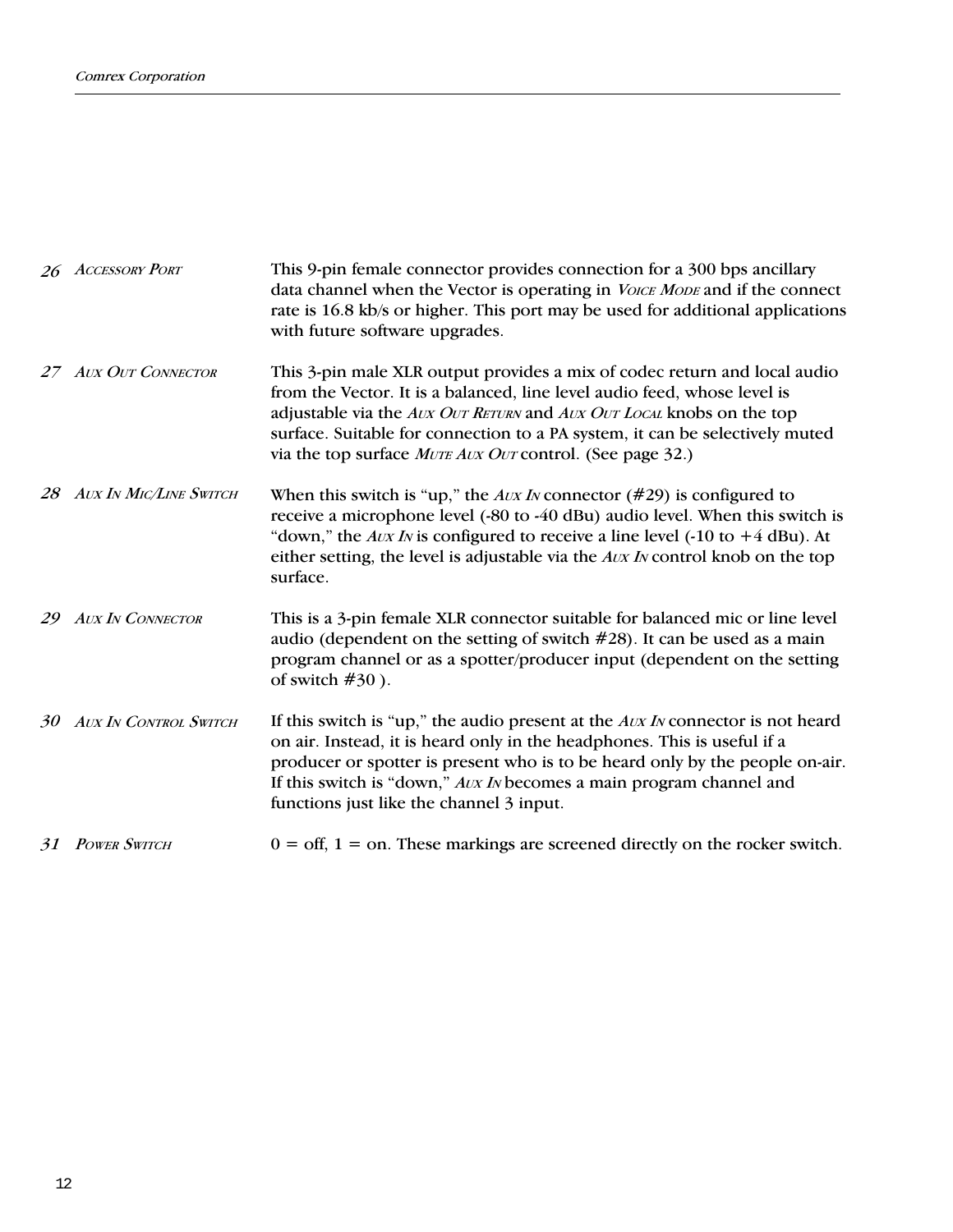| | | |
|---|---|---|
| *26* | *Accessory Port* | This 9-pin female connector provides connection for a 300 bps ancillary data channel when the Vector is operating in *Voice Mode* and if the connect rate is 16.8 kb/s or higher. This port may be used for additional applications with future software upgrades. |
| *27* | *Aux Out Connector* | This 3-pin male XLR output provides a mix of codec return and local audio from the Vector. It is a balanced, line level audio feed, whose level is adjustable via the *Aux Out Return* and *Aux Out Local* knobs on the top surface. Suitable for connection to a PA system, it can be selectively muted via the top surface *Mute Aux Out* control. (See page 32.) |
| *28* | *Aux In Mic/Line Switch* | When this switch is “up,” the *Aux In* connector (#29) is configured to receive a microphone level (-80 to -40 dBu) audio level. When this switch is “down,” the *Aux In* is configured to receive a line level (-10 to +4 dBu). At either setting, the level is adjustable via the *Aux In* control knob on the top surface. |
| *29* | *Aux In Connector* | This is a 3-pin female XLR connector suitable for balanced mic or line level audio (dependent on the setting of switch #28). It can be used as a main program channel or as a spotter/producer input (dependent on the setting of switch #30 ). |
| *30* | *Aux In Control Switch* | If this switch is “up,” the audio present at the *Aux In* connector is not heard on air. Instead, it is heard only in the headphones. This is useful if a producer or spotter is present who is to be heard only by the people on-air. If this switch is “down,” *Aux In* becomes a main program channel and functions just like the channel 3 input. |
| *31* | *Power Switch* | 0 = off, 1 = on. These markings are screened directly on the rocker switch. |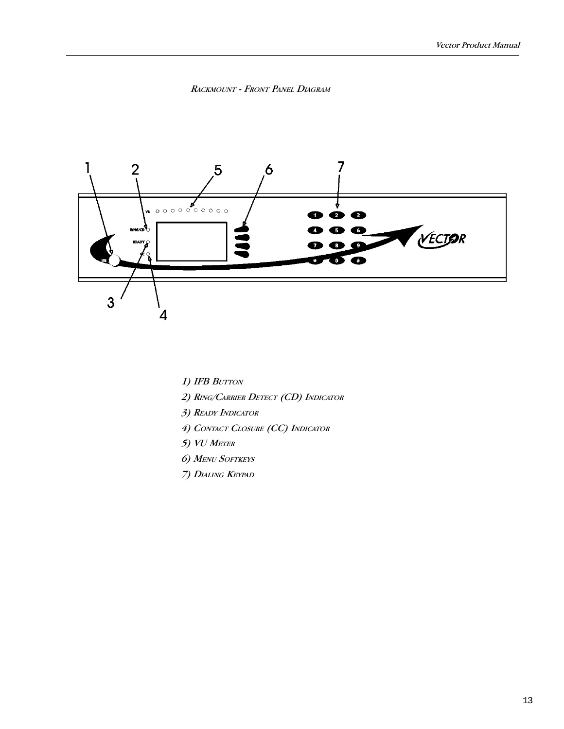*RACKMOUNT - FRONT PANEL DIAGRAM*

1) IFB BUTTON

2) RING/CARRIER DETECT (CD) INDICATOR

3) READY INDICATOR

4) CONTACT CLOSURE (CC) INDICATOR

5) VU METER

6) MENU SOFTKEYS

7) DIALING KEYPAD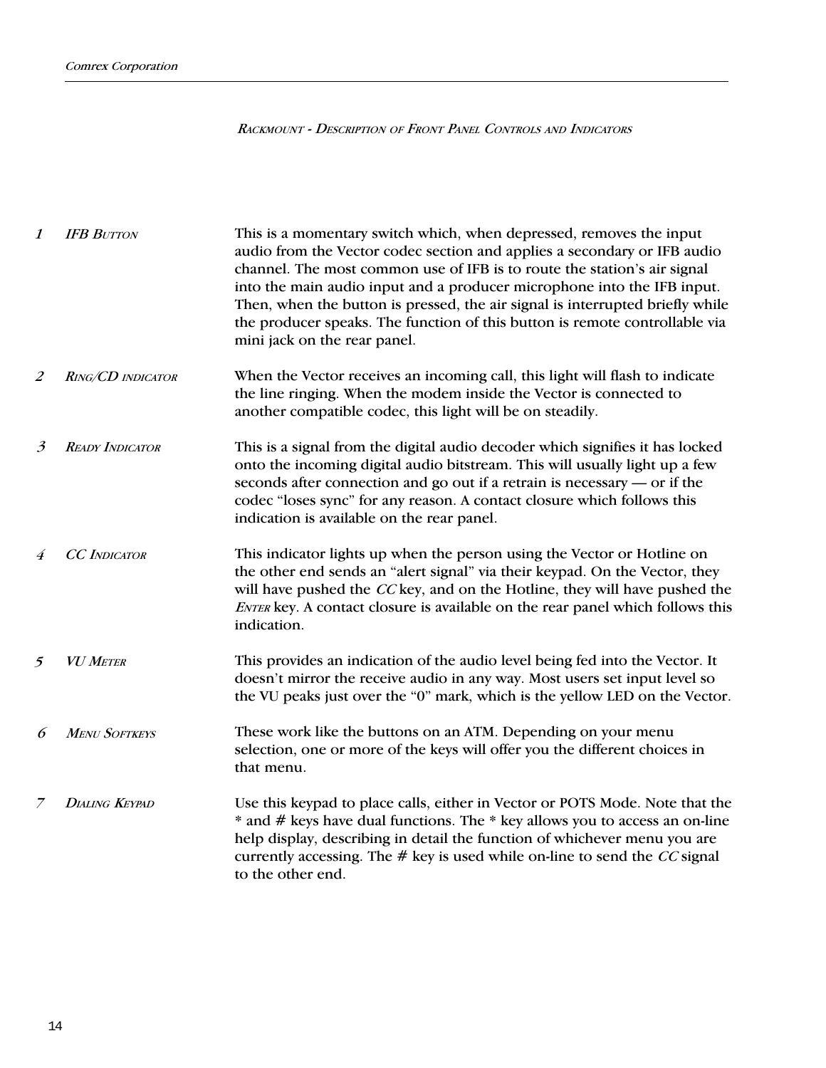*Rackmount - Description of Front Panel Controls and Indicators*

*1* *IFB Button*

This is a momentary switch which, when depressed, removes the input audio from the Vector codec section and applies a secondary or IFB audio channel. The most common use of IFB is to route the station's air signal into the main audio input and a producer microphone into the IFB input. Then, when the button is pressed, the air signal is interrupted briefly while the producer speaks. The function of this button is remote controllable via mini jack on the rear panel.

*2* *Ring/CD indicator*

When the Vector receives an incoming call, this light will flash to indicate the line ringing. When the modem inside the Vector is connected to another compatible codec, this light will be on steadily.

*3* *Ready Indicator*

This is a signal from the digital audio decoder which signifies it has locked onto the incoming digital audio bitstream. This will usually light up a few seconds after connection and go out if a retrain is necessary — or if the codec "loses sync" for any reason. A contact closure which follows this indication is available on the rear panel.

*4* *CC Indicator*

This indicator lights up when the person using the Vector or Hotline on the other end sends an "alert signal" via their keypad. On the Vector, they will have pushed the *CC* key, and on the Hotline, they will have pushed the *Enter* key. A contact closure is available on the rear panel which follows this indication.

*5* *VU Meter*

This provides an indication of the audio level being fed into the Vector. It doesn't mirror the receive audio in any way. Most users set input level so the VU peaks just over the "0" mark, which is the yellow LED on the Vector.

*6* *Menu Softkeys*

These work like the buttons on an ATM. Depending on your menu selection, one or more of the keys will offer you the different choices in that menu.

*7* *Dialing Keypad*

Use this keypad to place calls, either in Vector or POTS Mode. Note that the * and # keys have dual functions. The * key allows you to access an on-line help display, describing in detail the function of whichever menu you are currently accessing. The # key is used while on-line to send the *CC* signal to the other end.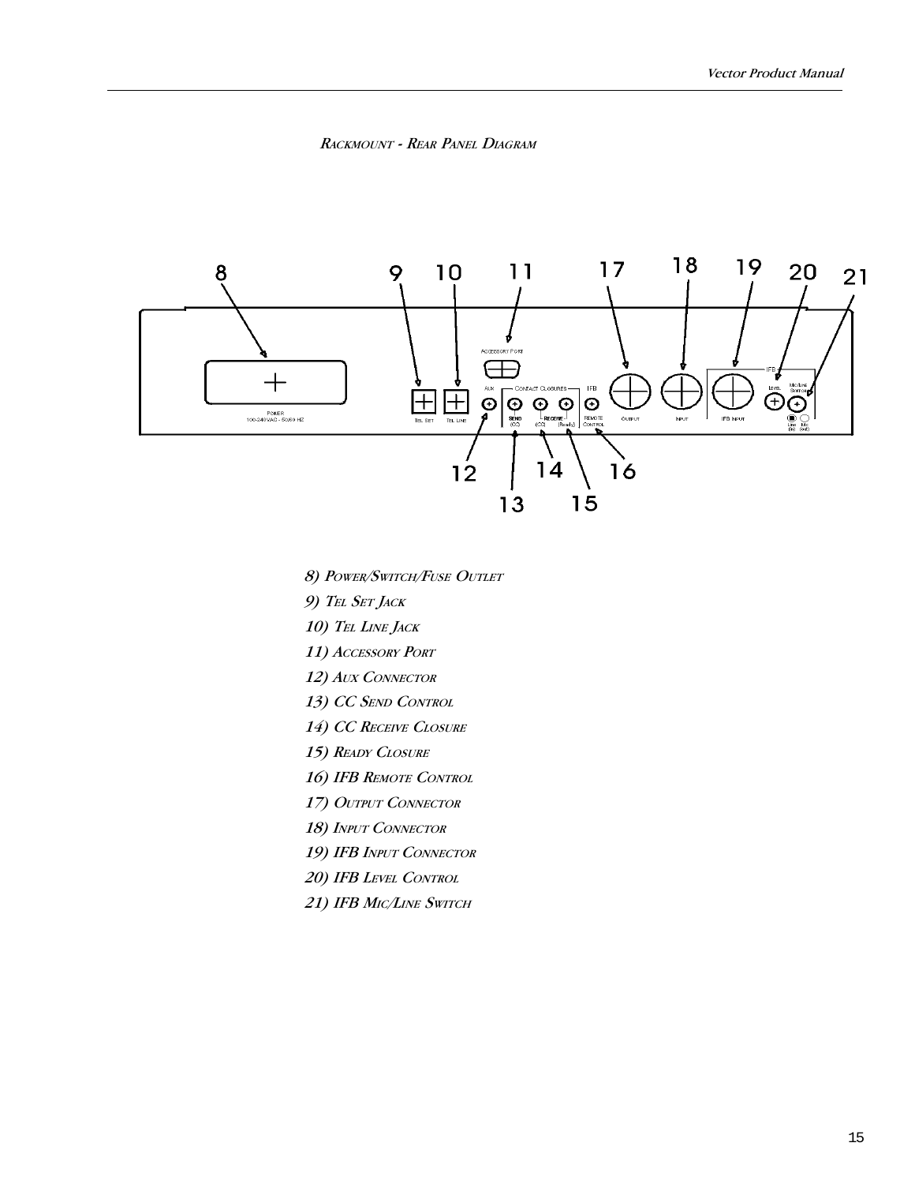*Rackmount - Rear Panel Diagram*

*8) Power/Switch/Fuse Outlet*

*9) Tel Set Jack*

*10) Tel Line Jack*

*11) Accessory Port*

*12) Aux Connector*

*13) CC Send Control*

*14) CC Receive Closure*

*15) Ready Closure*

*16) IFB Remote Control*

*17) Output Connector*

*18) Input Connector*

*19) IFB Input Connector*

*20) IFB Level Control*

*21) IFB Mic/Line Switch*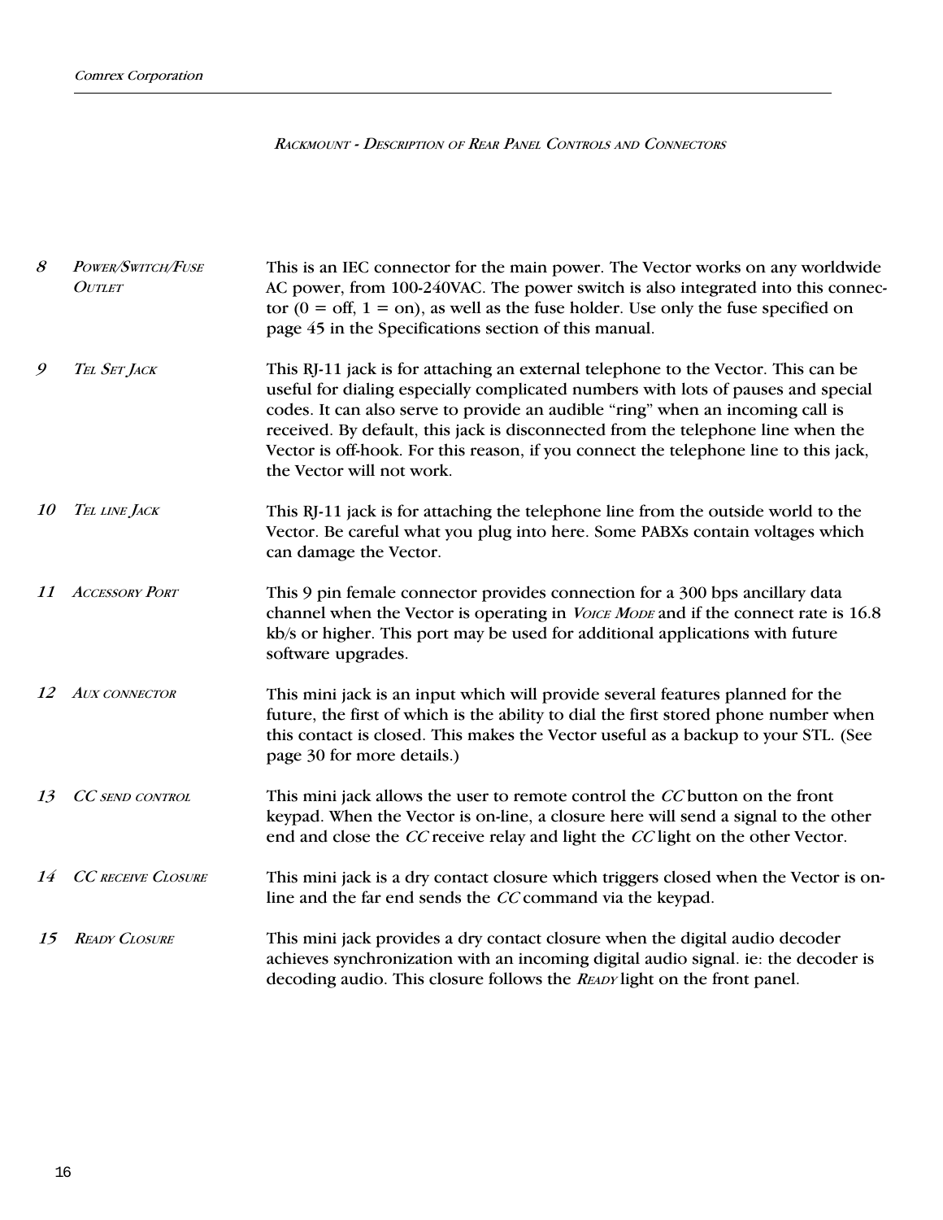*RACKMOUNT - DESCRIPTION OF REAR PANEL CONTROLS AND CONNECTORS*

| | | |
|---|---|---|
| *8* | *POWER/SWITCH/FUSE OUTLET* | This is an IEC connector for the main power. The Vector works on any worldwide AC power, from 100-240VAC. The power switch is also integrated into this connector (0 = off, 1 = on), as well as the fuse holder. Use only the fuse specified on page 45 in the Specifications section of this manual. |
| *9* | *TEL SET JACK* | This RJ-11 jack is for attaching an external telephone to the Vector. This can be useful for dialing especially complicated numbers with lots of pauses and special codes. It can also serve to provide an audible “ring” when an incoming call is received. By default, this jack is disconnected from the telephone line when the Vector is off-hook. For this reason, if you connect the telephone line to this jack, the Vector will not work. |
| *10* | *TEL LINE JACK* | This RJ-11 jack is for attaching the telephone line from the outside world to the Vector. Be careful what you plug into here. Some PABXs contain voltages which can damage the Vector. |
| *11* | *ACCESSORY PORT* | This 9 pin female connector provides connection for a 300 bps ancillary data channel when the Vector is operating in *VOICE MODE* and if the connect rate is 16.8 kb/s or higher. This port may be used for additional applications with future software upgrades. |
| *12* | *AUX CONNECTOR* | This mini jack is an input which will provide several features planned for the future, the first of which is the ability to dial the first stored phone number when this contact is closed. This makes the Vector useful as a backup to your STL. (See page 30 for more details.) |
| *13* | *CC SEND CONTROL* | This mini jack allows the user to remote control the *CC* button on the front keypad. When the Vector is on-line, a closure here will send a signal to the other end and close the *CC* receive relay and light the *CC* light on the other Vector. |
| *14* | *CC RECEIVE CLOSURE* | This mini jack is a dry contact closure which triggers closed when the Vector is on-line and the far end sends the *CC* command via the keypad. |
| *15* | *READY CLOSURE* | This mini jack provides a dry contact closure when the digital audio decoder achieves synchronization with an incoming digital audio signal. ie: the decoder is decoding audio. This closure follows the *READY* light on the front panel. |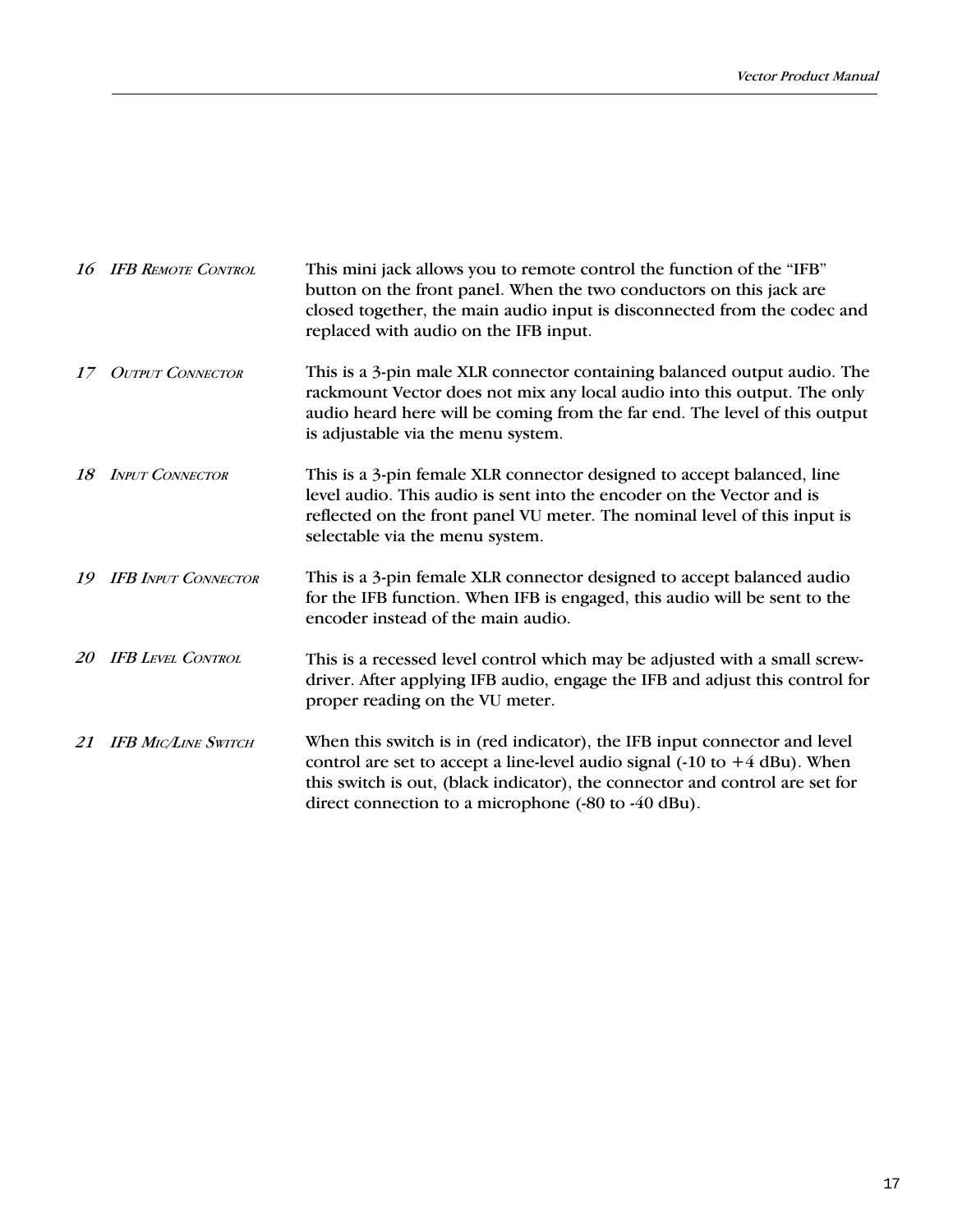*16 IFB Remote Control* — This mini jack allows you to remote control the function of the “IFB” button on the front panel. When the two conductors on this jack are closed together, the main audio input is disconnected from the codec and replaced with audio on the IFB input.

*17 Output Connector* — This is a 3-pin male XLR connector containing balanced output audio. The rackmount Vector does not mix any local audio into this output. The only audio heard here will be coming from the far end. The level of this output is adjustable via the menu system.

*18 Input Connector* — This is a 3-pin female XLR connector designed to accept balanced, line level audio. This audio is sent into the encoder on the Vector and is reflected on the front panel VU meter. The nominal level of this input is selectable via the menu system.

*19 IFB Input Connector* — This is a 3-pin female XLR connector designed to accept balanced audio for the IFB function. When IFB is engaged, this audio will be sent to the encoder instead of the main audio.

*20 IFB Level Control* — This is a recessed level control which may be adjusted with a small screw-driver. After applying IFB audio, engage the IFB and adjust this control for proper reading on the VU meter.

*21 IFB Mic/Line Switch* — When this switch is in (red indicator), the IFB input connector and level control are set to accept a line-level audio signal (-10 to +4 dBu). When this switch is out, (black indicator), the connector and control are set for direct connection to a microphone (-80 to -40 dBu).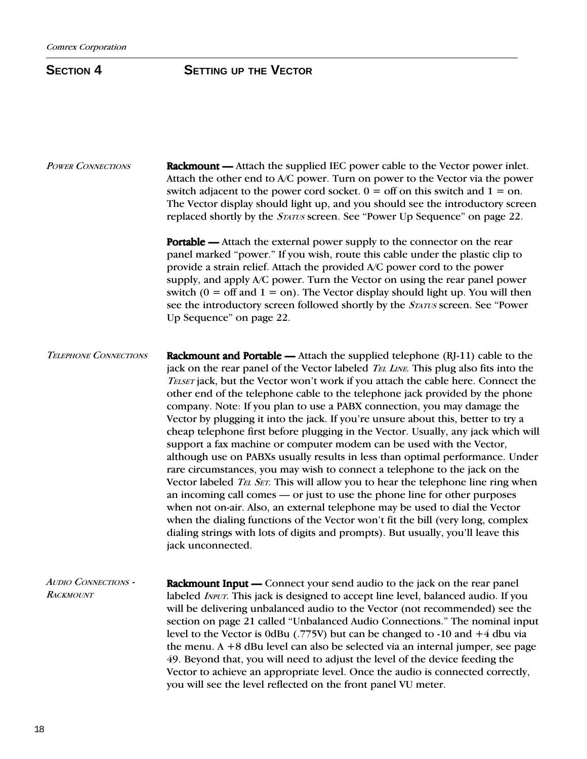# Section 4 Setting up the Vector

### *Power Connections*

**Rackmount —** Attach the supplied IEC power cable to the Vector power inlet. Attach the other end to A/C power. Turn on power to the Vector via the power switch adjacent to the power cord socket. 0 = off on this switch and 1 = on. The Vector display should light up, and you should see the introductory screen replaced shortly by the *Status* screen. See "Power Up Sequence" on page 22.

**Portable —** Attach the external power supply to the connector on the rear panel marked "power." If you wish, route this cable under the plastic clip to provide a strain relief. Attach the provided A/C power cord to the power supply, and apply A/C power. Turn the Vector on using the rear panel power switch (0 = off and 1 = on). The Vector display should light up. You will then see the introductory screen followed shortly by the *Status* screen. See "Power Up Sequence" on page 22.

### *Telephone Connections*

**Rackmount and Portable —** Attach the supplied telephone (RJ-11) cable to the jack on the rear panel of the Vector labeled *Tel Line*. This plug also fits into the *Telset* jack, but the Vector won't work if you attach the cable here. Connect the other end of the telephone cable to the telephone jack provided by the phone company. Note: If you plan to use a PABX connection, you may damage the Vector by plugging it into the jack. If you're unsure about this, better to try a cheap telephone first before plugging in the Vector. Usually, any jack which will support a fax machine or computer modem can be used with the Vector, although use on PABXs usually results in less than optimal performance. Under rare circumstances, you may wish to connect a telephone to the jack on the Vector labeled *Tel Set*. This will allow you to hear the telephone line ring when an incoming call comes — or just to use the phone line for other purposes when not on-air. Also, an external telephone may be used to dial the Vector when the dialing functions of the Vector won't fit the bill (very long, complex dialing strings with lots of digits and prompts). But usually, you'll leave this jack unconnected.

### *Audio Connections - Rackmount*

**Rackmount Input —** Connect your send audio to the jack on the rear panel labeled *Input*. This jack is designed to accept line level, balanced audio. If you will be delivering unbalanced audio to the Vector (not recommended) see the section on page 21 called "Unbalanced Audio Connections." The nominal input level to the Vector is 0dBu (.775V) but can be changed to -10 and +4 dbu via the menu. A +8 dBu level can also be selected via an internal jumper, see page 49. Beyond that, you will need to adjust the level of the device feeding the Vector to achieve an appropriate level. Once the audio is connected correctly, you will see the level reflected on the front panel VU meter.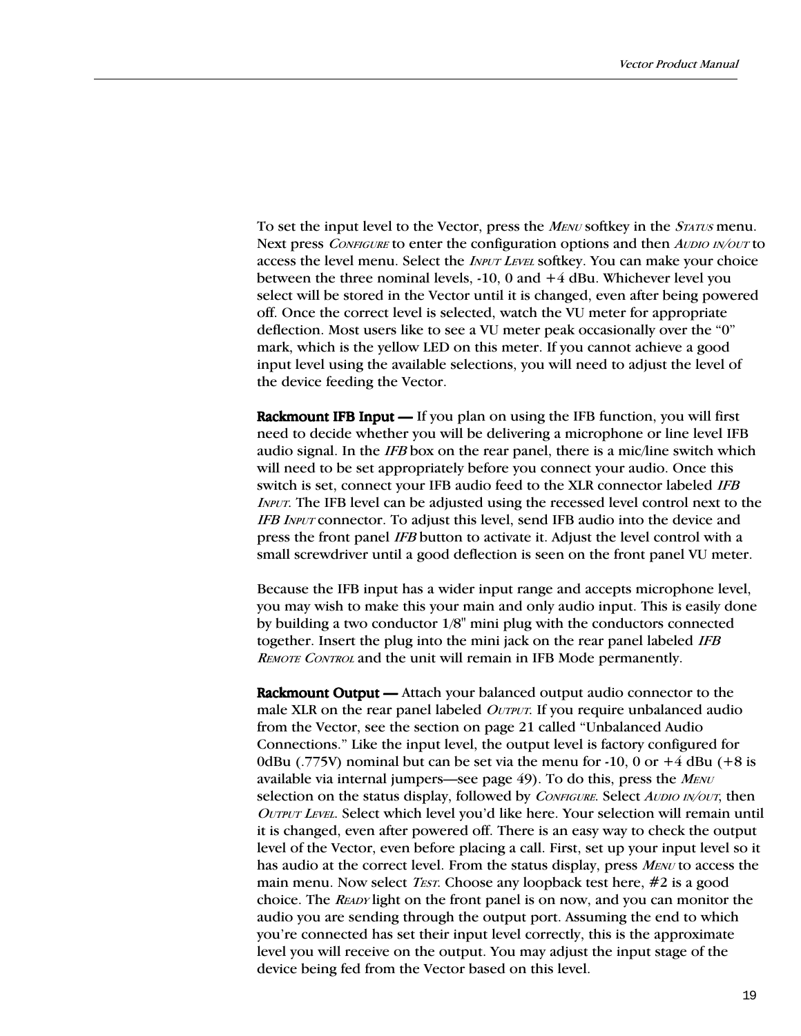To set the input level to the Vector, press the *Menu* softkey in the *Status* menu. Next press *Configure* to enter the configuration options and then *Audio in/out* to access the level menu. Select the *Input Level* softkey. You can make your choice between the three nominal levels, -10, 0 and +4 dBu. Whichever level you select will be stored in the Vector until it is changed, even after being powered off. Once the correct level is selected, watch the VU meter for appropriate deflection. Most users like to see a VU meter peak occasionally over the "0" mark, which is the yellow LED on this meter. If you cannot achieve a good input level using the available selections, you will need to adjust the level of the device feeding the Vector.

**Rackmount IFB Input —** If you plan on using the IFB function, you will first need to decide whether you will be delivering a microphone or line level IFB audio signal. In the *IFB* box on the rear panel, there is a mic/line switch which will need to be set appropriately before you connect your audio. Once this switch is set, connect your IFB audio feed to the XLR connector labeled *IFB Input*. The IFB level can be adjusted using the recessed level control next to the *IFB Input* connector. To adjust this level, send IFB audio into the device and press the front panel *IFB* button to activate it. Adjust the level control with a small screwdriver until a good deflection is seen on the front panel VU meter.

Because the IFB input has a wider input range and accepts microphone level, you may wish to make this your main and only audio input. This is easily done by building a two conductor 1/8" mini plug with the conductors connected together. Insert the plug into the mini jack on the rear panel labeled *IFB Remote Control* and the unit will remain in IFB Mode permanently.

**Rackmount Output —** Attach your balanced output audio connector to the male XLR on the rear panel labeled *Output*. If you require unbalanced audio from the Vector, see the section on page 21 called "Unbalanced Audio Connections." Like the input level, the output level is factory configured for 0dBu (.775V) nominal but can be set via the menu for -10, 0 or +4 dBu (+8 is available via internal jumpers—see page 49). To do this, press the *Menu* selection on the status display, followed by *Configure*. Select *Audio in/out*, then *Output Level*. Select which level you'd like here. Your selection will remain until it is changed, even after powered off. There is an easy way to check the output level of the Vector, even before placing a call. First, set up your input level so it has audio at the correct level. From the status display, press *Menu* to access the main menu. Now select *Test*. Choose any loopback test here, #2 is a good choice. The *Ready* light on the front panel is on now, and you can monitor the audio you are sending through the output port. Assuming the end to which you're connected has set their input level correctly, this is the approximate level you will receive on the output. You may adjust the input stage of the device being fed from the Vector based on this level.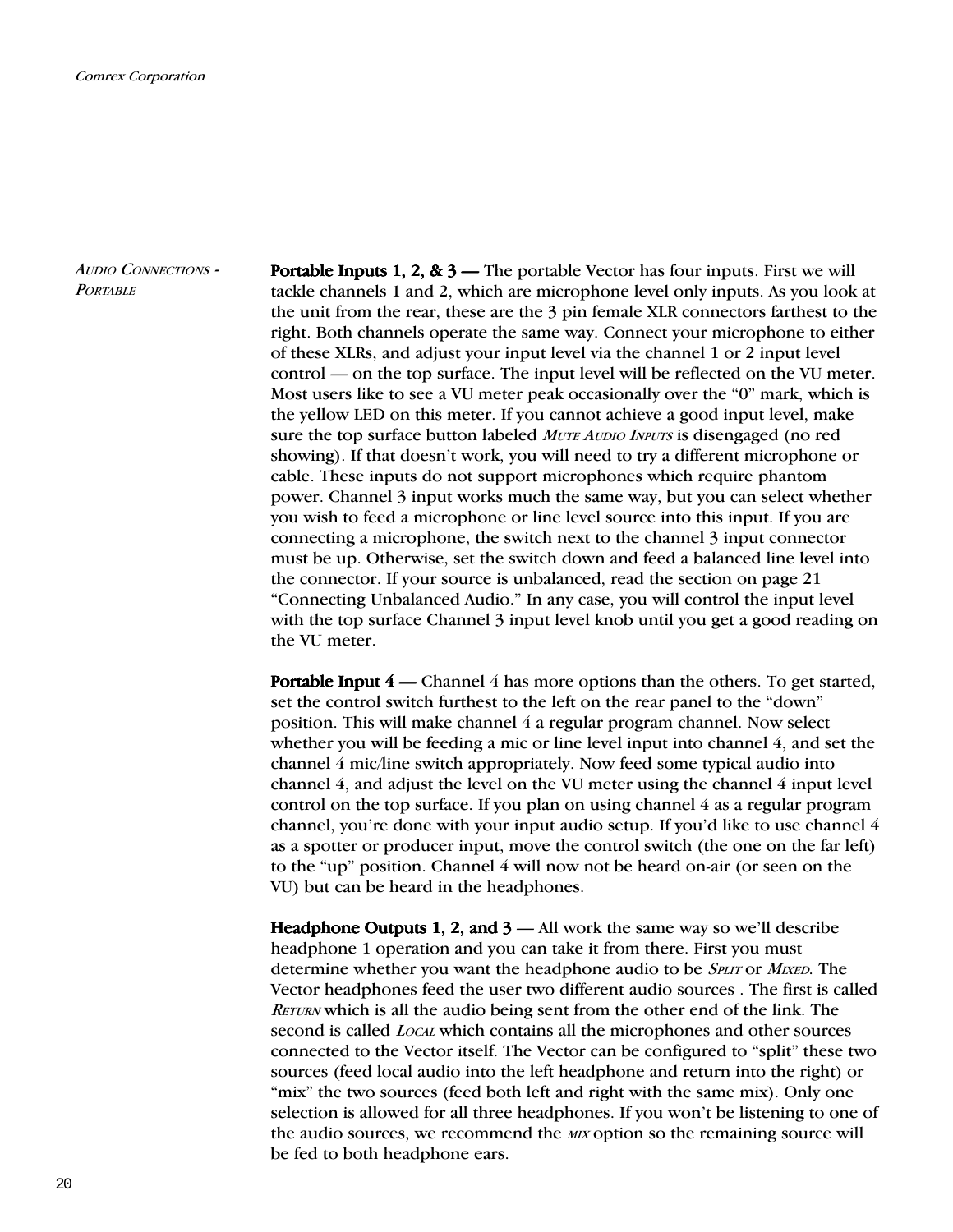*Audio Connections - Portable*

**Portable Inputs 1, 2, & 3 —** The portable Vector has four inputs. First we will tackle channels 1 and 2, which are microphone level only inputs. As you look at the unit from the rear, these are the 3 pin female XLR connectors farthest to the right. Both channels operate the same way. Connect your microphone to either of these XLRs, and adjust your input level via the channel 1 or 2 input level control — on the top surface. The input level will be reflected on the VU meter. Most users like to see a VU meter peak occasionally over the "0" mark, which is the yellow LED on this meter. If you cannot achieve a good input level, make sure the top surface button labeled *Mute Audio Inputs* is disengaged (no red showing). If that doesn't work, you will need to try a different microphone or cable. These inputs do not support microphones which require phantom power. Channel 3 input works much the same way, but you can select whether you wish to feed a microphone or line level source into this input. If you are connecting a microphone, the switch next to the channel 3 input connector must be up. Otherwise, set the switch down and feed a balanced line level into the connector. If your source is unbalanced, read the section on page 21 "Connecting Unbalanced Audio." In any case, you will control the input level with the top surface Channel 3 input level knob until you get a good reading on the VU meter.

**Portable Input 4 —** Channel 4 has more options than the others. To get started, set the control switch furthest to the left on the rear panel to the "down" position. This will make channel 4 a regular program channel. Now select whether you will be feeding a mic or line level input into channel 4, and set the channel 4 mic/line switch appropriately. Now feed some typical audio into channel 4, and adjust the level on the VU meter using the channel 4 input level control on the top surface. If you plan on using channel 4 as a regular program channel, you're done with your input audio setup. If you'd like to use channel 4 as a spotter or producer input, move the control switch (the one on the far left) to the "up" position. Channel 4 will now not be heard on-air (or seen on the VU) but can be heard in the headphones.

**Headphone Outputs 1, 2, and 3** — All work the same way so we'll describe headphone 1 operation and you can take it from there. First you must determine whether you want the headphone audio to be *Split* or *Mixed*. The Vector headphones feed the user two different audio sources . The first is called *Return* which is all the audio being sent from the other end of the link. The second is called *Local* which contains all the microphones and other sources connected to the Vector itself. The Vector can be configured to "split" these two sources (feed local audio into the left headphone and return into the right) or "mix" the two sources (feed both left and right with the same mix). Only one selection is allowed for all three headphones. If you won't be listening to one of the audio sources, we recommend the *mix* option so the remaining source will be fed to both headphone ears.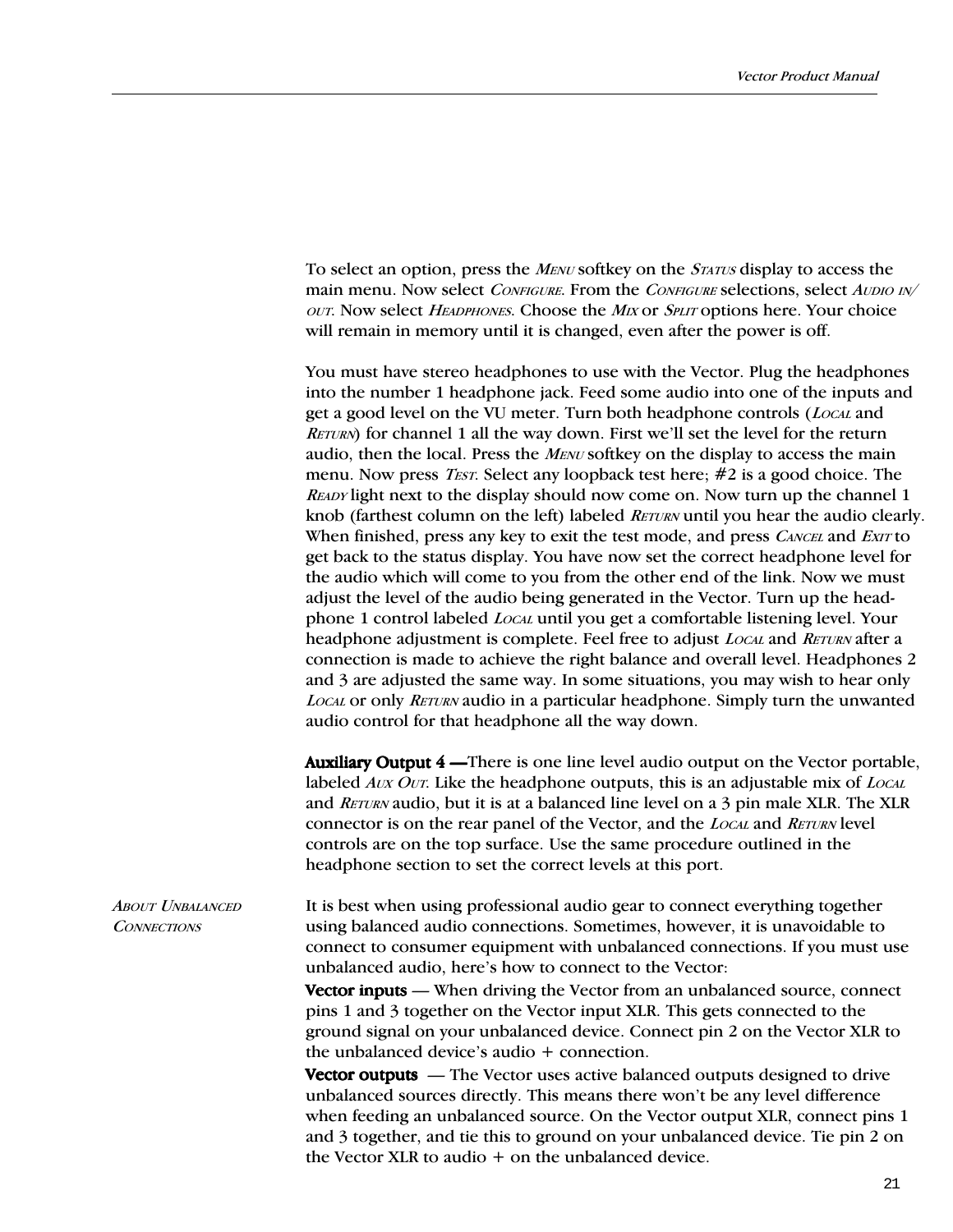To select an option, press the *MENU* softkey on the *STATUS* display to access the main menu. Now select *CONFIGURE*. From the *CONFIGURE* selections, select *AUDIO IN/OUT*. Now select *HEADPHONES*. Choose the *MIX* or *SPLIT* options here. Your choice will remain in memory until it is changed, even after the power is off.

You must have stereo headphones to use with the Vector. Plug the headphones into the number 1 headphone jack. Feed some audio into one of the inputs and get a good level on the VU meter. Turn both headphone controls (*LOCAL* and *RETURN*) for channel 1 all the way down. First we'll set the level for the return audio, then the local. Press the *MENU* softkey on the display to access the main menu. Now press *TEST*. Select any loopback test here; #2 is a good choice. The *READY* light next to the display should now come on. Now turn up the channel 1 knob (farthest column on the left) labeled *RETURN* until you hear the audio clearly. When finished, press any key to exit the test mode, and press *CANCEL* and *EXIT* to get back to the status display. You have now set the correct headphone level for the audio which will come to you from the other end of the link. Now we must adjust the level of the audio being generated in the Vector. Turn up the headphone 1 control labeled *LOCAL* until you get a comfortable listening level. Your headphone adjustment is complete. Feel free to adjust *LOCAL* and *RETURN* after a connection is made to achieve the right balance and overall level. Headphones 2 and 3 are adjusted the same way. In some situations, you may wish to hear only *LOCAL* or only *RETURN* audio in a particular headphone. Simply turn the unwanted audio control for that headphone all the way down.

**Auxiliary Output 4 —**There is one line level audio output on the Vector portable, labeled *AUX OUT*. Like the headphone outputs, this is an adjustable mix of *LOCAL* and *RETURN* audio, but it is at a balanced line level on a 3 pin male XLR. The XLR connector is on the rear panel of the Vector, and the *LOCAL* and *RETURN* level controls are on the top surface. Use the same procedure outlined in the headphone section to set the correct levels at this port.

*ABOUT UNBALANCED CONNECTIONS*

It is best when using professional audio gear to connect everything together using balanced audio connections. Sometimes, however, it is unavoidable to connect to consumer equipment with unbalanced connections. If you must use unbalanced audio, here's how to connect to the Vector:

**Vector inputs** — When driving the Vector from an unbalanced source, connect pins 1 and 3 together on the Vector input XLR. This gets connected to the ground signal on your unbalanced device. Connect pin 2 on the Vector XLR to the unbalanced device's audio + connection.

**Vector outputs** — The Vector uses active balanced outputs designed to drive unbalanced sources directly. This means there won't be any level difference when feeding an unbalanced source. On the Vector output XLR, connect pins 1 and 3 together, and tie this to ground on your unbalanced device. Tie pin 2 on the Vector XLR to audio + on the unbalanced device.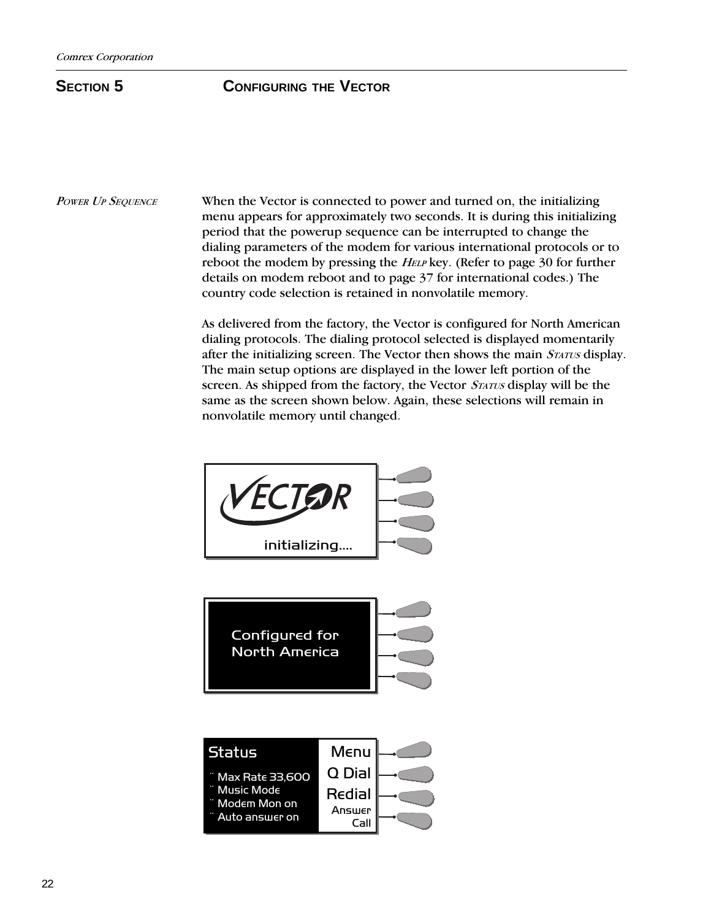# SECTION 5 CONFIGURING THE VECTOR

*POWER UP SEQUENCE*

When the Vector is connected to power and turned on, the initializing menu appears for approximately two seconds. It is during this initializing period that the powerup sequence can be interrupted to change the dialing parameters of the modem for various international protocols or to reboot the modem by pressing the *HELP* key. (Refer to page 30 for further details on modem reboot and to page 37 for international codes.) The country code selection is retained in nonvolatile memory.

As delivered from the factory, the Vector is configured for North American dialing protocols. The dialing protocol selected is displayed momentarily after the initializing screen. The Vector then shows the main *STATUS* display. The main setup options are displayed in the lower left portion of the screen. As shipped from the factory, the Vector *STATUS* display will be the same as the screen shown below. Again, these selections will remain in nonvolatile memory until changed.

VECTOR
initializing....

Configured for
North America

Status
- Max Rate 33,600
- Music Mode
- Modem Mon on
- Auto answer on

Menu
Q Dial
Redial
Answer
Call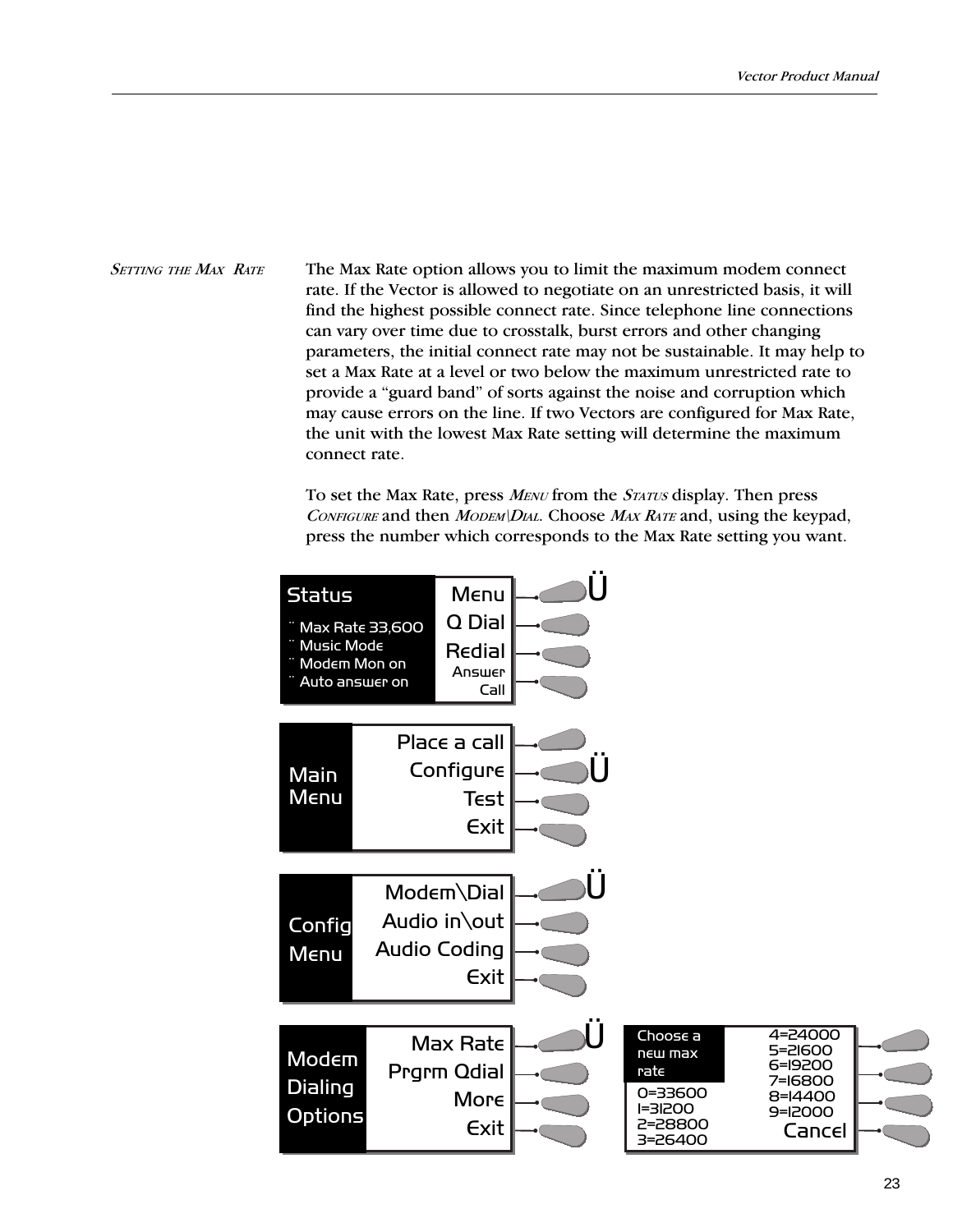## Setting the Max Rate

The Max Rate option allows you to limit the maximum modem connect rate. If the Vector is allowed to negotiate on an unrestricted basis, it will find the highest possible connect rate. Since telephone line connections can vary over time due to crosstalk, burst errors and other changing parameters, the initial connect rate may not be sustainable. It may help to set a Max Rate at a level or two below the maximum unrestricted rate to provide a "guard band" of sorts against the noise and corruption which may cause errors on the line. If two Vectors are configured for Max Rate, the unit with the lowest Max Rate setting will determine the maximum connect rate.

To set the Max Rate, press *Menu* from the *Status* display. Then press *Configure* and then *Modem\Dial*. Choose *Max Rate* and, using the keypad, press the number which corresponds to the Max Rate setting you want.

**Status**
- Max Rate 33,600
- Music Mode
- Modem Mon on
- Auto answer on

Menu ← / Q Dial / Redial / Answer Call

**Main Menu**

Place a call / Configure ← / Test / Exit

**Config Menu**

Modem\Dial ← / Audio in\out / Audio Coding / Exit

**Modem Dialing Options**

Max Rate ← / Prgrm Qdial / More / Exit

**Choose a new max rate**

0=33600
1=31200
2=28800
3=26400
4=24000
5=21600
6=19200
7=16800
8=14400
9=12000

Cancel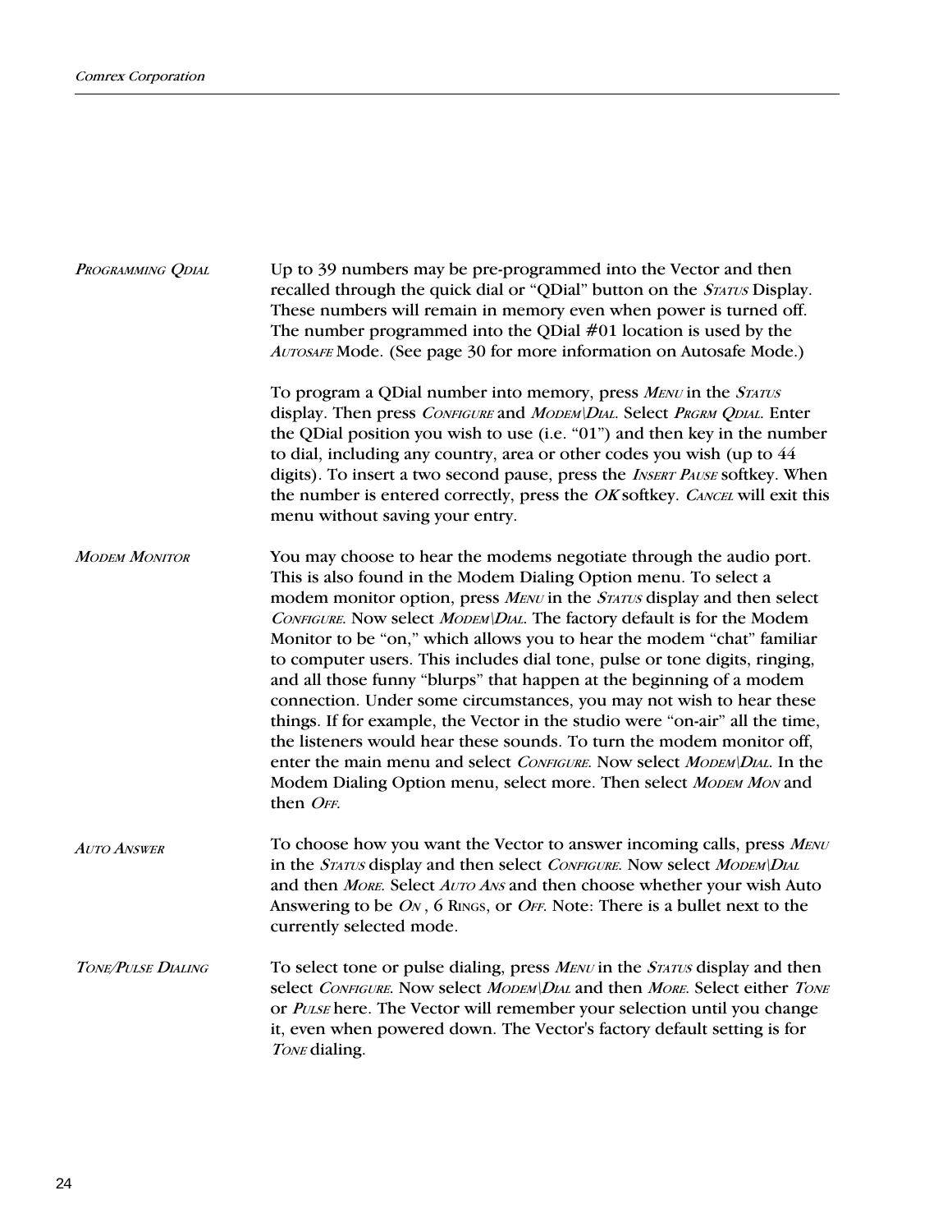### Programming QDial

Up to 39 numbers may be pre-programmed into the Vector and then recalled through the quick dial or "QDial" button on the *Status* Display. These numbers will remain in memory even when power is turned off. The number programmed into the QDial #01 location is used by the *Autosafe* Mode. (See page 30 for more information on Autosafe Mode.)

To program a QDial number into memory, press *Menu* in the *Status* display. Then press *Configure* and *Modem\Dial*. Select *Prgrm Qdial*. Enter the QDial position you wish to use (i.e. "01") and then key in the number to dial, including any country, area or other codes you wish (up to 44 digits). To insert a two second pause, press the *Insert Pause* softkey. When the number is entered correctly, press the *OK* softkey. *Cancel* will exit this menu without saving your entry.

### Modem Monitor

You may choose to hear the modems negotiate through the audio port. This is also found in the Modem Dialing Option menu. To select a modem monitor option, press *Menu* in the *Status* display and then select *Configure*. Now select *Modem\Dial*. The factory default is for the Modem Monitor to be "on," which allows you to hear the modem "chat" familiar to computer users. This includes dial tone, pulse or tone digits, ringing, and all those funny "blurps" that happen at the beginning of a modem connection. Under some circumstances, you may not wish to hear these things. If for example, the Vector in the studio were "on-air" all the time, the listeners would hear these sounds. To turn the modem monitor off, enter the main menu and select *Configure*. Now select *Modem\Dial*. In the Modem Dialing Option menu, select more. Then select *Modem Mon* and then *Off*.

### Auto Answer

To choose how you want the Vector to answer incoming calls, press *Menu* in the *Status* display and then select *Configure*. Now select *Modem\Dial* and then *More*. Select *Auto Ans* and then choose whether your wish Auto Answering to be *On* , 6 Rings, or *Off*. Note: There is a bullet next to the currently selected mode.

### Tone/Pulse Dialing

To select tone or pulse dialing, press *Menu* in the *Status* display and then select *Configure*. Now select *Modem\Dial* and then *More*. Select either *Tone* or *Pulse* here. The Vector will remember your selection until you change it, even when powered down. The Vector's factory default setting is for *Tone* dialing.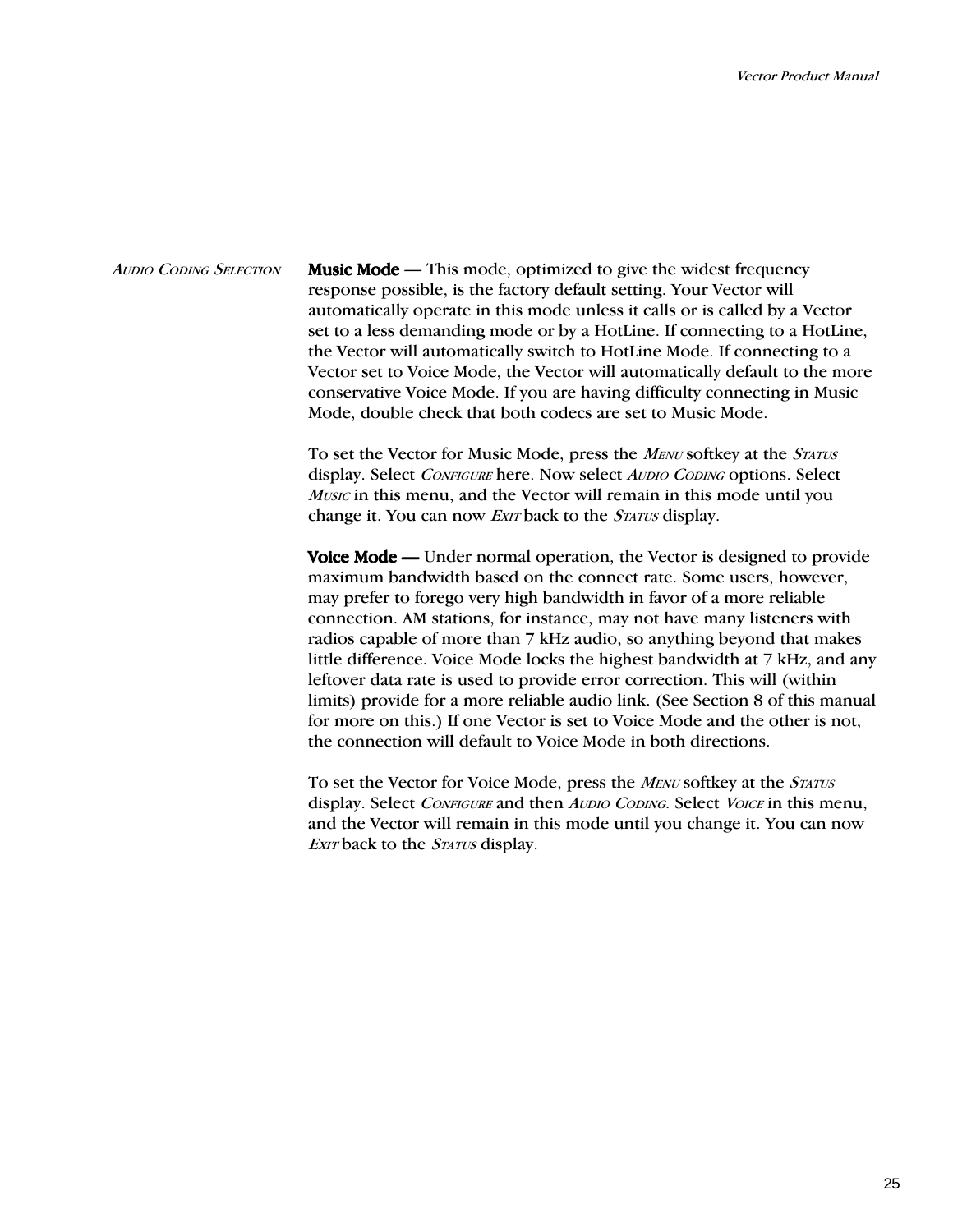*Audio Coding Selection*

**Music Mode** — This mode, optimized to give the widest frequency response possible, is the factory default setting. Your Vector will automatically operate in this mode unless it calls or is called by a Vector set to a less demanding mode or by a HotLine. If connecting to a HotLine, the Vector will automatically switch to HotLine Mode. If connecting to a Vector set to Voice Mode, the Vector will automatically default to the more conservative Voice Mode. If you are having difficulty connecting in Music Mode, double check that both codecs are set to Music Mode.

To set the Vector for Music Mode, press the *Menu* softkey at the *Status* display. Select *Configure* here. Now select *Audio Coding* options. Select *Music* in this menu, and the Vector will remain in this mode until you change it. You can now *Exit* back to the *Status* display.

**Voice Mode —** Under normal operation, the Vector is designed to provide maximum bandwidth based on the connect rate. Some users, however, may prefer to forego very high bandwidth in favor of a more reliable connection. AM stations, for instance, may not have many listeners with radios capable of more than 7 kHz audio, so anything beyond that makes little difference. Voice Mode locks the highest bandwidth at 7 kHz, and any leftover data rate is used to provide error correction. This will (within limits) provide for a more reliable audio link. (See Section 8 of this manual for more on this.) If one Vector is set to Voice Mode and the other is not, the connection will default to Voice Mode in both directions.

To set the Vector for Voice Mode, press the *Menu* softkey at the *Status* display. Select *Configure* and then *Audio Coding*. Select *Voice* in this menu, and the Vector will remain in this mode until you change it. You can now *Exit* back to the *Status* display.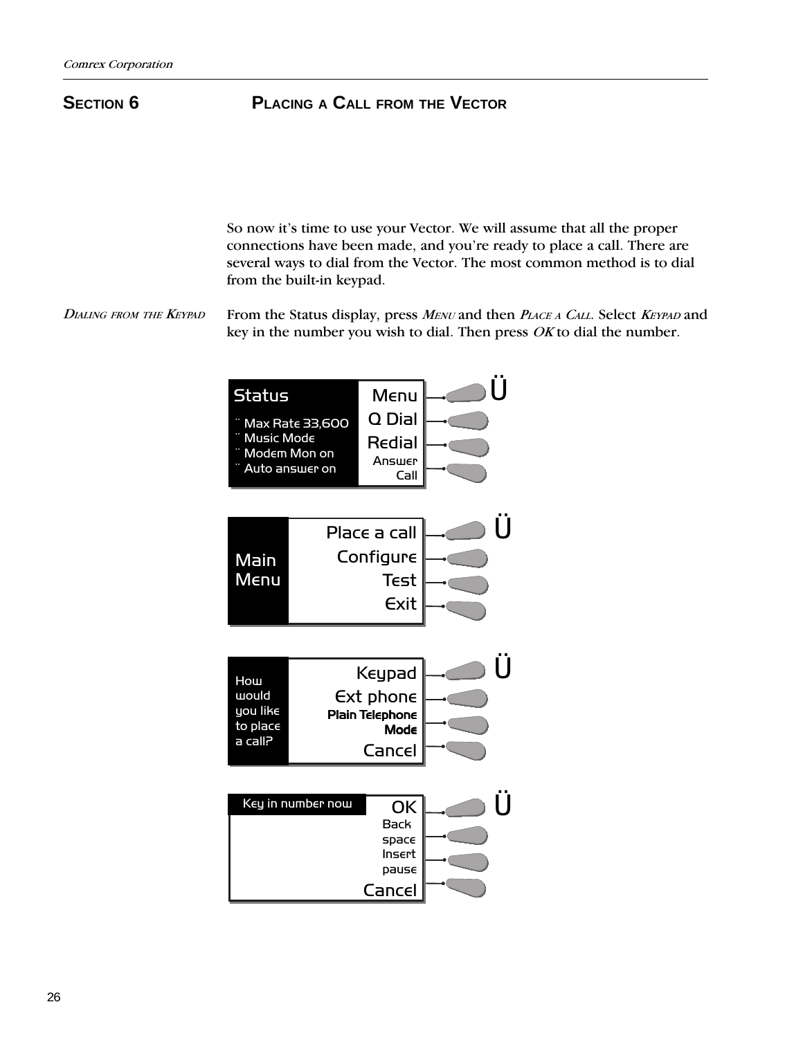## SECTION 6 — PLACING A CALL FROM THE VECTOR

So now it's time to use your Vector. We will assume that all the proper connections have been made, and you're ready to place a call. There are several ways to dial from the Vector. The most common method is to dial from the built-in keypad.

*DIALING FROM THE KEYPAD*

From the Status display, press *MENU* and then *PLACE A CALL*. Select *KEYPAD* and key in the number you wish to dial. Then press *OK* to dial the number.

Status
- Max Rate 33,600
- Music Mode
- Modem Mon on
- Auto answer on

Menu
Q Dial
Redial
Answer Call

Main Menu

Place a call
Configure
Test
Exit

How would you like to place a call?

Keypad
Ext phone
Plain Telephone Mode
Cancel

Key in number now

OK
Back space
Insert pause
Cancel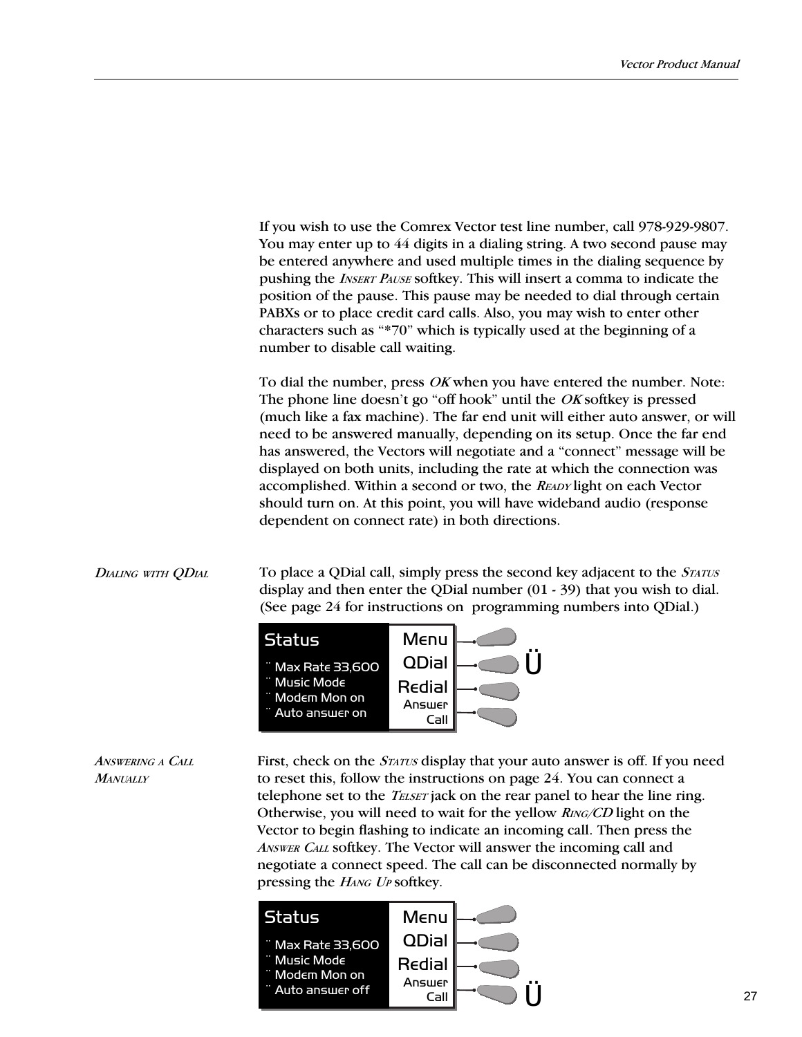If you wish to use the Comrex Vector test line number, call 978-929-9807. You may enter up to 44 digits in a dialing string. A two second pause may be entered anywhere and used multiple times in the dialing sequence by pushing the *Insert Pause* softkey. This will insert a comma to indicate the position of the pause. This pause may be needed to dial through certain PABXs or to place credit card calls. Also, you may wish to enter other characters such as "*70" which is typically used at the beginning of a number to disable call waiting.

To dial the number, press *OK* when you have entered the number. Note: The phone line doesn't go "off hook" until the *OK* softkey is pressed (much like a fax machine). The far end unit will either auto answer, or will need to be answered manually, depending on its setup. Once the far end has answered, the Vectors will negotiate and a "connect" message will be displayed on both units, including the rate at which the connection was accomplished. Within a second or two, the *Ready* light on each Vector should turn on. At this point, you will have wideband audio (response dependent on connect rate) in both directions.

### *Dialing with QDial*

To place a QDial call, simply press the second key adjacent to the *Status* display and then enter the QDial number (01 - 39) that you wish to dial. (See page 24 for instructions on programming numbers into QDial.)

| Status | |
|---|---|
| ¨ Max Rate 33,600 | Menu |
| ¨ Music Mode | QDial ◄ |
| ¨ Modem Mon on | Redial |
| ¨ Auto answer on | Answer Call |

### *Answering a Call Manually*

First, check on the *Status* display that your auto answer is off. If you need to reset this, follow the instructions on page 24. You can connect a telephone set to the *Telset* jack on the rear panel to hear the line ring. Otherwise, you will need to wait for the yellow *Ring/CD* light on the Vector to begin flashing to indicate an incoming call. Then press the *Answer Call* softkey. The Vector will answer the incoming call and negotiate a connect speed. The call can be disconnected normally by pressing the *Hang Up* softkey.

| Status | |
|---|---|
| ¨ Max Rate 33,600 | Menu |
| ¨ Music Mode | QDial |
| ¨ Modem Mon on | Redial |
| ¨ Auto answer off | Answer Call ◄ |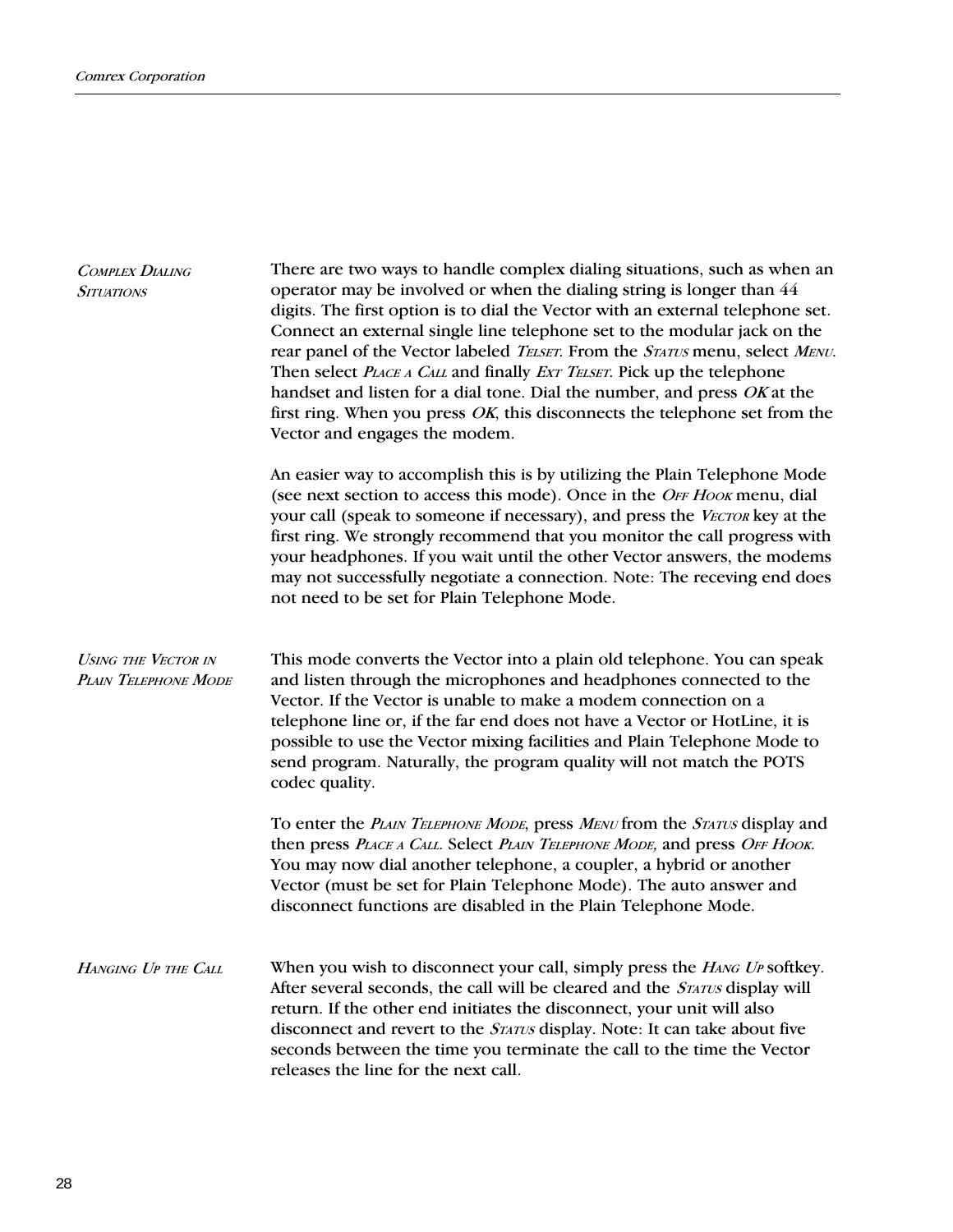### Complex Dialing Situations

There are two ways to handle complex dialing situations, such as when an operator may be involved or when the dialing string is longer than 44 digits. The first option is to dial the Vector with an external telephone set. Connect an external single line telephone set to the modular jack on the rear panel of the Vector labeled *Telset*. From the *Status* menu, select *Menu*. Then select *Place a Call* and finally *Ext Telset*. Pick up the telephone handset and listen for a dial tone. Dial the number, and press *OK* at the first ring. When you press *OK*, this disconnects the telephone set from the Vector and engages the modem.

An easier way to accomplish this is by utilizing the Plain Telephone Mode (see next section to access this mode). Once in the *Off Hook* menu, dial your call (speak to someone if necessary), and press the *Vector* key at the first ring. We strongly recommend that you monitor the call progress with your headphones. If you wait until the other Vector answers, the modems may not successfully negotiate a connection. Note: The receving end does not need to be set for Plain Telephone Mode.

### Using the Vector in Plain Telephone Mode

This mode converts the Vector into a plain old telephone. You can speak and listen through the microphones and headphones connected to the Vector. If the Vector is unable to make a modem connection on a telephone line or, if the far end does not have a Vector or HotLine, it is possible to use the Vector mixing facilities and Plain Telephone Mode to send program. Naturally, the program quality will not match the POTS codec quality.

To enter the *Plain Telephone Mode*, press *Menu* from the *Status* display and then press *Place a Call*. Select *Plain Telephone Mode,* and press *Off Hook.* You may now dial another telephone, a coupler, a hybrid or another Vector (must be set for Plain Telephone Mode). The auto answer and disconnect functions are disabled in the Plain Telephone Mode.

### Hanging Up the Call

When you wish to disconnect your call, simply press the *Hang Up* softkey. After several seconds, the call will be cleared and the *Status* display will return. If the other end initiates the disconnect, your unit will also disconnect and revert to the *Status* display. Note: It can take about five seconds between the time you terminate the call to the time the Vector releases the line for the next call.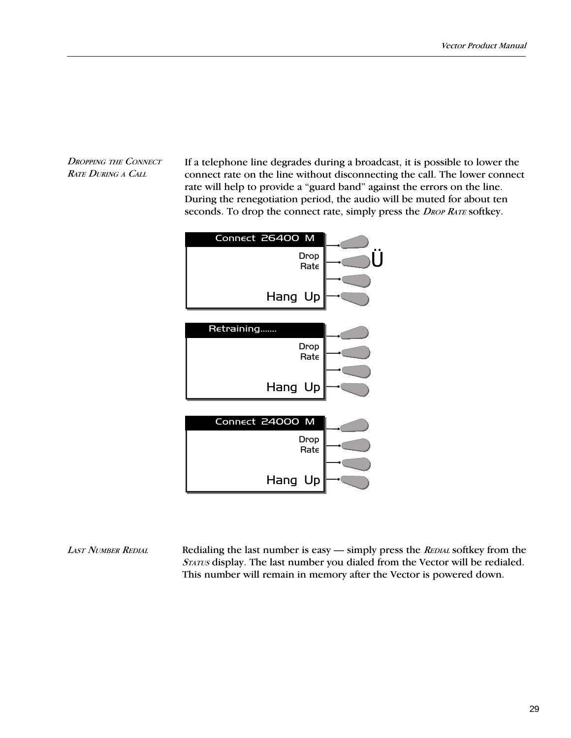*Dropping the Connect Rate During a Call*

If a telephone line degrades during a broadcast, it is possible to lower the connect rate on the line without disconnecting the call. The lower connect rate will help to provide a “guard band” against the errors on the line. During the renegotiation period, the audio will be muted for about ten seconds. To drop the connect rate, simply press the *Drop Rate* softkey.

```
Connect 26400 M
                Drop
                Rate

             Hang Up
```

```
Retraining.......
                Drop
                Rate

             Hang Up
```

```
Connect 24000 M
                Drop
                Rate

             Hang Up
```

*Last Number Redial*

Redialing the last number is easy — simply press the *Redial* softkey from the *Status* display. The last number you dialed from the Vector will be redialed. This number will remain in memory after the Vector is powered down.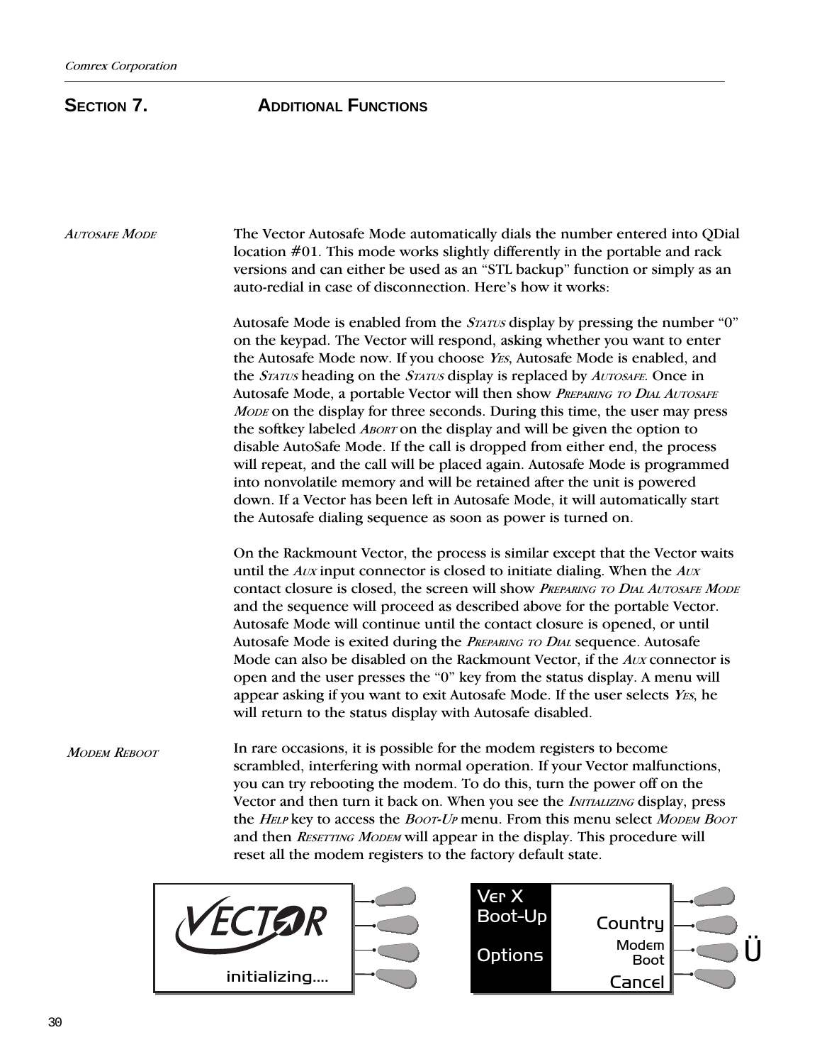# SECTION 7. ADDITIONAL FUNCTIONS

*AUTOSAFE MODE*

The Vector Autosafe Mode automatically dials the number entered into QDial location #01. This mode works slightly differently in the portable and rack versions and can either be used as an "STL backup" function or simply as an auto-redial in case of disconnection. Here's how it works:

Autosafe Mode is enabled from the *STATUS* display by pressing the number "0" on the keypad. The Vector will respond, asking whether you want to enter the Autosafe Mode now. If you choose *YES*, Autosafe Mode is enabled, and the *STATUS* heading on the *STATUS* display is replaced by *AUTOSAFE*. Once in Autosafe Mode, a portable Vector will then show *PREPARING TO DIAL AUTOSAFE MODE* on the display for three seconds. During this time, the user may press the softkey labeled *ABORT* on the display and will be given the option to disable AutoSafe Mode. If the call is dropped from either end, the process will repeat, and the call will be placed again. Autosafe Mode is programmed into nonvolatile memory and will be retained after the unit is powered down. If a Vector has been left in Autosafe Mode, it will automatically start the Autosafe dialing sequence as soon as power is turned on.

On the Rackmount Vector, the process is similar except that the Vector waits until the *AUX* input connector is closed to initiate dialing. When the *AUX* contact closure is closed, the screen will show *PREPARING TO DIAL AUTOSAFE MODE* and the sequence will proceed as described above for the portable Vector. Autosafe Mode will continue until the contact closure is opened, or until Autosafe Mode is exited during the *PREPARING TO DIAL* sequence. Autosafe Mode can also be disabled on the Rackmount Vector, if the *AUX* connector is open and the user presses the "0" key from the status display. A menu will appear asking if you want to exit Autosafe Mode. If the user selects *YES*, he will return to the status display with Autosafe disabled.

*MODEM REBOOT*

In rare occasions, it is possible for the modem registers to become scrambled, interfering with normal operation. If your Vector malfunctions, you can try rebooting the modem. To do this, turn the power off on the Vector and then turn it back on. When you see the *INITIALIZING* display, press the *HELP* key to access the *BOOT-UP* menu. From this menu select *MODEM BOOT* and then *RESETTING MODEM* will appear in the display. This procedure will reset all the modem registers to the factory default state.

VECTOR
initializing....

Ver X
Boot-Up
Options
Country
Modem
Boot
Cancel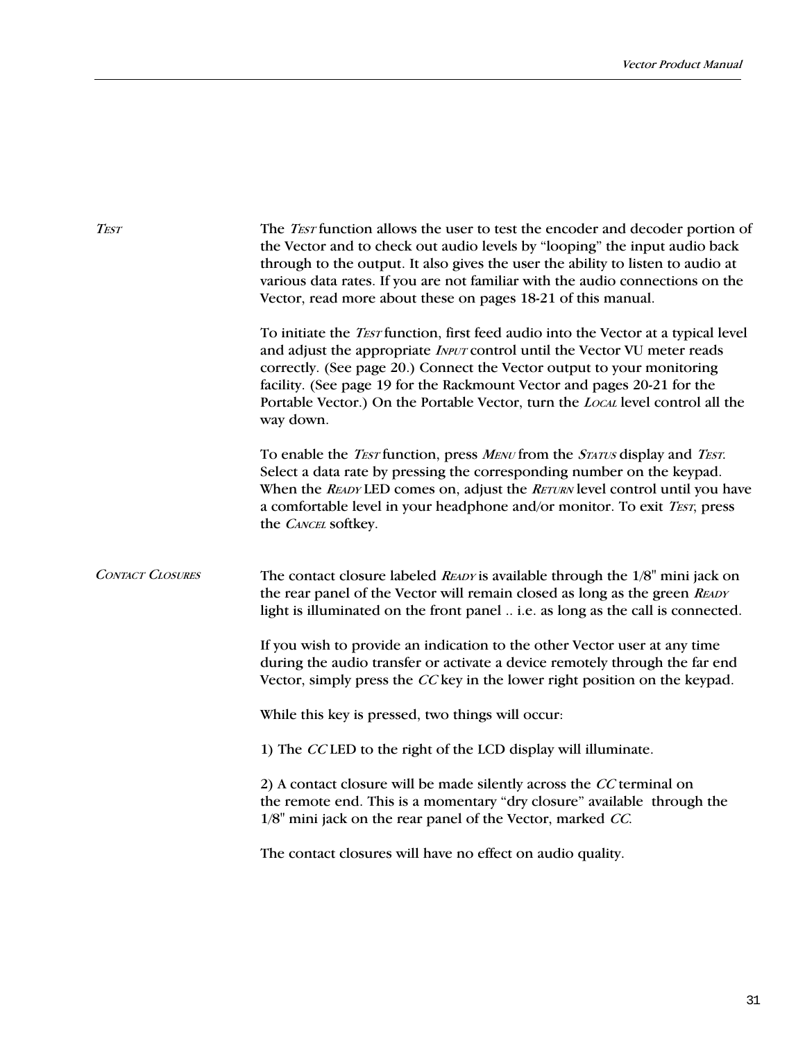## *Test*

The *Test* function allows the user to test the encoder and decoder portion of the Vector and to check out audio levels by "looping" the input audio back through to the output. It also gives the user the ability to listen to audio at various data rates. If you are not familiar with the audio connections on the Vector, read more about these on pages 18-21 of this manual.

To initiate the *Test* function, first feed audio into the Vector at a typical level and adjust the appropriate *Input* control until the Vector VU meter reads correctly. (See page 20.) Connect the Vector output to your monitoring facility. (See page 19 for the Rackmount Vector and pages 20-21 for the Portable Vector.) On the Portable Vector, turn the *Local* level control all the way down.

To enable the *Test* function, press *Menu* from the *Status* display and *Test*. Select a data rate by pressing the corresponding number on the keypad. When the *Ready* LED comes on, adjust the *Return* level control until you have a comfortable level in your headphone and/or monitor. To exit *Test*, press the *Cancel* softkey.

## *Contact Closures*

The contact closure labeled *Ready* is available through the 1/8" mini jack on the rear panel of the Vector will remain closed as long as the green *Ready* light is illuminated on the front panel .. i.e. as long as the call is connected.

If you wish to provide an indication to the other Vector user at any time during the audio transfer or activate a device remotely through the far end Vector, simply press the *CC* key in the lower right position on the keypad.

While this key is pressed, two things will occur:

1) The *CC* LED to the right of the LCD display will illuminate.

2) A contact closure will be made silently across the *CC* terminal on the remote end. This is a momentary "dry closure" available through the 1/8" mini jack on the rear panel of the Vector, marked *CC*.

The contact closures will have no effect on audio quality.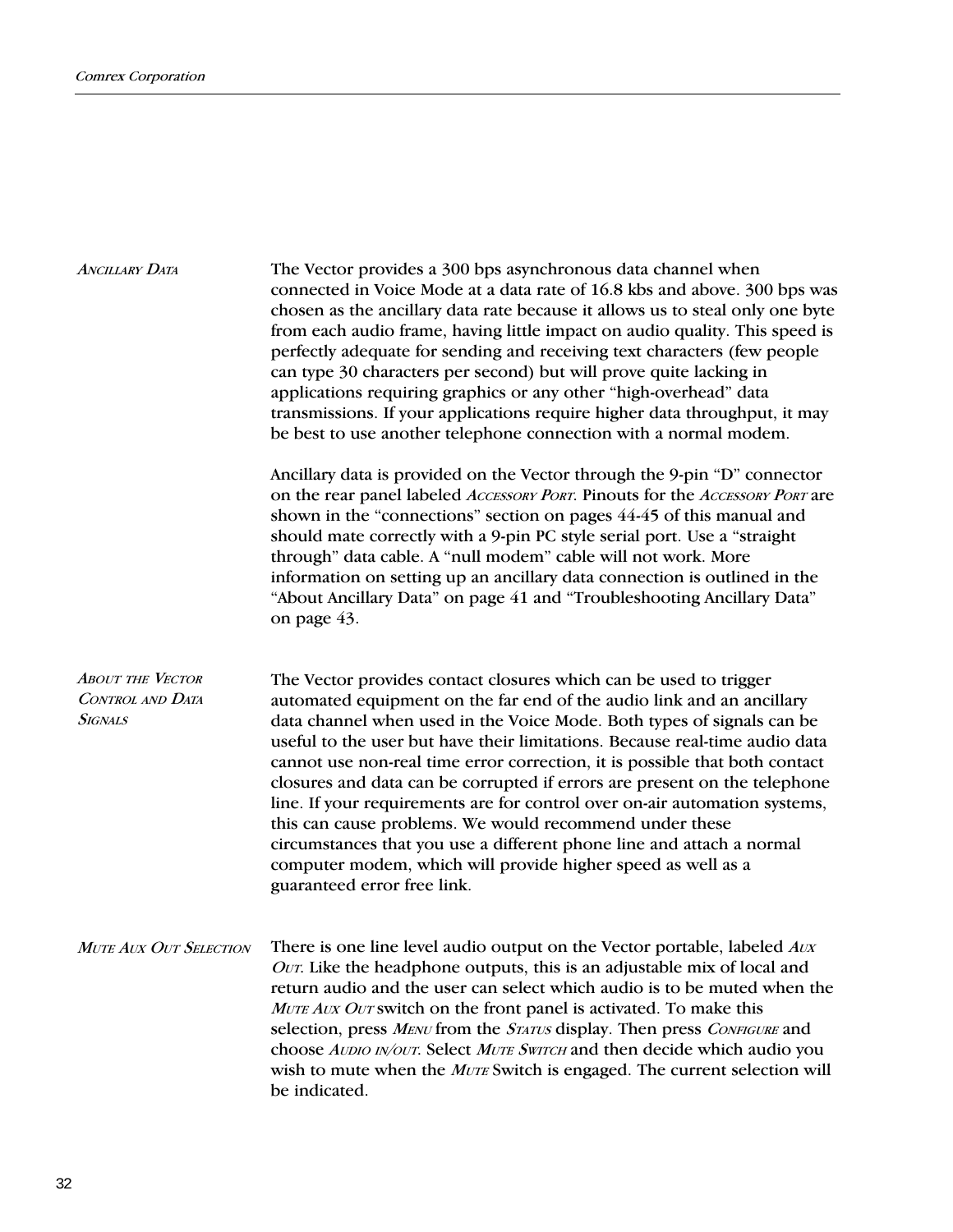### *Ancillary Data*

The Vector provides a 300 bps asynchronous data channel when connected in Voice Mode at a data rate of 16.8 kbs and above. 300 bps was chosen as the ancillary data rate because it allows us to steal only one byte from each audio frame, having little impact on audio quality. This speed is perfectly adequate for sending and receiving text characters (few people can type 30 characters per second) but will prove quite lacking in applications requiring graphics or any other "high-overhead" data transmissions. If your applications require higher data throughput, it may be best to use another telephone connection with a normal modem.

Ancillary data is provided on the Vector through the 9-pin "D" connector on the rear panel labeled *Accessory Port*. Pinouts for the *Accessory Port* are shown in the "connections" section on pages 44-45 of this manual and should mate correctly with a 9-pin PC style serial port. Use a "straight through" data cable. A "null modem" cable will not work. More information on setting up an ancillary data connection is outlined in the "About Ancillary Data" on page 41 and "Troubleshooting Ancillary Data" on page 43.

### *About the Vector Control and Data Signals*

The Vector provides contact closures which can be used to trigger automated equipment on the far end of the audio link and an ancillary data channel when used in the Voice Mode. Both types of signals can be useful to the user but have their limitations. Because real-time audio data cannot use non-real time error correction, it is possible that both contact closures and data can be corrupted if errors are present on the telephone line. If your requirements are for control over on-air automation systems, this can cause problems. We would recommend under these circumstances that you use a different phone line and attach a normal computer modem, which will provide higher speed as well as a guaranteed error free link.

### *Mute Aux Out Selection*

There is one line level audio output on the Vector portable, labeled *Aux Out*. Like the headphone outputs, this is an adjustable mix of local and return audio and the user can select which audio is to be muted when the *Mute Aux Out* switch on the front panel is activated. To make this selection, press *Menu* from the *Status* display. Then press *Configure* and choose *Audio in/out*. Select *Mute Switch* and then decide which audio you wish to mute when the *Mute* Switch is engaged. The current selection will be indicated.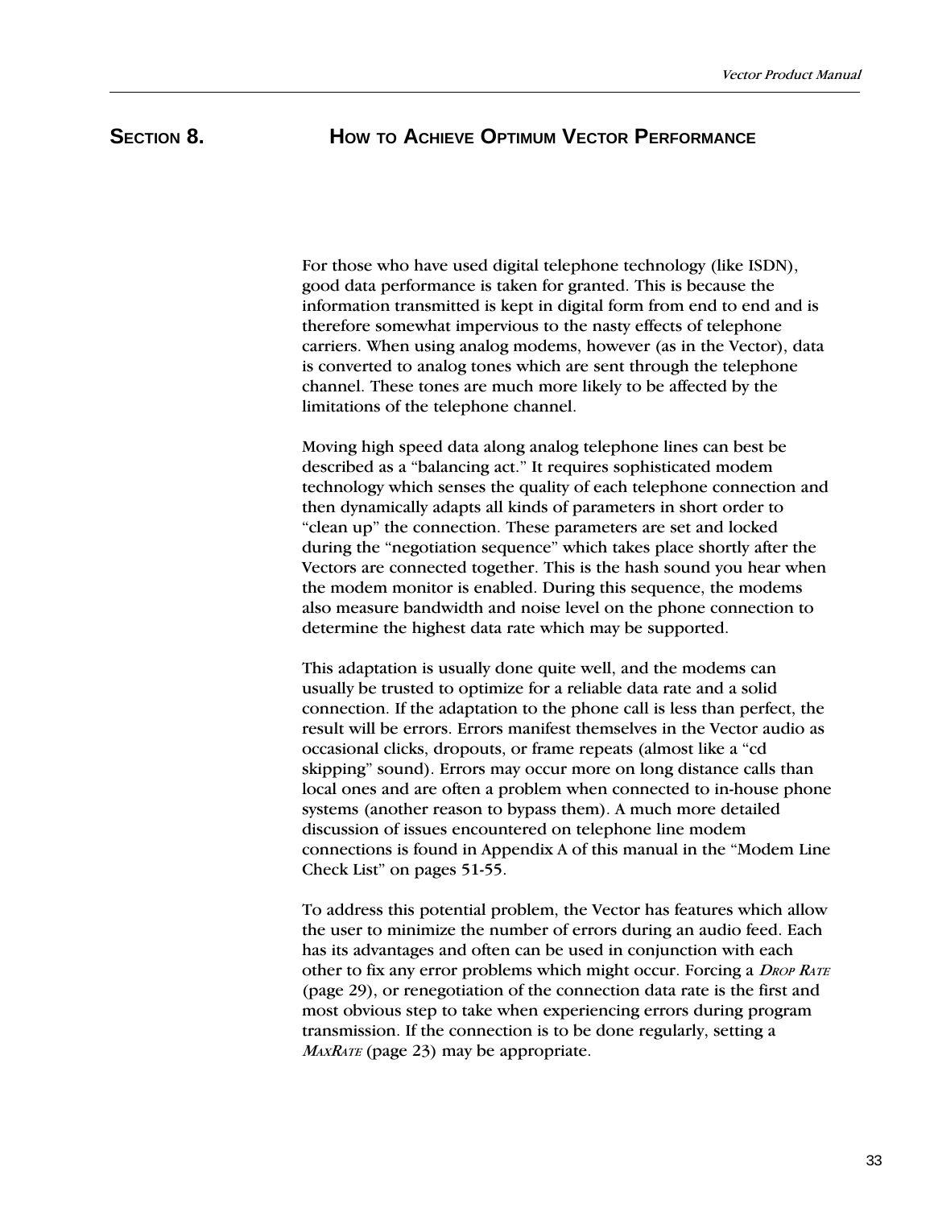# Section 8. How to Achieve Optimum Vector Performance

For those who have used digital telephone technology (like ISDN), good data performance is taken for granted. This is because the information transmitted is kept in digital form from end to end and is therefore somewhat impervious to the nasty effects of telephone carriers. When using analog modems, however (as in the Vector), data is converted to analog tones which are sent through the telephone channel. These tones are much more likely to be affected by the limitations of the telephone channel.

Moving high speed data along analog telephone lines can best be described as a "balancing act." It requires sophisticated modem technology which senses the quality of each telephone connection and then dynamically adapts all kinds of parameters in short order to "clean up" the connection. These parameters are set and locked during the "negotiation sequence" which takes place shortly after the Vectors are connected together. This is the hash sound you hear when the modem monitor is enabled. During this sequence, the modems also measure bandwidth and noise level on the phone connection to determine the highest data rate which may be supported.

This adaptation is usually done quite well, and the modems can usually be trusted to optimize for a reliable data rate and a solid connection. If the adaptation to the phone call is less than perfect, the result will be errors. Errors manifest themselves in the Vector audio as occasional clicks, dropouts, or frame repeats (almost like a "cd skipping" sound). Errors may occur more on long distance calls than local ones and are often a problem when connected to in-house phone systems (another reason to bypass them). A much more detailed discussion of issues encountered on telephone line modem connections is found in Appendix A of this manual in the "Modem Line Check List" on pages 51-55.

To address this potential problem, the Vector has features which allow the user to minimize the number of errors during an audio feed. Each has its advantages and often can be used in conjunction with each other to fix any error problems which might occur. Forcing a *Drop Rate* (page 29), or renegotiation of the connection data rate is the first and most obvious step to take when experiencing errors during program transmission. If the connection is to be done regularly, setting a *MaxRate* (page 23) may be appropriate.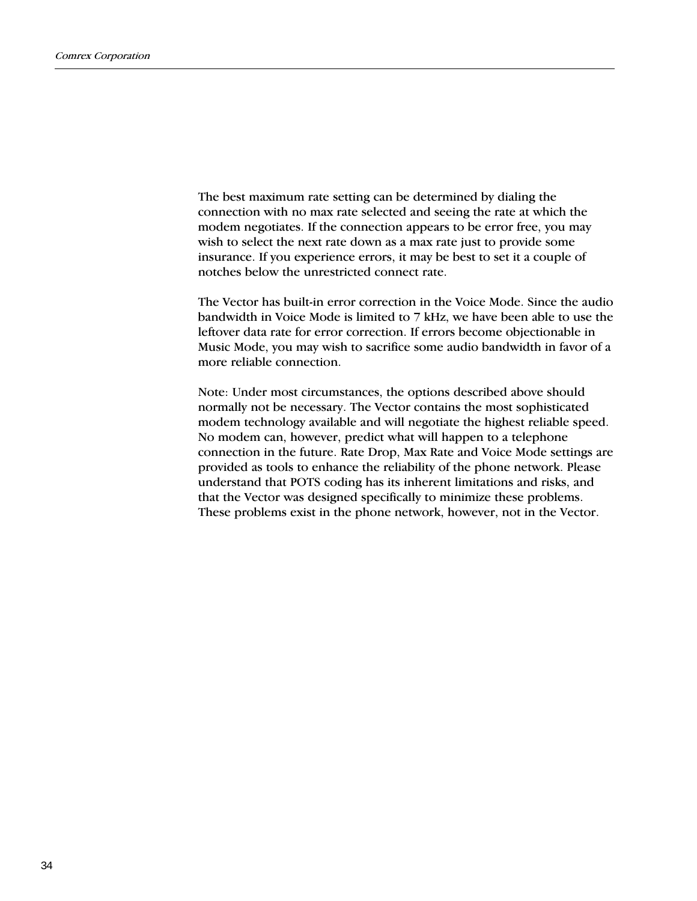The best maximum rate setting can be determined by dialing the connection with no max rate selected and seeing the rate at which the modem negotiates. If the connection appears to be error free, you may wish to select the next rate down as a max rate just to provide some insurance. If you experience errors, it may be best to set it a couple of notches below the unrestricted connect rate.

The Vector has built-in error correction in the Voice Mode. Since the audio bandwidth in Voice Mode is limited to 7 kHz, we have been able to use the leftover data rate for error correction. If errors become objectionable in Music Mode, you may wish to sacrifice some audio bandwidth in favor of a more reliable connection.

Note: Under most circumstances, the options described above should normally not be necessary. The Vector contains the most sophisticated modem technology available and will negotiate the highest reliable speed. No modem can, however, predict what will happen to a telephone connection in the future. Rate Drop, Max Rate and Voice Mode settings are provided as tools to enhance the reliability of the phone network. Please understand that POTS coding has its inherent limitations and risks, and that the Vector was designed specifically to minimize these problems. These problems exist in the phone network, however, not in the Vector.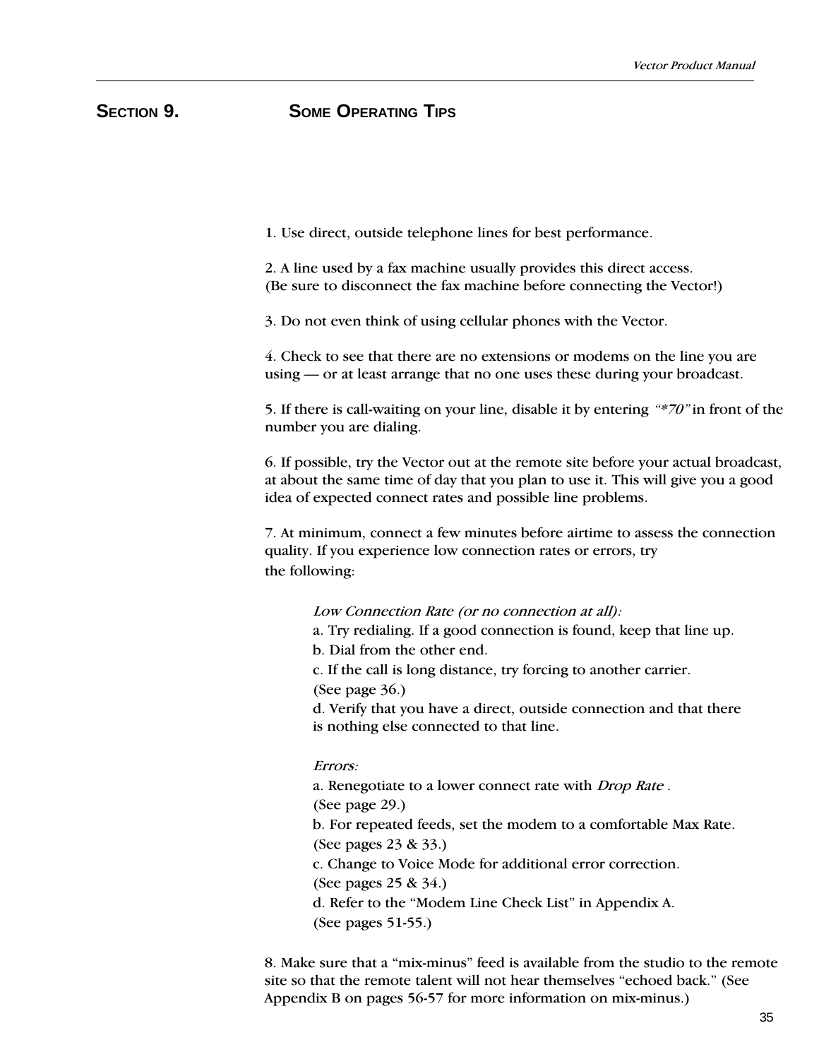# Section 9. Some Operating Tips

1. Use direct, outside telephone lines for best performance.

2. A line used by a fax machine usually provides this direct access. (Be sure to disconnect the fax machine before connecting the Vector!)

3. Do not even think of using cellular phones with the Vector.

4. Check to see that there are no extensions or modems on the line you are using — or at least arrange that no one uses these during your broadcast.

5. If there is call-waiting on your line, disable it by entering *"*70"* in front of the number you are dialing.

6. If possible, try the Vector out at the remote site before your actual broadcast, at about the same time of day that you plan to use it. This will give you a good idea of expected connect rates and possible line problems.

7. At minimum, connect a few minutes before airtime to assess the connection quality. If you experience low connection rates or errors, try the following:

   *Low Connection Rate (or no connection at all):*
   a. Try redialing. If a good connection is found, keep that line up.
   b. Dial from the other end.
   c. If the call is long distance, try forcing to another carrier. (See page 36.)
   d. Verify that you have a direct, outside connection and that there is nothing else connected to that line.

   *Errors:*
   a. Renegotiate to a lower connect rate with *Drop Rate* . (See page 29.)
   b. For repeated feeds, set the modem to a comfortable Max Rate. (See pages 23 & 33.)
   c. Change to Voice Mode for additional error correction. (See pages 25 & 34.)
   d. Refer to the "Modem Line Check List" in Appendix A. (See pages 51-55.)

8. Make sure that a "mix-minus" feed is available from the studio to the remote site so that the remote talent will not hear themselves "echoed back." (See Appendix B on pages 56-57 for more information on mix-minus.)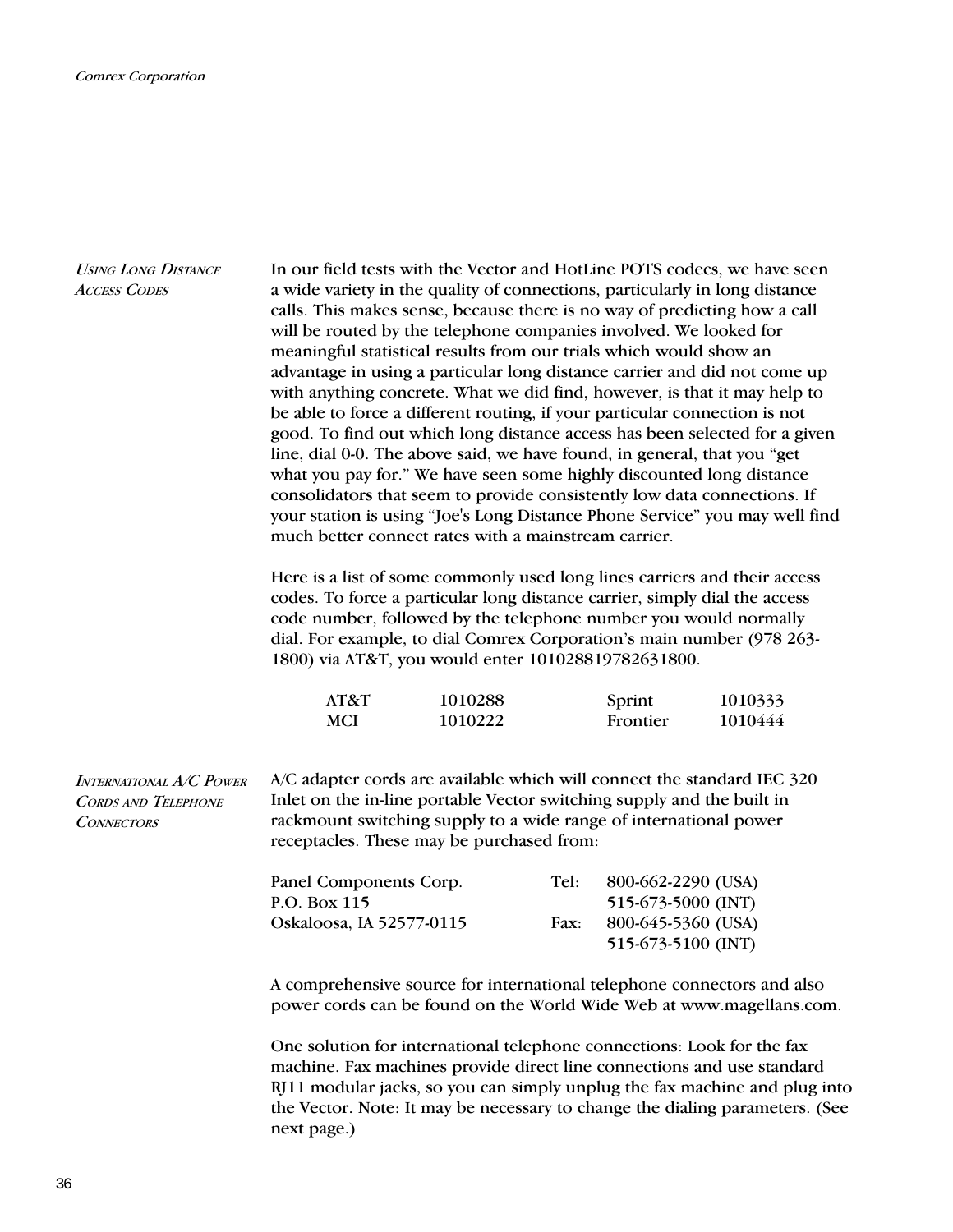## *Using Long Distance Access Codes*

In our field tests with the Vector and HotLine POTS codecs, we have seen a wide variety in the quality of connections, particularly in long distance calls. This makes sense, because there is no way of predicting how a call will be routed by the telephone companies involved. We looked for meaningful statistical results from our trials which would show an advantage in using a particular long distance carrier and did not come up with anything concrete. What we did find, however, is that it may help to be able to force a different routing, if your particular connection is not good. To find out which long distance access has been selected for a given line, dial 0-0. The above said, we have found, in general, that you "get what you pay for." We have seen some highly discounted long distance consolidators that seem to provide consistently low data connections. If your station is using "Joe's Long Distance Phone Service" you may well find much better connect rates with a mainstream carrier.

Here is a list of some commonly used long lines carriers and their access codes. To force a particular long distance carrier, simply dial the access code number, followed by the telephone number you would normally dial. For example, to dial Comrex Corporation's main number (978 263-1800) via AT&T, you would enter 101028819782631800.

| | | | |
|---|---|---|---|
| AT&T | 1010288 | Sprint | 1010333 |
| MCI | 1010222 | Frontier | 1010444 |

## *International A/C Power Cords and Telephone Connectors*

A/C adapter cords are available which will connect the standard IEC 320 Inlet on the in-line portable Vector switching supply and the built in rackmount switching supply to a wide range of international power receptacles. These may be purchased from:

| | | |
|---|---|---|
| Panel Components Corp. | Tel: | 800-662-2290 (USA) |
| P.O. Box 115 | | 515-673-5000 (INT) |
| Oskaloosa, IA 52577-0115 | Fax: | 800-645-5360 (USA) |
| | | 515-673-5100 (INT) |

A comprehensive source for international telephone connectors and also power cords can be found on the World Wide Web at www.magellans.com.

One solution for international telephone connections: Look for the fax machine. Fax machines provide direct line connections and use standard RJ11 modular jacks, so you can simply unplug the fax machine and plug into the Vector. Note: It may be necessary to change the dialing parameters. (See next page.)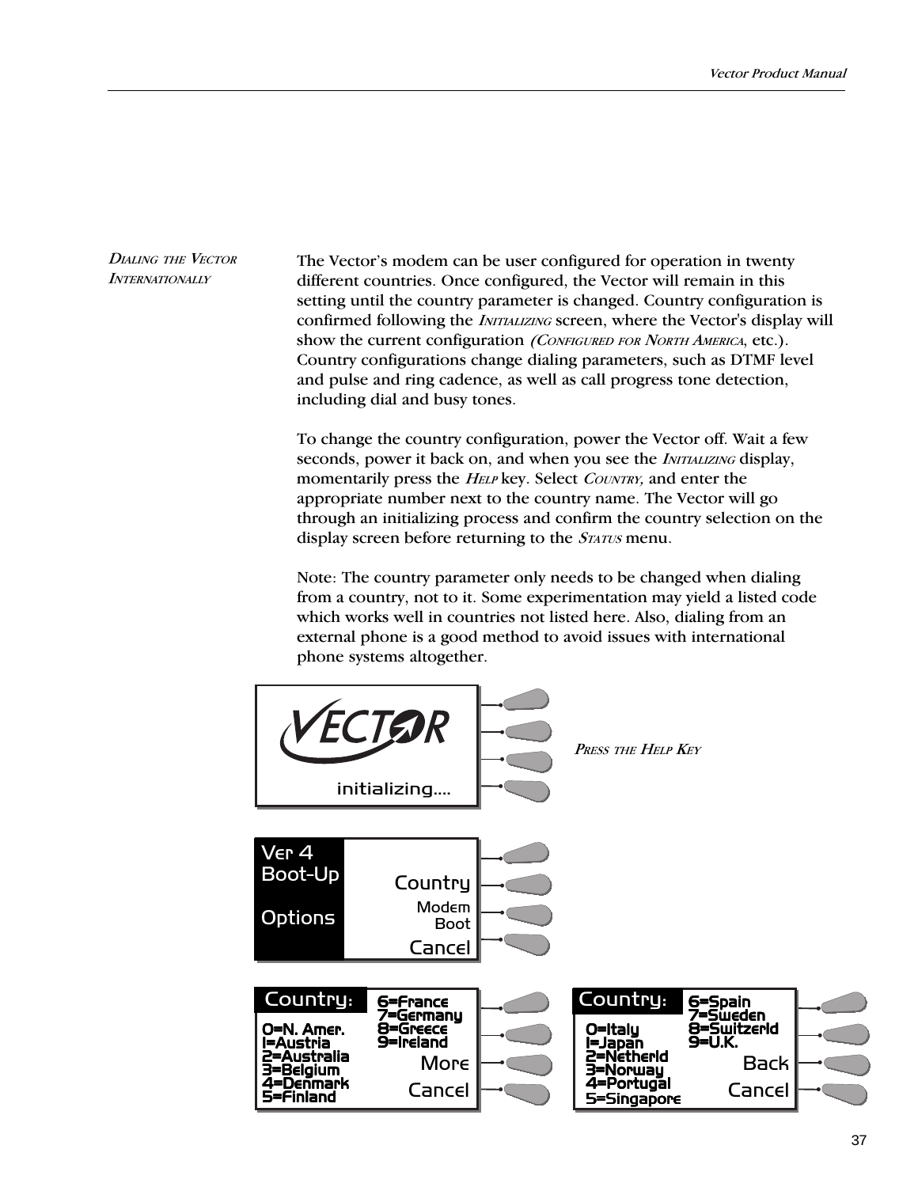## *Dialing the Vector Internationally*

The Vector's modem can be user configured for operation in twenty different countries. Once configured, the Vector will remain in this setting until the country parameter is changed. Country configuration is confirmed following the *Initializing* screen, where the Vector's display will show the current configuration *(Configured for North America*, etc.). Country configurations change dialing parameters, such as DTMF level and pulse and ring cadence, as well as call progress tone detection, including dial and busy tones.

To change the country configuration, power the Vector off. Wait a few seconds, power it back on, and when you see the *Initializing* display, momentarily press the *Help* key. Select *Country,* and enter the appropriate number next to the country name. The Vector will go through an initializing process and confirm the country selection on the display screen before returning to the *Status* menu.

Note: The country parameter only needs to be changed when dialing from a country, not to it. Some experimentation may yield a listed code which works well in countries not listed here. Also, dialing from an external phone is a good method to avoid issues with international phone systems altogether.

VECTOR

initializing....

*Press the Help Key*

Ver 4
Boot-Up

Options

Country
Modem
Boot
Cancel

Country:
0=N. Amer.
1=Austria
2=Australia
3=Belgium
4=Denmark
5=Finland
6=France
7=Germany
8=Greece
9=Ireland
More
Cancel

Country:
0=Italy
1=Japan
2=Netherld
3=Norway
4=Portugal
5=Singapore
6=Spain
7=Sweden
8=Switzerld
9=U.K.
Back
Cancel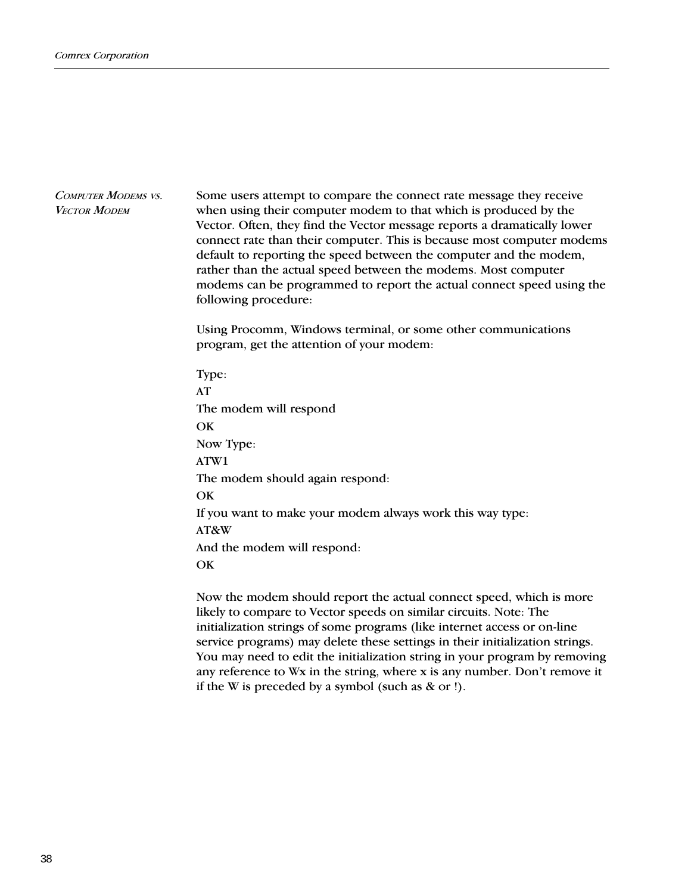### *Computer Modems vs. Vector Modem*

Some users attempt to compare the connect rate message they receive when using their computer modem to that which is produced by the Vector. Often, they find the Vector message reports a dramatically lower connect rate than their computer. This is because most computer modems default to reporting the speed between the computer and the modem, rather than the actual speed between the modems. Most computer modems can be programmed to report the actual connect speed using the following procedure:

Using Procomm, Windows terminal, or some other communications program, get the attention of your modem:

Type:

AT

The modem will respond

OK

Now Type:

ATW1

The modem should again respond:

OK

If you want to make your modem always work this way type:

AT&W

And the modem will respond:

OK

Now the modem should report the actual connect speed, which is more likely to compare to Vector speeds on similar circuits. Note: The initialization strings of some programs (like internet access or on-line service programs) may delete these settings in their initialization strings. You may need to edit the initialization string in your program by removing any reference to Wx in the string, where x is any number. Don't remove it if the W is preceded by a symbol (such as & or !).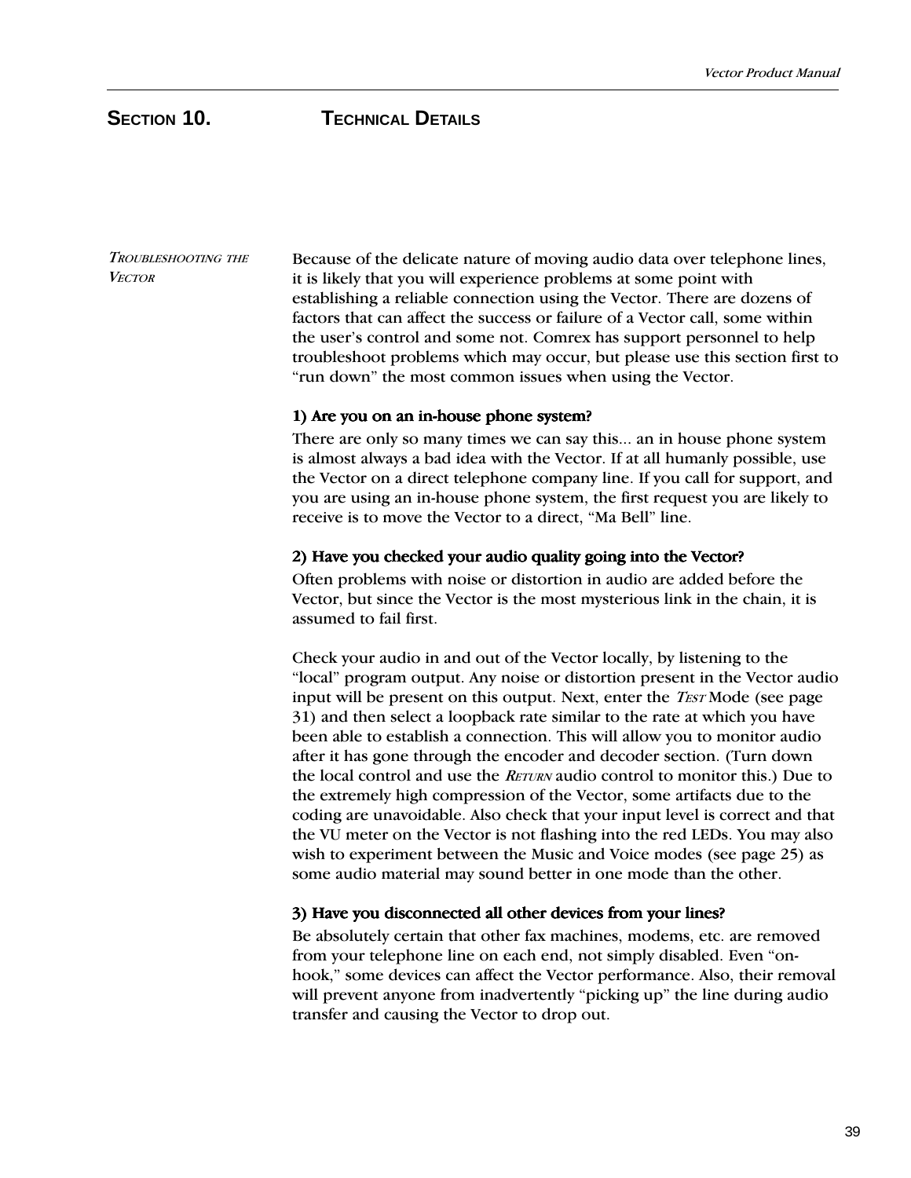# SECTION 10. TECHNICAL DETAILS

## *TROUBLESHOOTING THE VECTOR*

Because of the delicate nature of moving audio data over telephone lines, it is likely that you will experience problems at some point with establishing a reliable connection using the Vector. There are dozens of factors that can affect the success or failure of a Vector call, some within the user's control and some not. Comrex has support personnel to help troubleshoot problems which may occur, but please use this section first to "run down" the most common issues when using the Vector.

**1) Are you on an in-house phone system?**

There are only so many times we can say this... an in house phone system is almost always a bad idea with the Vector. If at all humanly possible, use the Vector on a direct telephone company line. If you call for support, and you are using an in-house phone system, the first request you are likely to receive is to move the Vector to a direct, "Ma Bell" line.

**2) Have you checked your audio quality going into the Vector?**

Often problems with noise or distortion in audio are added before the Vector, but since the Vector is the most mysterious link in the chain, it is assumed to fail first.

Check your audio in and out of the Vector locally, by listening to the "local" program output. Any noise or distortion present in the Vector audio input will be present on this output. Next, enter the *TEST* Mode (see page 31) and then select a loopback rate similar to the rate at which you have been able to establish a connection. This will allow you to monitor audio after it has gone through the encoder and decoder section. (Turn down the local control and use the *RETURN* audio control to monitor this.) Due to the extremely high compression of the Vector, some artifacts due to the coding are unavoidable. Also check that your input level is correct and that the VU meter on the Vector is not flashing into the red LEDs. You may also wish to experiment between the Music and Voice modes (see page 25) as some audio material may sound better in one mode than the other.

**3) Have you disconnected all other devices from your lines?**

Be absolutely certain that other fax machines, modems, etc. are removed from your telephone line on each end, not simply disabled. Even "on-hook," some devices can affect the Vector performance. Also, their removal will prevent anyone from inadvertently "picking up" the line during audio transfer and causing the Vector to drop out.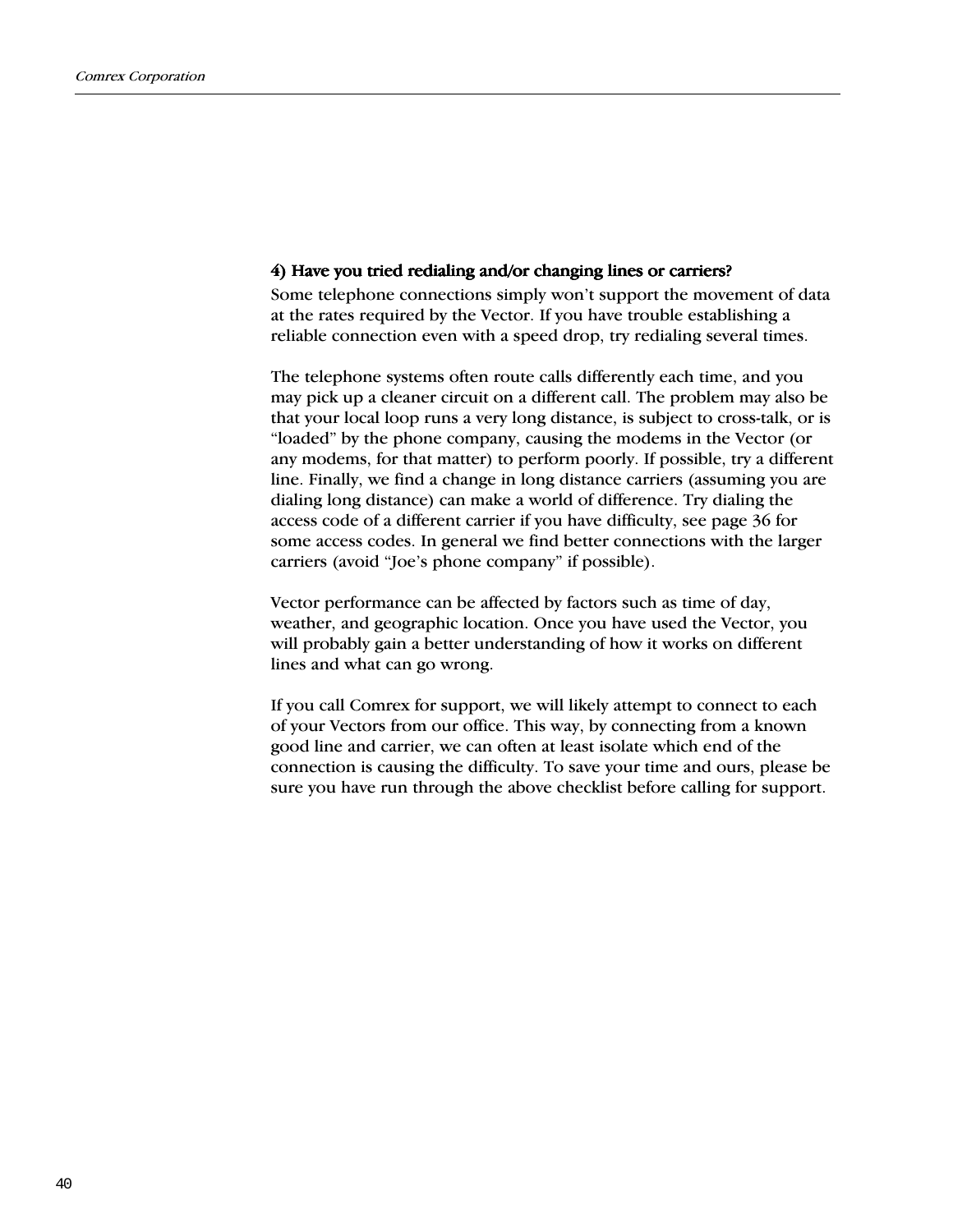#### 4) Have you tried redialing and/or changing lines or carriers?

Some telephone connections simply won't support the movement of data at the rates required by the Vector. If you have trouble establishing a reliable connection even with a speed drop, try redialing several times.

The telephone systems often route calls differently each time, and you may pick up a cleaner circuit on a different call. The problem may also be that your local loop runs a very long distance, is subject to cross-talk, or is "loaded" by the phone company, causing the modems in the Vector (or any modems, for that matter) to perform poorly. If possible, try a different line. Finally, we find a change in long distance carriers (assuming you are dialing long distance) can make a world of difference. Try dialing the access code of a different carrier if you have difficulty, see page 36 for some access codes. In general we find better connections with the larger carriers (avoid "Joe's phone company" if possible).

Vector performance can be affected by factors such as time of day, weather, and geographic location. Once you have used the Vector, you will probably gain a better understanding of how it works on different lines and what can go wrong.

If you call Comrex for support, we will likely attempt to connect to each of your Vectors from our office. This way, by connecting from a known good line and carrier, we can often at least isolate which end of the connection is causing the difficulty. To save your time and ours, please be sure you have run through the above checklist before calling for support.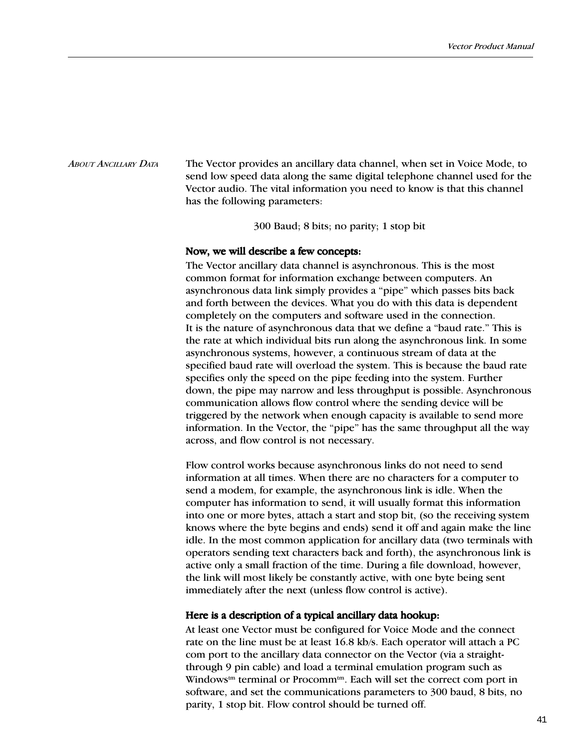## About Ancillary Data

The Vector provides an ancillary data channel, when set in Voice Mode, to send low speed data along the same digital telephone channel used for the Vector audio. The vital information you need to know is that this channel has the following parameters:

300 Baud; 8 bits; no parity; 1 stop bit

**Now, we will describe a few concepts:**

The Vector ancillary data channel is asynchronous. This is the most common format for information exchange between computers. An asynchronous data link simply provides a "pipe" which passes bits back and forth between the devices. What you do with this data is dependent completely on the computers and software used in the connection. It is the nature of asynchronous data that we define a "baud rate." This is the rate at which individual bits run along the asynchronous link. In some asynchronous systems, however, a continuous stream of data at the specified baud rate will overload the system. This is because the baud rate specifies only the speed on the pipe feeding into the system. Further down, the pipe may narrow and less throughput is possible. Asynchronous communication allows flow control where the sending device will be triggered by the network when enough capacity is available to send more information. In the Vector, the "pipe" has the same throughput all the way across, and flow control is not necessary.

Flow control works because asynchronous links do not need to send information at all times. When there are no characters for a computer to send a modem, for example, the asynchronous link is idle. When the computer has information to send, it will usually format this information into one or more bytes, attach a start and stop bit, (so the receiving system knows where the byte begins and ends) send it off and again make the line idle. In the most common application for ancillary data (two terminals with operators sending text characters back and forth), the asynchronous link is active only a small fraction of the time. During a file download, however, the link will most likely be constantly active, with one byte being sent immediately after the next (unless flow control is active).

**Here is a description of a typical ancillary data hookup:**

At least one Vector must be configured for Voice Mode and the connect rate on the line must be at least 16.8 kb/s. Each operator will attach a PC com port to the ancillary data connector on the Vector (via a straight-through 9 pin cable) and load a terminal emulation program such as Windows[tm] terminal or Procomm[tm]. Each will set the correct com port in software, and set the communications parameters to 300 baud, 8 bits, no parity, 1 stop bit. Flow control should be turned off.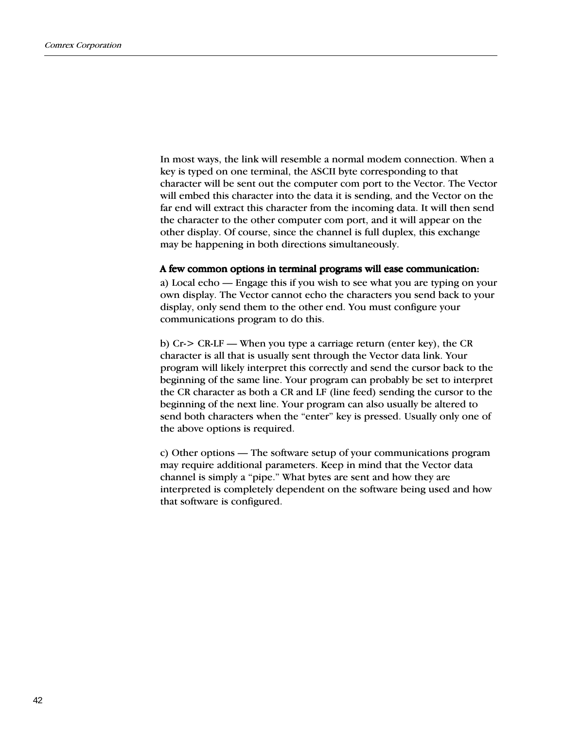In most ways, the link will resemble a normal modem connection. When a key is typed on one terminal, the ASCII byte corresponding to that character will be sent out the computer com port to the Vector. The Vector will embed this character into the data it is sending, and the Vector on the far end will extract this character from the incoming data. It will then send the character to the other computer com port, and it will appear on the other display. Of course, since the channel is full duplex, this exchange may be happening in both directions simultaneously.

**A few common options in terminal programs will ease communication:**

a) Local echo — Engage this if you wish to see what you are typing on your own display. The Vector cannot echo the characters you send back to your display, only send them to the other end. You must configure your communications program to do this.

b) Cr-> CR-LF — When you type a carriage return (enter key), the CR character is all that is usually sent through the Vector data link. Your program will likely interpret this correctly and send the cursor back to the beginning of the same line. Your program can probably be set to interpret the CR character as both a CR and LF (line feed) sending the cursor to the beginning of the next line. Your program can also usually be altered to send both characters when the “enter” key is pressed. Usually only one of the above options is required.

c) Other options — The software setup of your communications program may require additional parameters. Keep in mind that the Vector data channel is simply a “pipe.” What bytes are sent and how they are interpreted is completely dependent on the software being used and how that software is configured.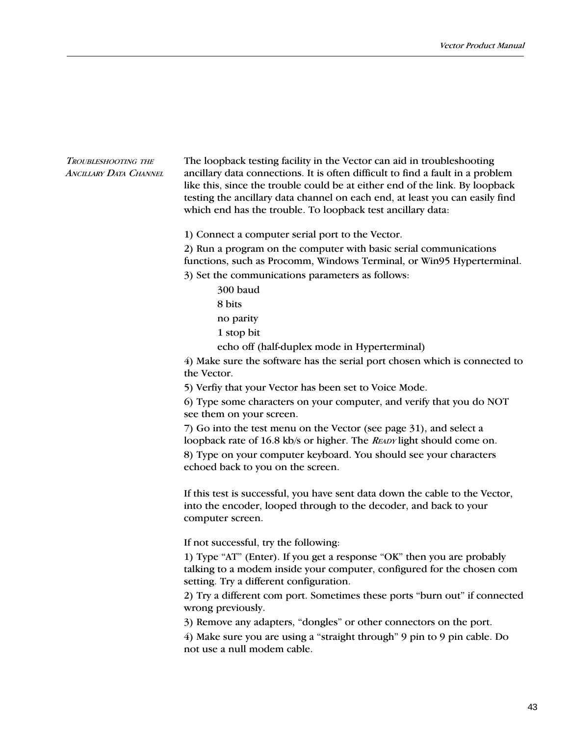## Troubleshooting the Ancillary Data Channel

The loopback testing facility in the Vector can aid in troubleshooting ancillary data connections. It is often difficult to find a fault in a problem like this, since the trouble could be at either end of the link. By loopback testing the ancillary data channel on each end, at least you can easily find which end has the trouble. To loopback test ancillary data:

1) Connect a computer serial port to the Vector.

2) Run a program on the computer with basic serial communications functions, such as Procomm, Windows Terminal, or Win95 Hyperterminal.

3) Set the communications parameters as follows:

   300 baud
   8 bits
   no parity
   1 stop bit
   echo off (half-duplex mode in Hyperterminal)

4) Make sure the software has the serial port chosen which is connected to the Vector.

5) Verfiy that your Vector has been set to Voice Mode.

6) Type some characters on your computer, and verify that you do NOT see them on your screen.

7) Go into the test menu on the Vector (see page 31), and select a loopback rate of 16.8 kb/s or higher. The *Ready* light should come on.

8) Type on your computer keyboard. You should see your characters echoed back to you on the screen.

If this test is successful, you have sent data down the cable to the Vector, into the encoder, looped through to the decoder, and back to your computer screen.

If not successful, try the following:

1) Type “AT” (Enter). If you get a response “OK” then you are probably talking to a modem inside your computer, configured for the chosen com setting. Try a different configuration.

2) Try a different com port. Sometimes these ports “burn out” if connected wrong previously.

3) Remove any adapters, “dongles” or other connectors on the port.

4) Make sure you are using a “straight through” 9 pin to 9 pin cable. Do not use a null modem cable.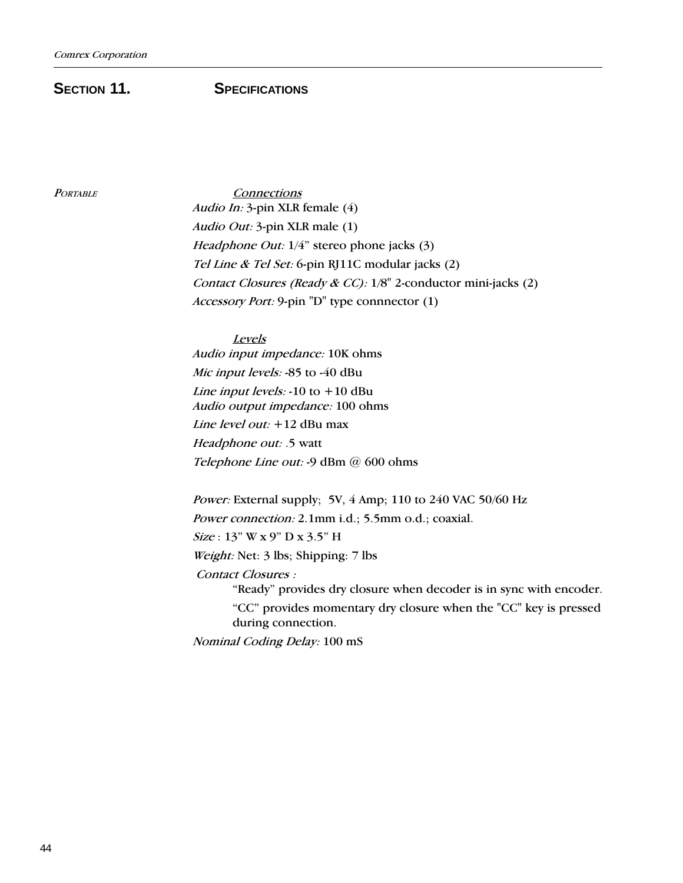# Section 11. Specifications

*Portable*

***Connections***

*Audio In:* 3-pin XLR female (4)

*Audio Out:* 3-pin XLR male (1)

*Headphone Out:* 1/4” stereo phone jacks (3)

*Tel Line & Tel Set:* 6-pin RJ11C modular jacks (2)

*Contact Closures (Ready & CC):* 1/8" 2-conductor mini-jacks (2)

*Accessory Port:* 9-pin "D" type connnector (1)

***Levels***

*Audio input impedance:* 10K ohms

*Mic input levels:* -85 to -40 dBu

*Line input levels:* -10 to +10 dBu

*Audio output impedance:* 100 ohms

*Line level out:* +12 dBu max

*Headphone out:* .5 watt

*Telephone Line out:* -9 dBm @ 600 ohms

*Power:* External supply; 5V, 4 Amp; 110 to 240 VAC 50/60 Hz

*Power connection:* 2.1mm i.d.; 5.5mm o.d.; coaxial.

*Size* : 13” W x 9” D x 3.5” H

*Weight:* Net: 3 lbs; Shipping: 7 lbs

*Contact Closures :*

“Ready” provides dry closure when decoder is in sync with encoder.

“CC” provides momentary dry closure when the "CC" key is pressed during connection.

*Nominal Coding Delay:* 100 mS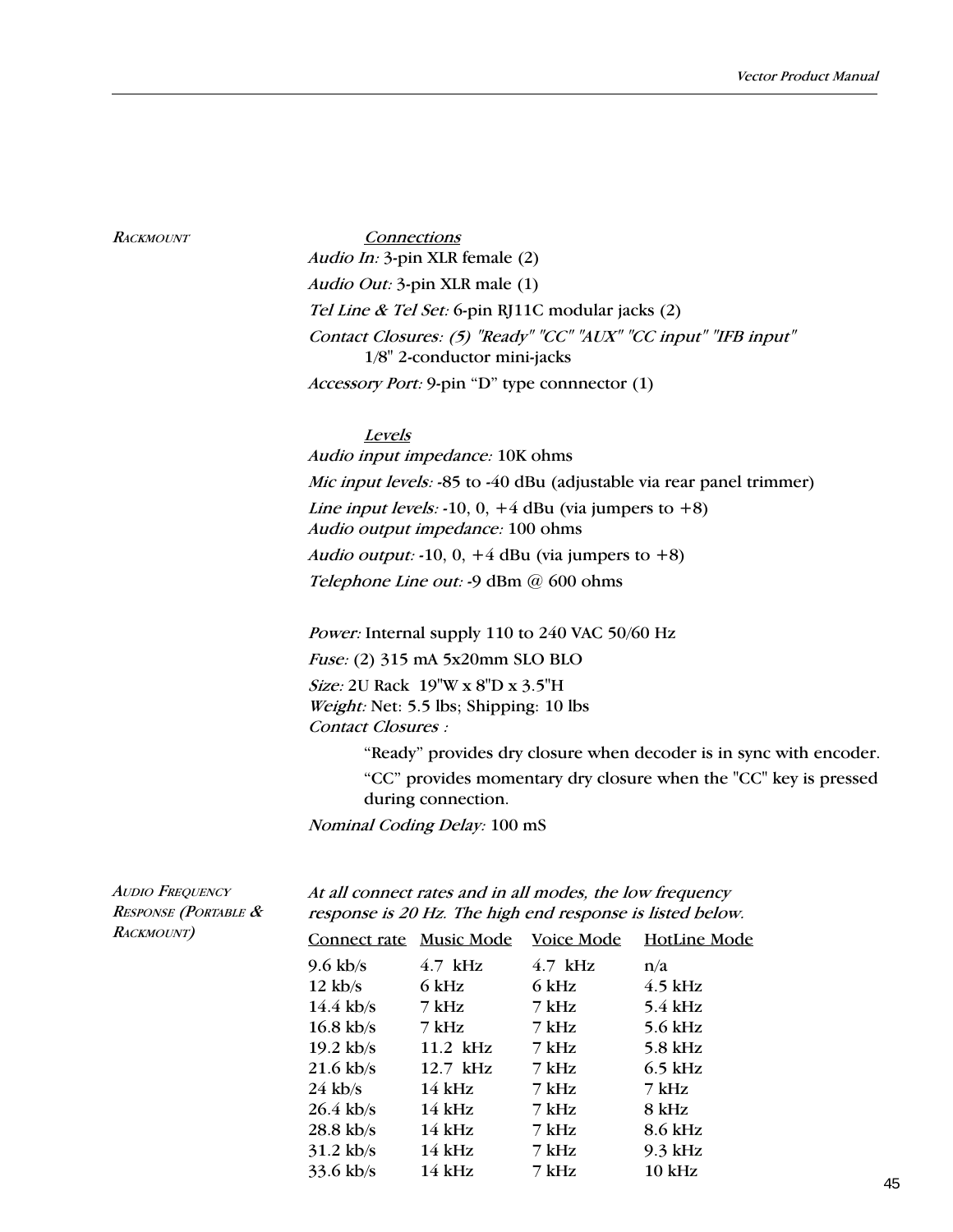### RACKMOUNT

*Connections*

*Audio In:* 3-pin XLR female (2)

*Audio Out:* 3-pin XLR male (1)

*Tel Line & Tel Set:* 6-pin RJ11C modular jacks (2)

*Contact Closures: (5) "Ready" "CC" "AUX" "CC input" "IFB input"*
1/8" 2-conductor mini-jacks

*Accessory Port:* 9-pin "D" type connnector (1)

*Levels*

*Audio input impedance:* 10K ohms

*Mic input levels:* -85 to -40 dBu (adjustable via rear panel trimmer)

*Line input levels:* -10, 0, +4 dBu (via jumpers to +8)
*Audio output impedance:* 100 ohms

*Audio output:* -10, 0, +4 dBu (via jumpers to +8)

*Telephone Line out:* -9 dBm @ 600 ohms

*Power:* Internal supply 110 to 240 VAC 50/60 Hz

*Fuse:* (2) 315 mA 5x20mm SLO BLO

*Size:* 2U Rack 19"W x 8"D x 3.5"H
*Weight:* Net: 5.5 lbs; Shipping: 10 lbs
*Contact Closures :*

"Ready" provides dry closure when decoder is in sync with encoder.

"CC" provides momentary dry closure when the "CC" key is pressed during connection.

*Nominal Coding Delay:* 100 mS

### AUDIO FREQUENCY RESPONSE (PORTABLE & RACKMOUNT)

*At all connect rates and in all modes, the low frequency response is 20 Hz. The high end response is listed below.*

| Connect rate | Music Mode | Voice Mode | HotLine Mode |
|---|---|---|---|
| 9.6 kb/s | 4.7 kHz | 4.7 kHz | n/a |
| 12 kb/s | 6 kHz | 6 kHz | 4.5 kHz |
| 14.4 kb/s | 7 kHz | 7 kHz | 5.4 kHz |
| 16.8 kb/s | 7 kHz | 7 kHz | 5.6 kHz |
| 19.2 kb/s | 11.2 kHz | 7 kHz | 5.8 kHz |
| 21.6 kb/s | 12.7 kHz | 7 kHz | 6.5 kHz |
| 24 kb/s | 14 kHz | 7 kHz | 7 kHz |
| 26.4 kb/s | 14 kHz | 7 kHz | 8 kHz |
| 28.8 kb/s | 14 kHz | 7 kHz | 8.6 kHz |
| 31.2 kb/s | 14 kHz | 7 kHz | 9.3 kHz |
| 33.6 kb/s | 14 kHz | 7 kHz | 10 kHz |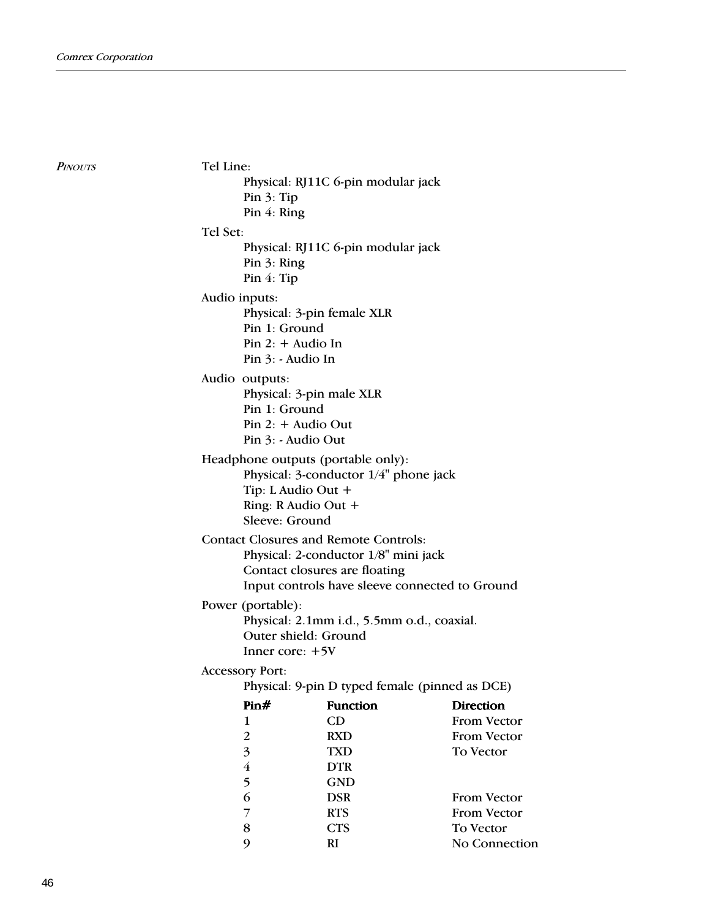## *Pinouts*

Tel Line:

Physical: RJ11C 6-pin modular jack
Pin 3: Tip
Pin 4: Ring

Tel Set:

Physical: RJ11C 6-pin modular jack
Pin 3: Ring
Pin 4: Tip

Audio inputs:

Physical: 3-pin female XLR
Pin 1: Ground
Pin 2: + Audio In
Pin 3: - Audio In

Audio outputs:

Physical: 3-pin male XLR
Pin 1: Ground
Pin 2: + Audio Out
Pin 3: - Audio Out

Headphone outputs (portable only):

Physical: 3-conductor 1/4" phone jack
Tip: L Audio Out +
Ring: R Audio Out +
Sleeve: Ground

Contact Closures and Remote Controls:

Physical: 2-conductor 1/8" mini jack
Contact closures are floating
Input controls have sleeve connected to Ground

Power (portable):

Physical: 2.1mm i.d., 5.5mm o.d., coaxial.
Outer shield: Ground
Inner core: +5V

Accessory Port:

Physical: 9-pin D typed female (pinned as DCE)

| Pin# | Function | Direction |
|---|---|---|
| 1 | CD | From Vector |
| 2 | RXD | From Vector |
| 3 | TXD | To Vector |
| 4 | DTR | |
| 5 | GND | |
| 6 | DSR | From Vector |
| 7 | RTS | From Vector |
| 8 | CTS | To Vector |
| 9 | RI | No Connection |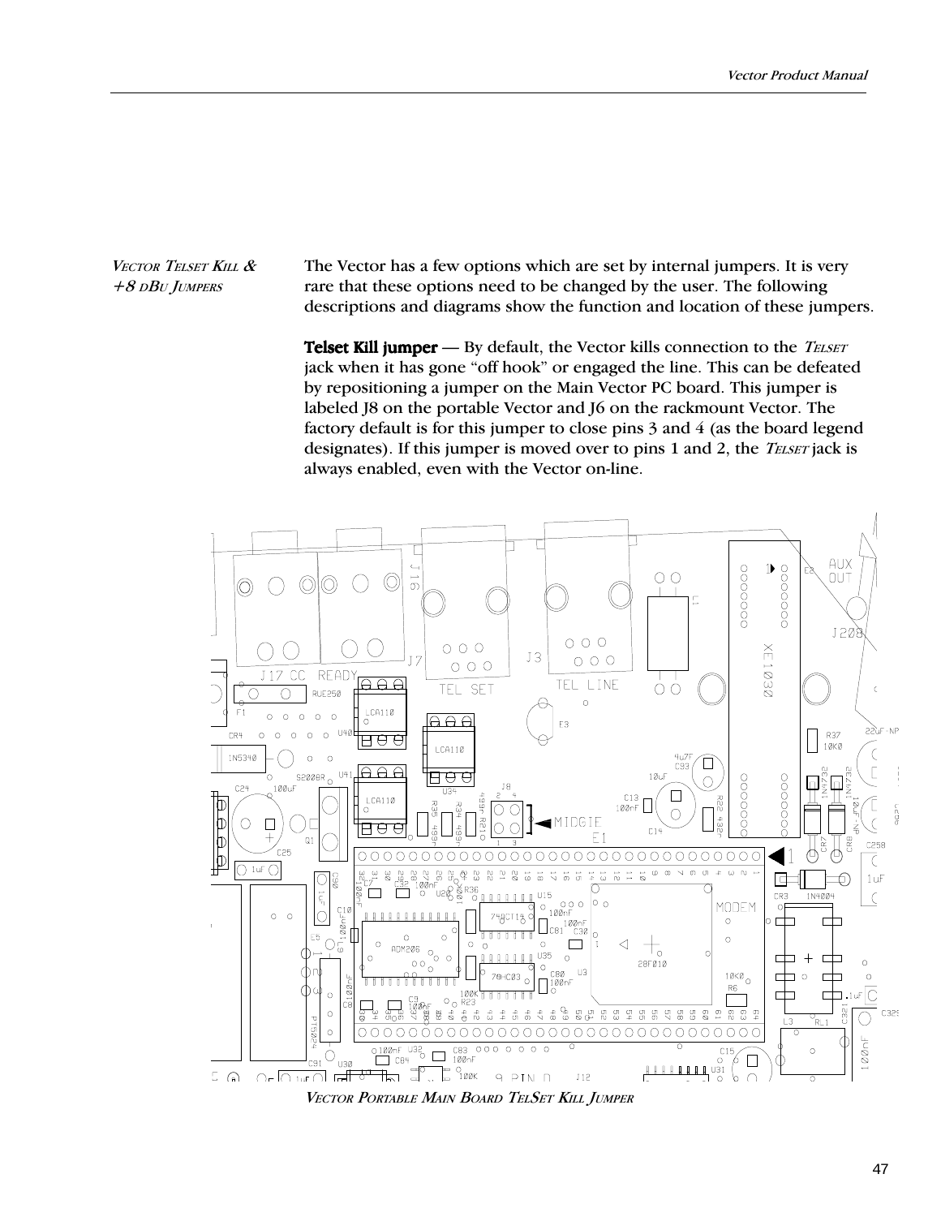*Vector Telset Kill & +8 dBu Jumpers*

The Vector has a few options which are set by internal jumpers. It is very rare that these options need to be changed by the user. The following descriptions and diagrams show the function and location of these jumpers.

**Telset Kill jumper** — By default, the Vector kills connection to the *Telset* jack when it has gone “off hook” or engaged the line. This can be defeated by repositioning a jumper on the Main Vector PC board. This jumper is labeled J8 on the portable Vector and J6 on the rackmount Vector. The factory default is for this jumper to close pins 3 and 4 (as the board legend designates). If this jumper is moved over to pins 1 and 2, the *Telset* jack is always enabled, even with the Vector on-line.

*Vector Portable Main Board TelSet Kill Jumper*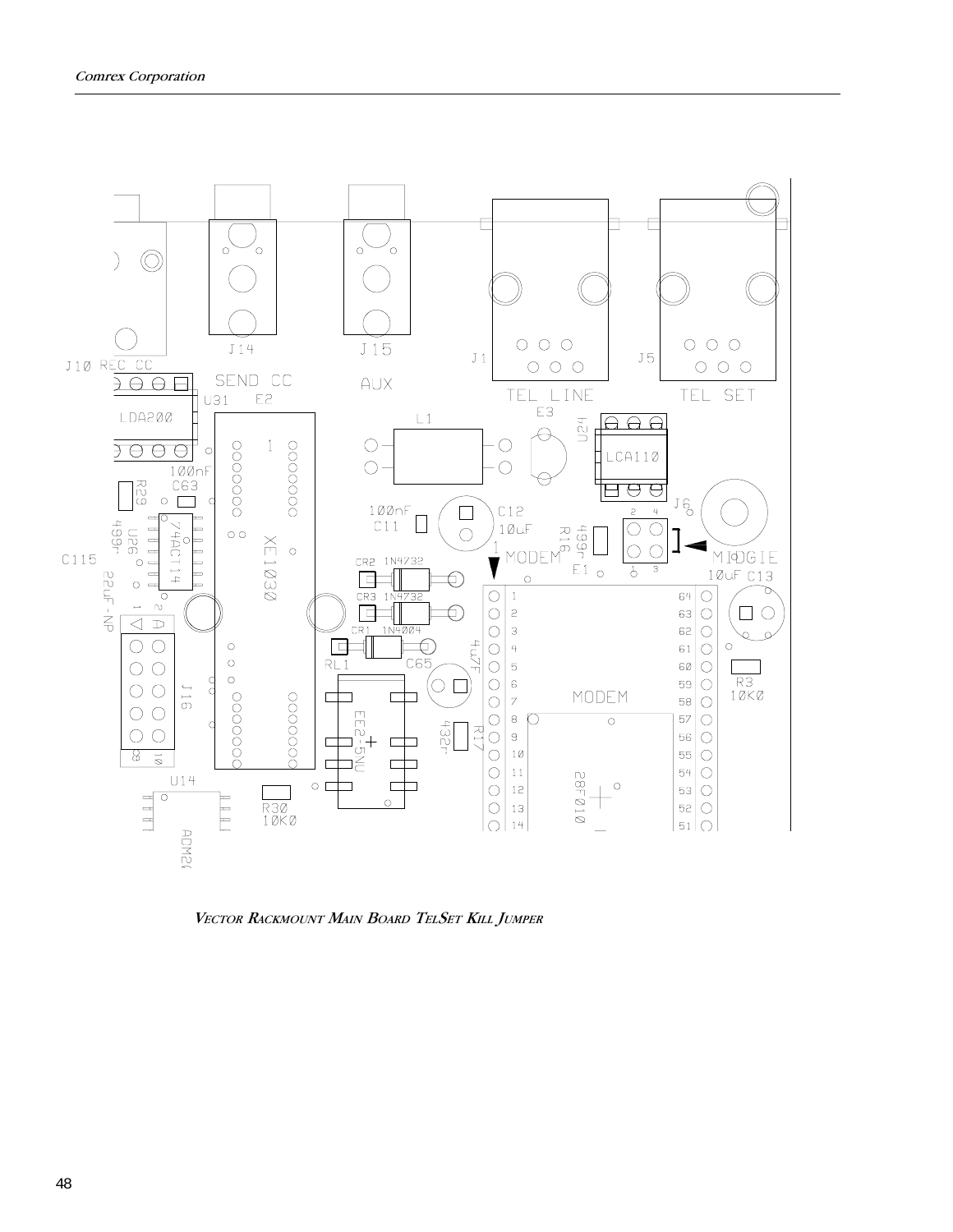*Vector Rackmount Main Board TelSet Kill Jumper*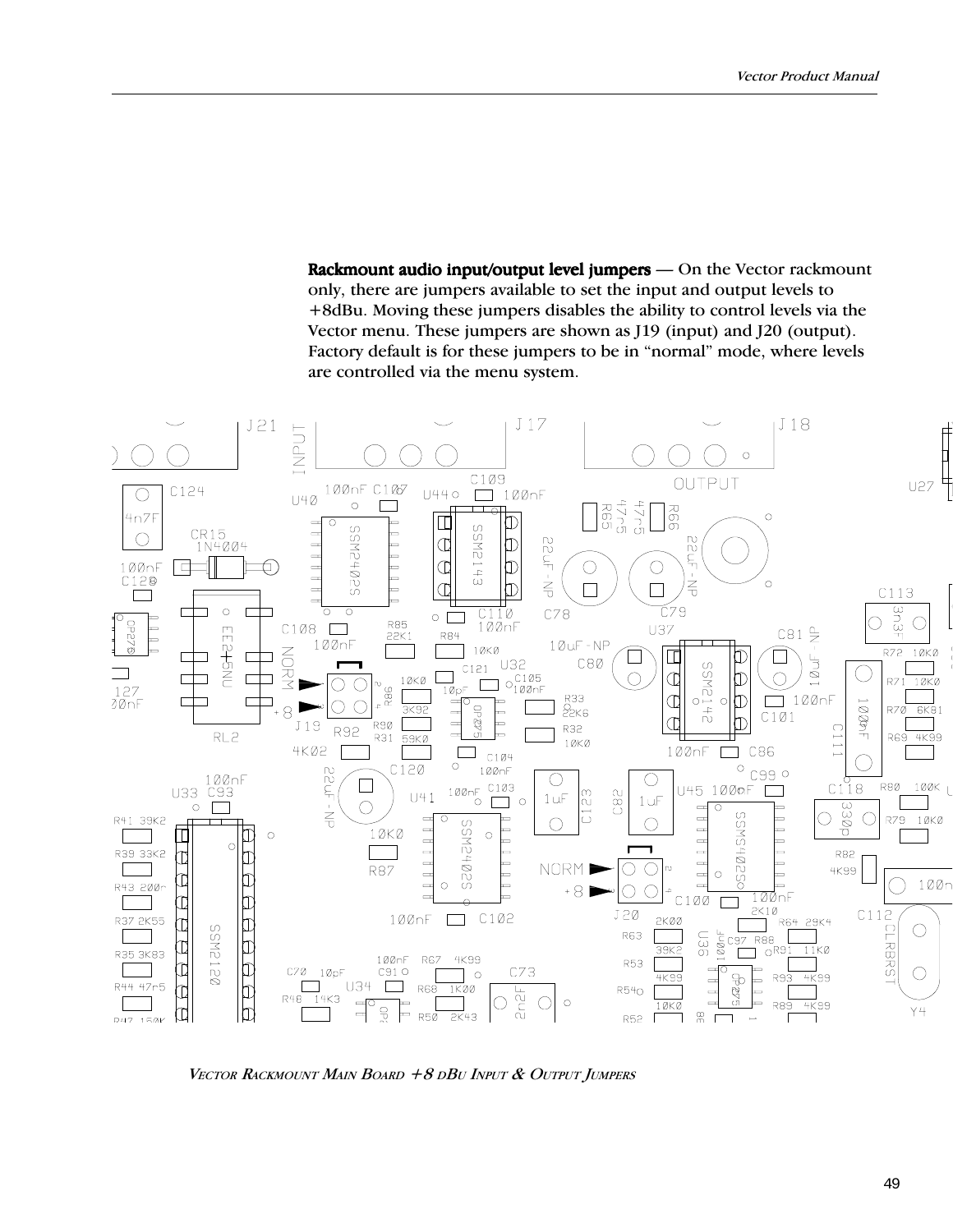**Rackmount audio input/output level jumpers** — On the Vector rackmount only, there are jumpers available to set the input and output levels to +8dBu. Moving these jumpers disables the ability to control levels via the Vector menu. These jumpers are shown as J19 (input) and J20 (output). Factory default is for these jumpers to be in "normal" mode, where levels are controlled via the menu system.

*Vector Rackmount Main Board +8 dBu Input & Output Jumpers*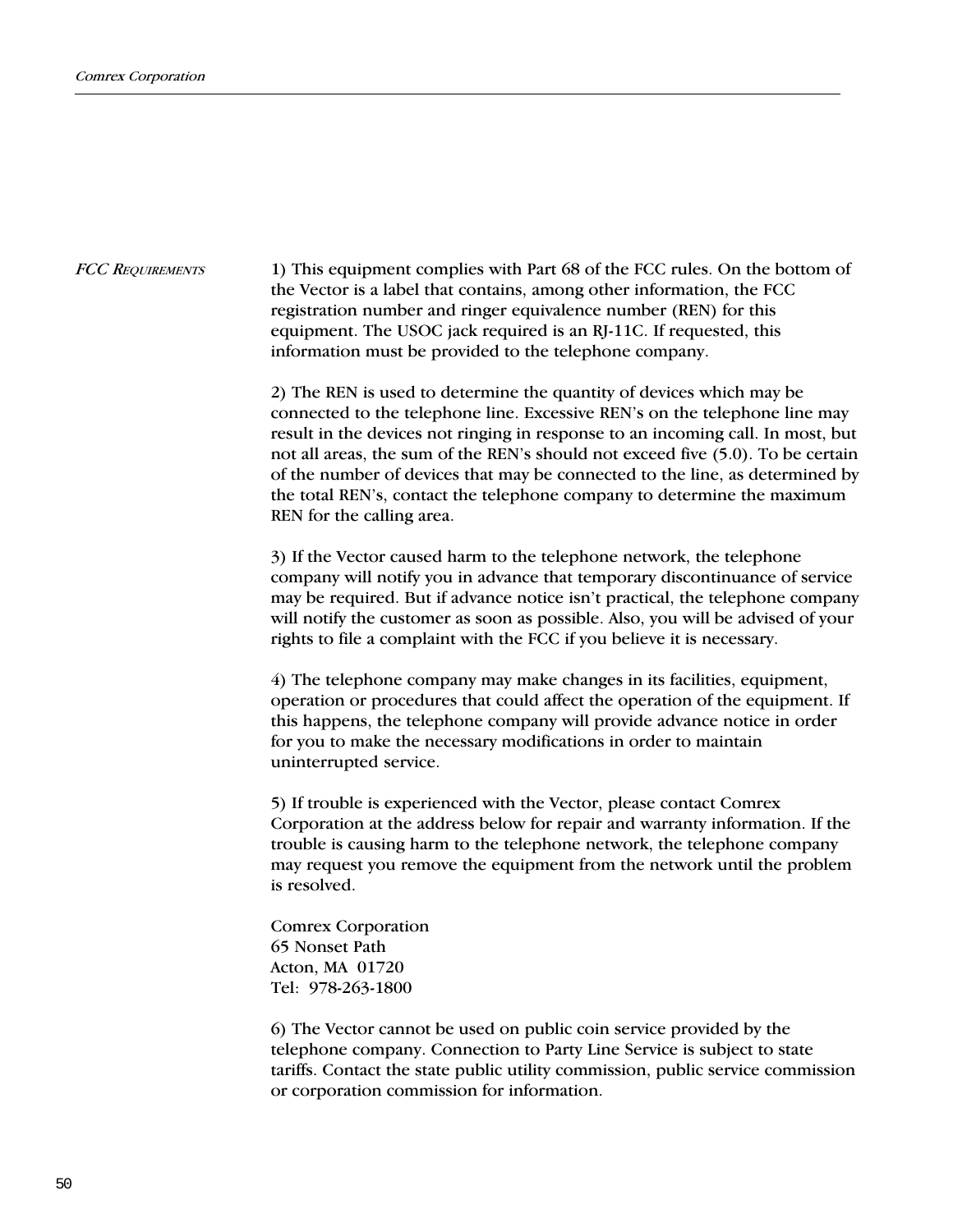## *FCC Requirements*

1) This equipment complies with Part 68 of the FCC rules. On the bottom of the Vector is a label that contains, among other information, the FCC registration number and ringer equivalence number (REN) for this equipment. The USOC jack required is an RJ-11C. If requested, this information must be provided to the telephone company.

2) The REN is used to determine the quantity of devices which may be connected to the telephone line. Excessive REN's on the telephone line may result in the devices not ringing in response to an incoming call. In most, but not all areas, the sum of the REN's should not exceed five (5.0). To be certain of the number of devices that may be connected to the line, as determined by the total REN's, contact the telephone company to determine the maximum REN for the calling area.

3) If the Vector caused harm to the telephone network, the telephone company will notify you in advance that temporary discontinuance of service may be required. But if advance notice isn't practical, the telephone company will notify the customer as soon as possible. Also, you will be advised of your rights to file a complaint with the FCC if you believe it is necessary.

4) The telephone company may make changes in its facilities, equipment, operation or procedures that could affect the operation of the equipment. If this happens, the telephone company will provide advance notice in order for you to make the necessary modifications in order to maintain uninterrupted service.

5) If trouble is experienced with the Vector, please contact Comrex Corporation at the address below for repair and warranty information. If the trouble is causing harm to the telephone network, the telephone company may request you remove the equipment from the network until the problem is resolved.

Comrex Corporation
65 Nonset Path
Acton, MA 01720
Tel: 978-263-1800

6) The Vector cannot be used on public coin service provided by the telephone company. Connection to Party Line Service is subject to state tariffs. Contact the state public utility commission, public service commission or corporation commission for information.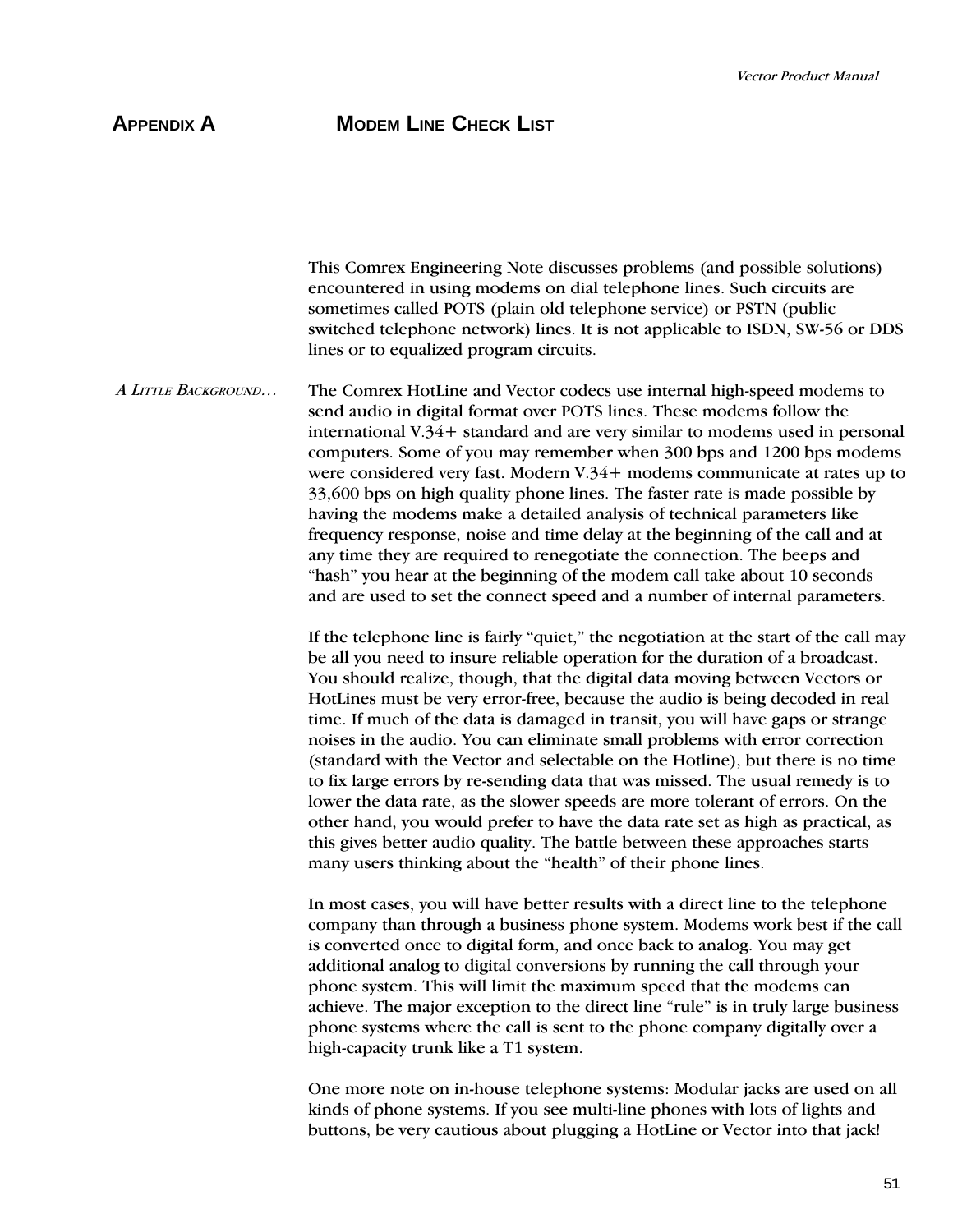# Appendix A — Modem Line Check List

This Comrex Engineering Note discusses problems (and possible solutions) encountered in using modems on dial telephone lines. Such circuits are sometimes called POTS (plain old telephone service) or PSTN (public switched telephone network) lines. It is not applicable to ISDN, SW-56 or DDS lines or to equalized program circuits.

*A Little Background…*

The Comrex HotLine and Vector codecs use internal high-speed modems to send audio in digital format over POTS lines. These modems follow the international V.34+ standard and are very similar to modems used in personal computers. Some of you may remember when 300 bps and 1200 bps modems were considered very fast. Modern V.34+ modems communicate at rates up to 33,600 bps on high quality phone lines. The faster rate is made possible by having the modems make a detailed analysis of technical parameters like frequency response, noise and time delay at the beginning of the call and at any time they are required to renegotiate the connection. The beeps and "hash" you hear at the beginning of the modem call take about 10 seconds and are used to set the connect speed and a number of internal parameters.

If the telephone line is fairly "quiet," the negotiation at the start of the call may be all you need to insure reliable operation for the duration of a broadcast. You should realize, though, that the digital data moving between Vectors or HotLines must be very error-free, because the audio is being decoded in real time. If much of the data is damaged in transit, you will have gaps or strange noises in the audio. You can eliminate small problems with error correction (standard with the Vector and selectable on the Hotline), but there is no time to fix large errors by re-sending data that was missed. The usual remedy is to lower the data rate, as the slower speeds are more tolerant of errors. On the other hand, you would prefer to have the data rate set as high as practical, as this gives better audio quality. The battle between these approaches starts many users thinking about the "health" of their phone lines.

In most cases, you will have better results with a direct line to the telephone company than through a business phone system. Modems work best if the call is converted once to digital form, and once back to analog. You may get additional analog to digital conversions by running the call through your phone system. This will limit the maximum speed that the modems can achieve. The major exception to the direct line "rule" is in truly large business phone systems where the call is sent to the phone company digitally over a high-capacity trunk like a T1 system.

One more note on in-house telephone systems: Modular jacks are used on all kinds of phone systems. If you see multi-line phones with lots of lights and buttons, be very cautious about plugging a HotLine or Vector into that jack!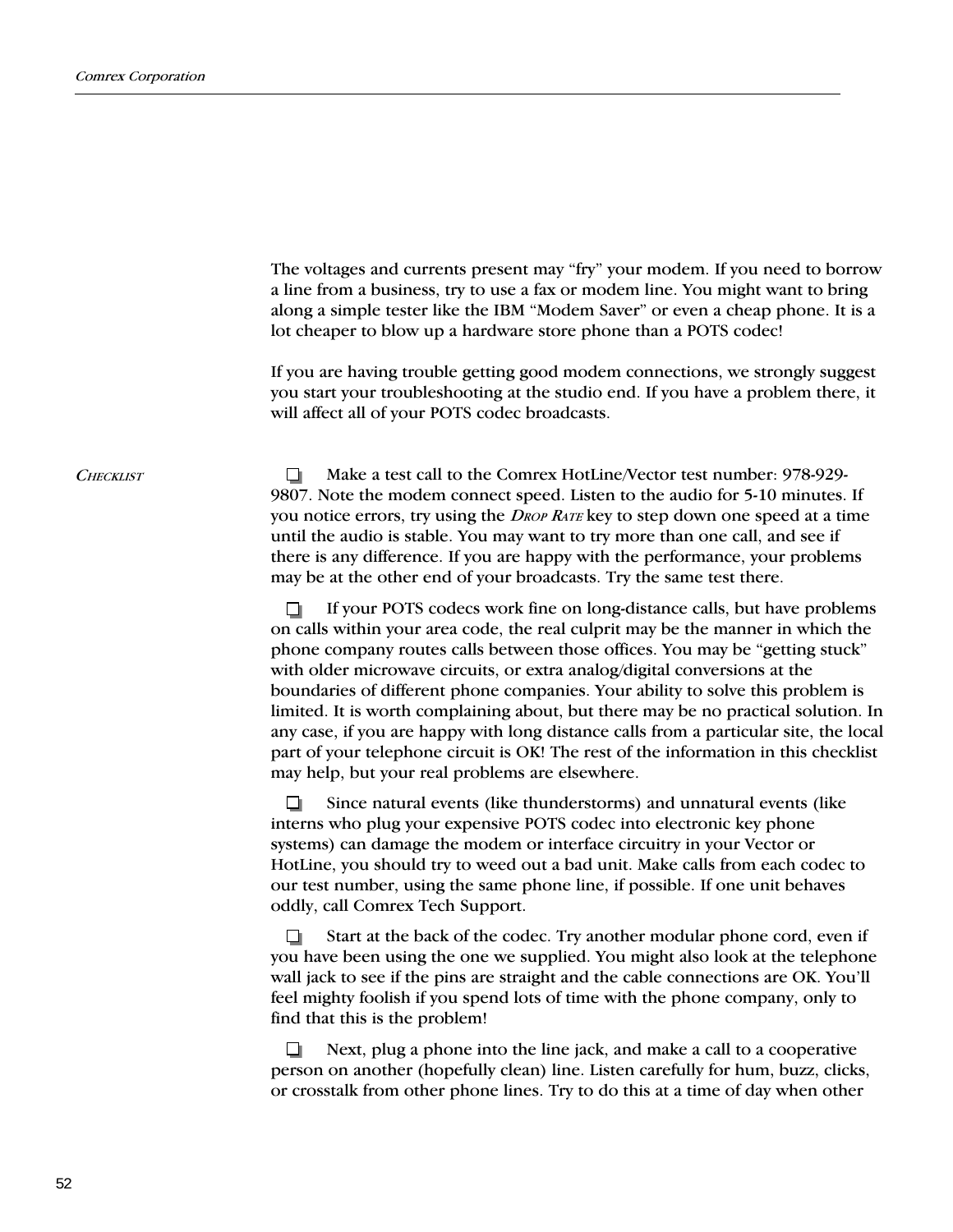The voltages and currents present may "fry" your modem. If you need to borrow a line from a business, try to use a fax or modem line. You might want to bring along a simple tester like the IBM "Modem Saver" or even a cheap phone. It is a lot cheaper to blow up a hardware store phone than a POTS codec!

If you are having trouble getting good modem connections, we strongly suggest you start your troubleshooting at the studio end. If you have a problem there, it will affect all of your POTS codec broadcasts.

*CHECKLIST*

- ❑ Make a test call to the Comrex HotLine/Vector test number: 978-929-9807. Note the modem connect speed. Listen to the audio for 5-10 minutes. If you notice errors, try using the *DROP RATE* key to step down one speed at a time until the audio is stable. You may want to try more than one call, and see if there is any difference. If you are happy with the performance, your problems may be at the other end of your broadcasts. Try the same test there.

- ❑ If your POTS codecs work fine on long-distance calls, but have problems on calls within your area code, the real culprit may be the manner in which the phone company routes calls between those offices. You may be "getting stuck" with older microwave circuits, or extra analog/digital conversions at the boundaries of different phone companies. Your ability to solve this problem is limited. It is worth complaining about, but there may be no practical solution. In any case, if you are happy with long distance calls from a particular site, the local part of your telephone circuit is OK! The rest of the information in this checklist may help, but your real problems are elsewhere.

- ❑ Since natural events (like thunderstorms) and unnatural events (like interns who plug your expensive POTS codec into electronic key phone systems) can damage the modem or interface circuitry in your Vector or HotLine, you should try to weed out a bad unit. Make calls from each codec to our test number, using the same phone line, if possible. If one unit behaves oddly, call Comrex Tech Support.

- ❑ Start at the back of the codec. Try another modular phone cord, even if you have been using the one we supplied. You might also look at the telephone wall jack to see if the pins are straight and the cable connections are OK. You'll feel mighty foolish if you spend lots of time with the phone company, only to find that this is the problem!

- ❑ Next, plug a phone into the line jack, and make a call to a cooperative person on another (hopefully clean) line. Listen carefully for hum, buzz, clicks, or crosstalk from other phone lines. Try to do this at a time of day when other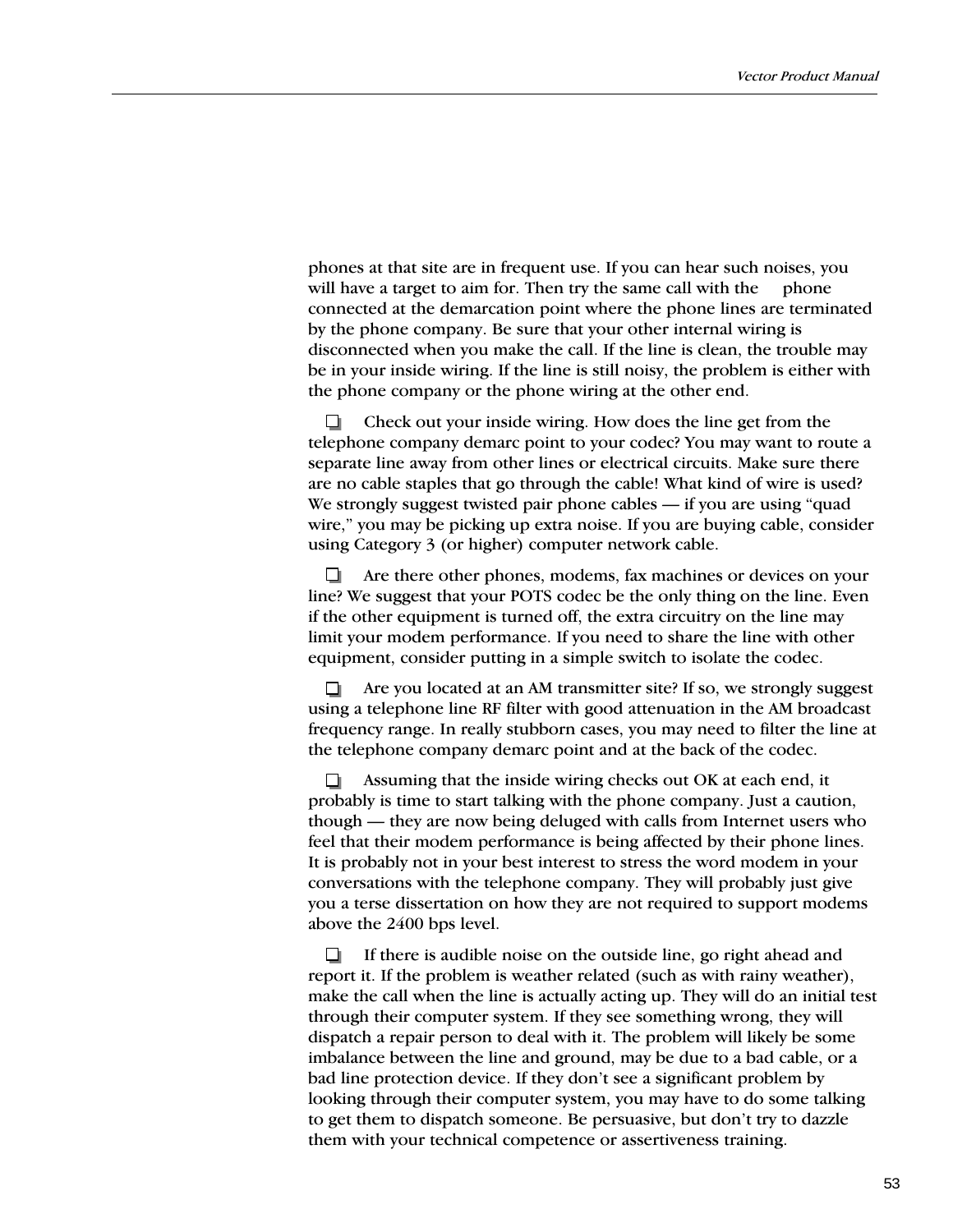phones at that site are in frequent use. If you can hear such noises, you will have a target to aim for. Then try the same call with the phone connected at the demarcation point where the phone lines are terminated by the phone company. Be sure that your other internal wiring is disconnected when you make the call. If the line is clean, the trouble may be in your inside wiring. If the line is still noisy, the problem is either with the phone company or the phone wiring at the other end.

- ❑ Check out your inside wiring. How does the line get from the telephone company demarc point to your codec? You may want to route a separate line away from other lines or electrical circuits. Make sure there are no cable staples that go through the cable! What kind of wire is used? We strongly suggest twisted pair phone cables — if you are using “quad wire,” you may be picking up extra noise. If you are buying cable, consider using Category 3 (or higher) computer network cable.

- ❑ Are there other phones, modems, fax machines or devices on your line? We suggest that your POTS codec be the only thing on the line. Even if the other equipment is turned off, the extra circuitry on the line may limit your modem performance. If you need to share the line with other equipment, consider putting in a simple switch to isolate the codec.

- ❑ Are you located at an AM transmitter site? If so, we strongly suggest using a telephone line RF filter with good attenuation in the AM broadcast frequency range. In really stubborn cases, you may need to filter the line at the telephone company demarc point and at the back of the codec.

- ❑ Assuming that the inside wiring checks out OK at each end, it probably is time to start talking with the phone company. Just a caution, though — they are now being deluged with calls from Internet users who feel that their modem performance is being affected by their phone lines. It is probably not in your best interest to stress the word modem in your conversations with the telephone company. They will probably just give you a terse dissertation on how they are not required to support modems above the 2400 bps level.

- ❑ If there is audible noise on the outside line, go right ahead and report it. If the problem is weather related (such as with rainy weather), make the call when the line is actually acting up. They will do an initial test through their computer system. If they see something wrong, they will dispatch a repair person to deal with it. The problem will likely be some imbalance between the line and ground, may be due to a bad cable, or a bad line protection device. If they don’t see a significant problem by looking through their computer system, you may have to do some talking to get them to dispatch someone. Be persuasive, but don’t try to dazzle them with your technical competence or assertiveness training.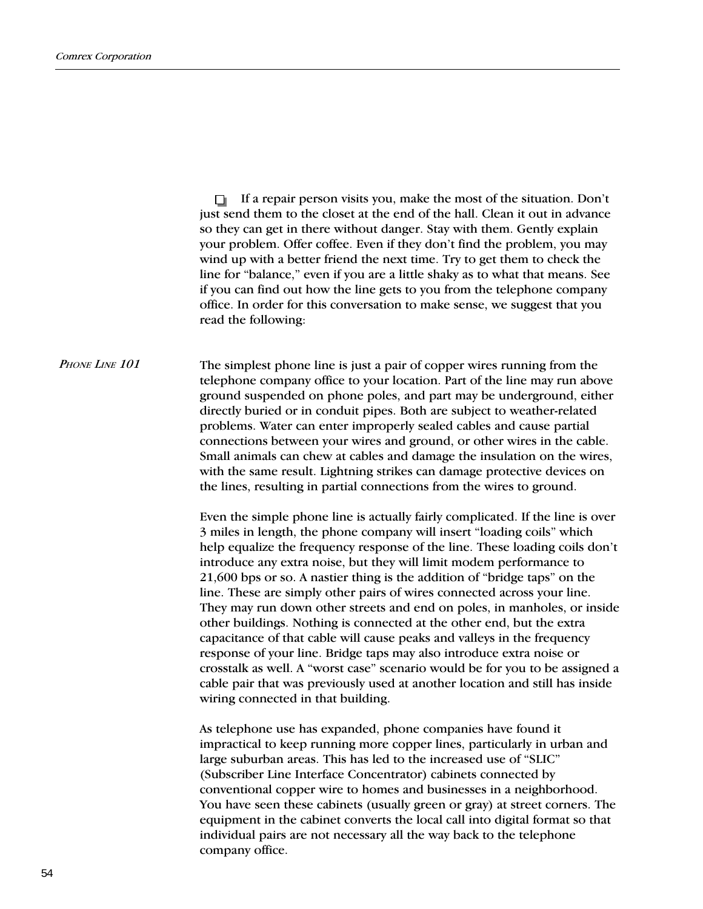- If a repair person visits you, make the most of the situation. Don't just send them to the closet at the end of the hall. Clean it out in advance so they can get in there without danger. Stay with them. Gently explain your problem. Offer coffee. Even if they don't find the problem, you may wind up with a better friend the next time. Try to get them to check the line for "balance," even if you are a little shaky as to what that means. See if you can find out how the line gets to you from the telephone company office. In order for this conversation to make sense, we suggest that you read the following:

### *Phone Line 101*

The simplest phone line is just a pair of copper wires running from the telephone company office to your location. Part of the line may run above ground suspended on phone poles, and part may be underground, either directly buried or in conduit pipes. Both are subject to weather-related problems. Water can enter improperly sealed cables and cause partial connections between your wires and ground, or other wires in the cable. Small animals can chew at cables and damage the insulation on the wires, with the same result. Lightning strikes can damage protective devices on the lines, resulting in partial connections from the wires to ground.

Even the simple phone line is actually fairly complicated. If the line is over 3 miles in length, the phone company will insert "loading coils" which help equalize the frequency response of the line. These loading coils don't introduce any extra noise, but they will limit modem performance to 21,600 bps or so. A nastier thing is the addition of "bridge taps" on the line. These are simply other pairs of wires connected across your line. They may run down other streets and end on poles, in manholes, or inside other buildings. Nothing is connected at the other end, but the extra capacitance of that cable will cause peaks and valleys in the frequency response of your line. Bridge taps may also introduce extra noise or crosstalk as well. A "worst case" scenario would be for you to be assigned a cable pair that was previously used at another location and still has inside wiring connected in that building.

As telephone use has expanded, phone companies have found it impractical to keep running more copper lines, particularly in urban and large suburban areas. This has led to the increased use of "SLIC" (Subscriber Line Interface Concentrator) cabinets connected by conventional copper wire to homes and businesses in a neighborhood. You have seen these cabinets (usually green or gray) at street corners. The equipment in the cabinet converts the local call into digital format so that individual pairs are not necessary all the way back to the telephone company office.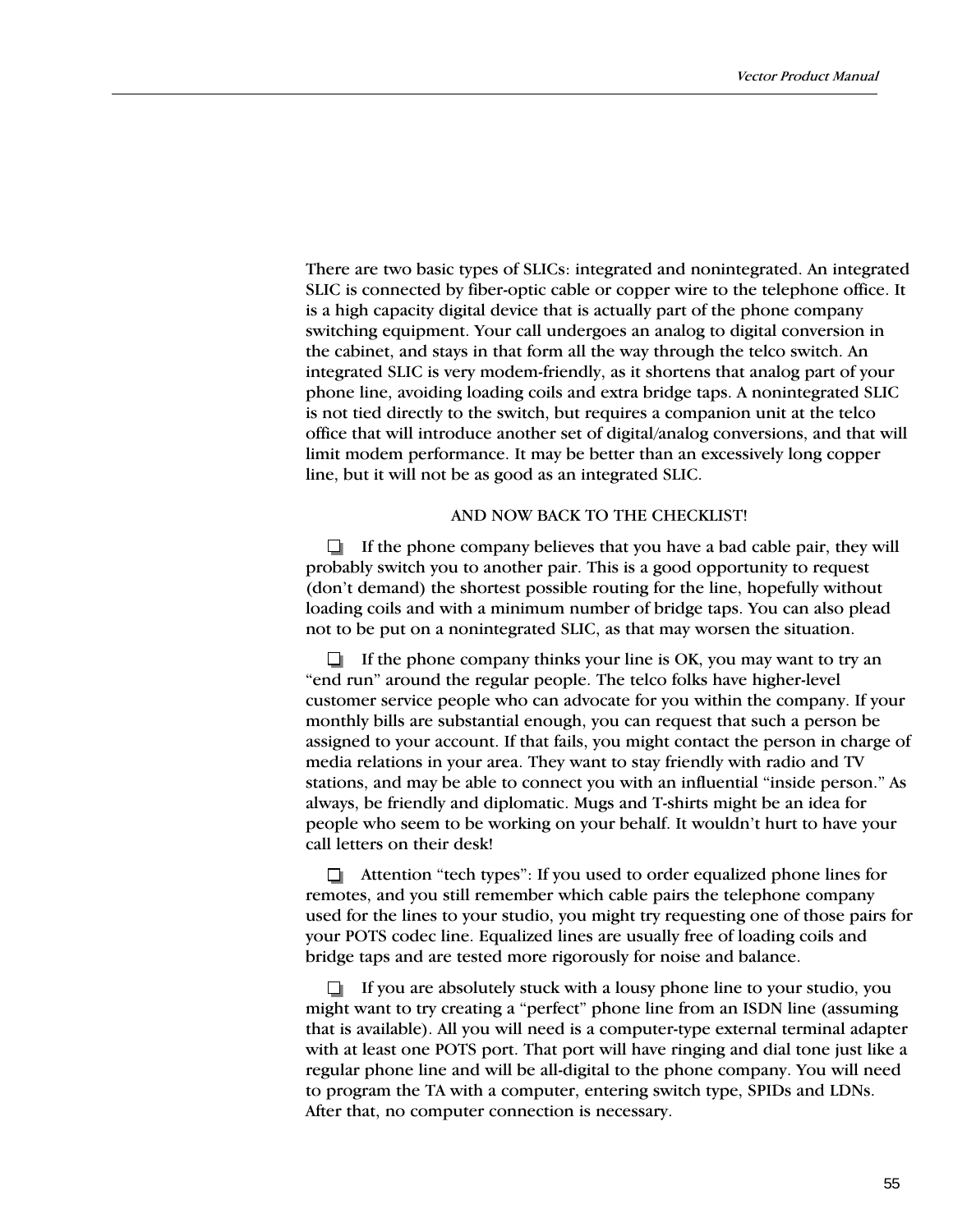There are two basic types of SLICs: integrated and nonintegrated. An integrated SLIC is connected by fiber-optic cable or copper wire to the telephone office. It is a high capacity digital device that is actually part of the phone company switching equipment. Your call undergoes an analog to digital conversion in the cabinet, and stays in that form all the way through the telco switch. An integrated SLIC is very modem-friendly, as it shortens that analog part of your phone line, avoiding loading coils and extra bridge taps. A nonintegrated SLIC is not tied directly to the switch, but requires a companion unit at the telco office that will introduce another set of digital/analog conversions, and that will limit modem performance. It may be better than an excessively long copper line, but it will not be as good as an integrated SLIC.

AND NOW BACK TO THE CHECKLIST!

- ❑ If the phone company believes that you have a bad cable pair, they will probably switch you to another pair. This is a good opportunity to request (don't demand) the shortest possible routing for the line, hopefully without loading coils and with a minimum number of bridge taps. You can also plead not to be put on a nonintegrated SLIC, as that may worsen the situation.

- ❑ If the phone company thinks your line is OK, you may want to try an "end run" around the regular people. The telco folks have higher-level customer service people who can advocate for you within the company. If your monthly bills are substantial enough, you can request that such a person be assigned to your account. If that fails, you might contact the person in charge of media relations in your area. They want to stay friendly with radio and TV stations, and may be able to connect you with an influential "inside person." As always, be friendly and diplomatic. Mugs and T-shirts might be an idea for people who seem to be working on your behalf. It wouldn't hurt to have your call letters on their desk!

- ❑ Attention "tech types": If you used to order equalized phone lines for remotes, and you still remember which cable pairs the telephone company used for the lines to your studio, you might try requesting one of those pairs for your POTS codec line. Equalized lines are usually free of loading coils and bridge taps and are tested more rigorously for noise and balance.

- ❑ If you are absolutely stuck with a lousy phone line to your studio, you might want to try creating a "perfect" phone line from an ISDN line (assuming that is available). All you will need is a computer-type external terminal adapter with at least one POTS port. That port will have ringing and dial tone just like a regular phone line and will be all-digital to the phone company. You will need to program the TA with a computer, entering switch type, SPIDs and LDNs. After that, no computer connection is necessary.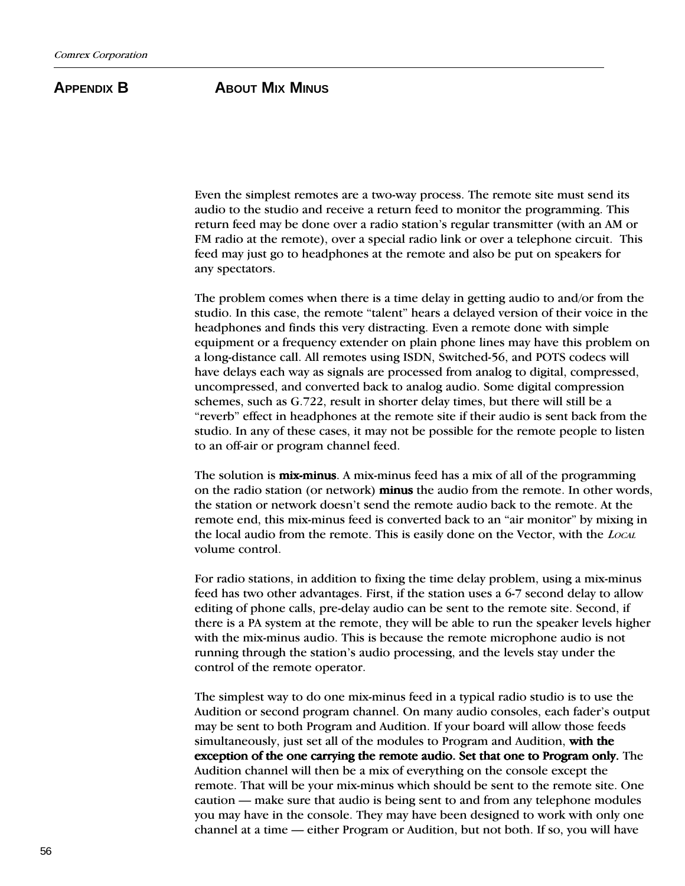# Appendix B    About Mix Minus

Even the simplest remotes are a two-way process. The remote site must send its audio to the studio and receive a return feed to monitor the programming. This return feed may be done over a radio station's regular transmitter (with an AM or FM radio at the remote), over a special radio link or over a telephone circuit. This feed may just go to headphones at the remote and also be put on speakers for any spectators.

The problem comes when there is a time delay in getting audio to and/or from the studio. In this case, the remote "talent" hears a delayed version of their voice in the headphones and finds this very distracting. Even a remote done with simple equipment or a frequency extender on plain phone lines may have this problem on a long-distance call. All remotes using ISDN, Switched-56, and POTS codecs will have delays each way as signals are processed from analog to digital, compressed, uncompressed, and converted back to analog audio. Some digital compression schemes, such as G.722, result in shorter delay times, but there will still be a "reverb" effect in headphones at the remote site if their audio is sent back from the studio. In any of these cases, it may not be possible for the remote people to listen to an off-air or program channel feed.

The solution is **mix-minus**. A mix-minus feed has a mix of all of the programming on the radio station (or network) **minus** the audio from the remote. In other words, the station or network doesn't send the remote audio back to the remote. At the remote end, this mix-minus feed is converted back to an "air monitor" by mixing in the local audio from the remote. This is easily done on the Vector, with the *Local* volume control.

For radio stations, in addition to fixing the time delay problem, using a mix-minus feed has two other advantages. First, if the station uses a 6-7 second delay to allow editing of phone calls, pre-delay audio can be sent to the remote site. Second, if there is a PA system at the remote, they will be able to run the speaker levels higher with the mix-minus audio. This is because the remote microphone audio is not running through the station's audio processing, and the levels stay under the control of the remote operator.

The simplest way to do one mix-minus feed in a typical radio studio is to use the Audition or second program channel. On many audio consoles, each fader's output may be sent to both Program and Audition. If your board will allow those feeds simultaneously, just set all of the modules to Program and Audition, **with the exception of the one carrying the remote audio. Set that one to Program only.** The Audition channel will then be a mix of everything on the console except the remote. That will be your mix-minus which should be sent to the remote site. One caution — make sure that audio is being sent to and from any telephone modules you may have in the console. They may have been designed to work with only one channel at a time — either Program or Audition, but not both. If so, you will have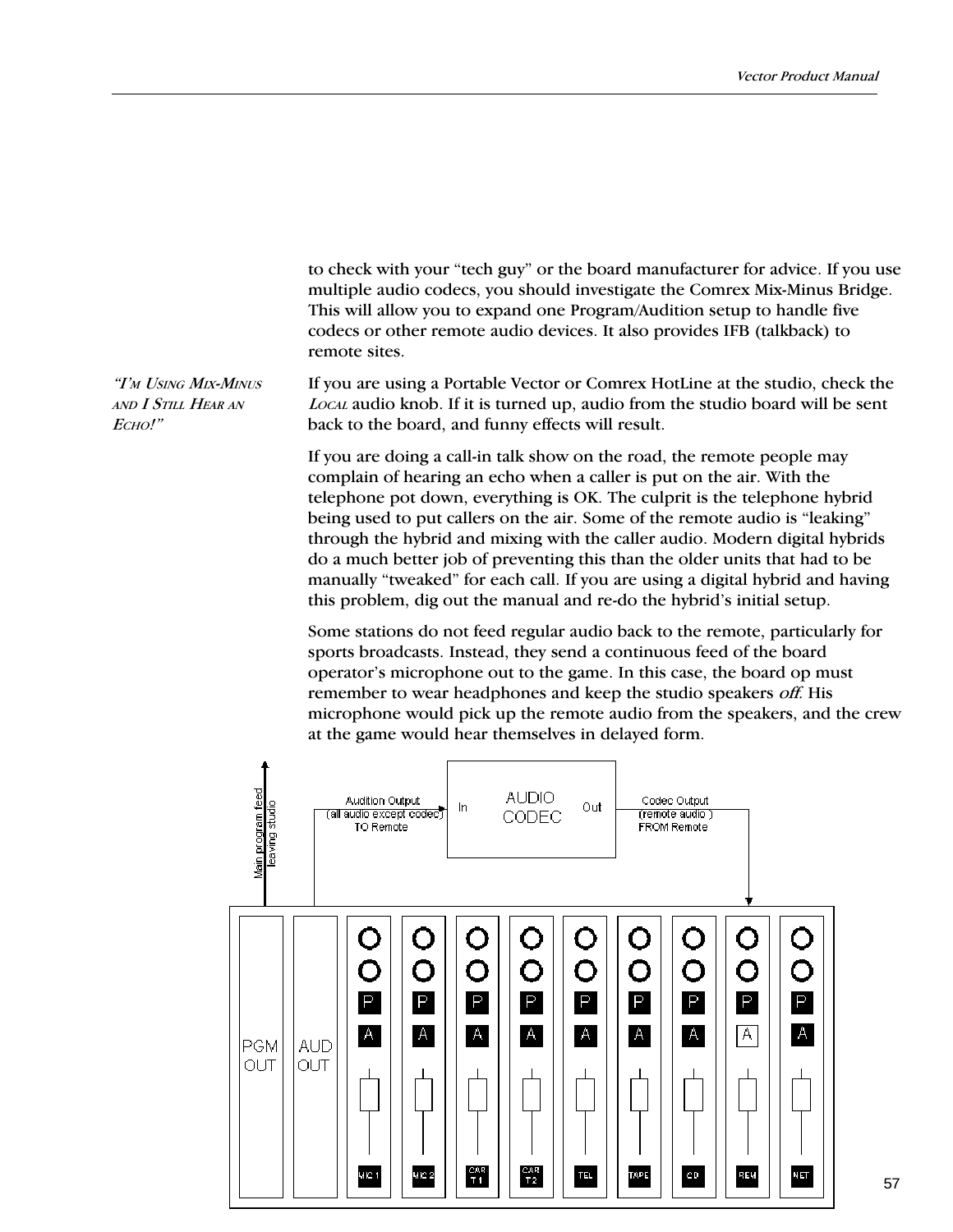to check with your “tech guy” or the board manufacturer for advice. If you use multiple audio codecs, you should investigate the Comrex Mix-Minus Bridge. This will allow you to expand one Program/Audition setup to handle five codecs or other remote audio devices. It also provides IFB (talkback) to remote sites.

*“I'M USING MIX-MINUS AND I STILL HEAR AN ECHO!”*

If you are using a Portable Vector or Comrex HotLine at the studio, check the *LOCAL* audio knob. If it is turned up, audio from the studio board will be sent back to the board, and funny effects will result.

If you are doing a call-in talk show on the road, the remote people may complain of hearing an echo when a caller is put on the air. With the telephone pot down, everything is OK. The culprit is the telephone hybrid being used to put callers on the air. Some of the remote audio is “leaking” through the hybrid and mixing with the caller audio. Modern digital hybrids do a much better job of preventing this than the older units that had to be manually “tweaked” for each call. If you are using a digital hybrid and having this problem, dig out the manual and re-do the hybrid's initial setup.

Some stations do not feed regular audio back to the remote, particularly for sports broadcasts. Instead, they send a continuous feed of the board operator's microphone out to the game. In this case, the board op must remember to wear headphones and keep the studio speakers *off*. His microphone would pick up the remote audio from the speakers, and the crew at the game would hear themselves in delayed form.

Main program feed leaving studio

Audition Output (all audio except codec) TO Remote

In

AUDIO CODEC

Out

Codec Output (remote audio) FROM Remote

PGM OUT

AUD OUT

P A MIC 1

P A MIC 2

P A CART 1

P A CART 2

P A TEL

P A TAPE

P A CD

P A REM

P A NET